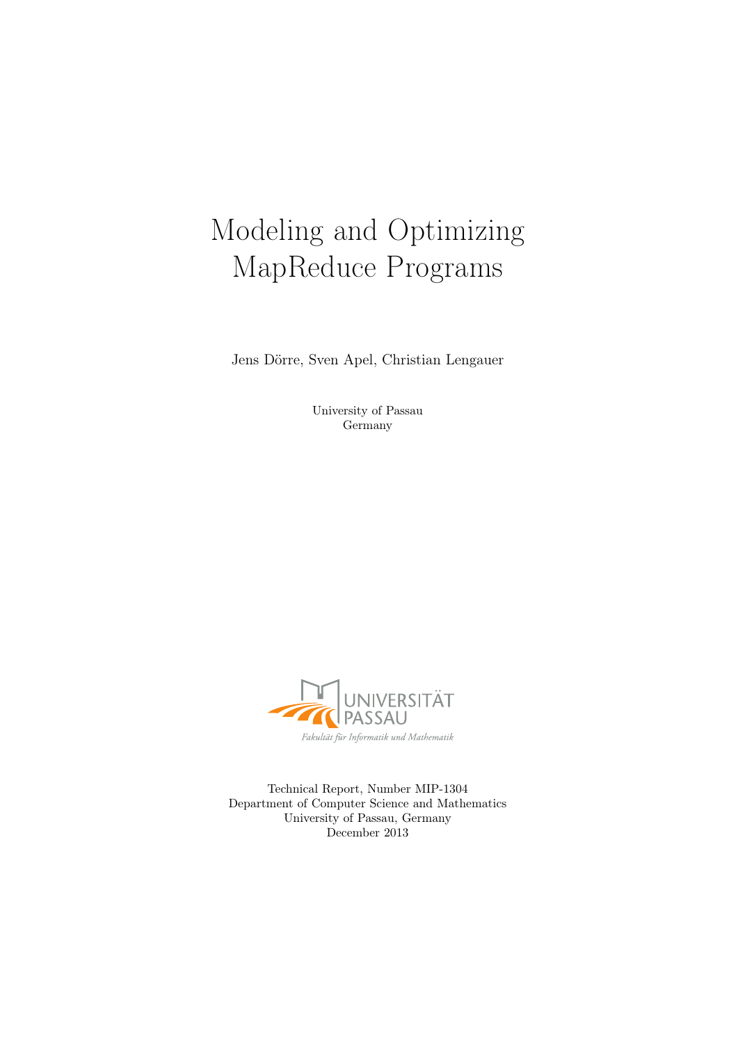# Modeling and Optimizing MapReduce Programs

Jens Dörre, Sven Apel, Christian Lengauer

University of Passau
Germany

UNIVERSITÄT PASSAU
*Fakultät für Informatik und Mathematik*

Technical Report, Number MIP-1304
Department of Computer Science and Mathematics
University of Passau, Germany
December 2013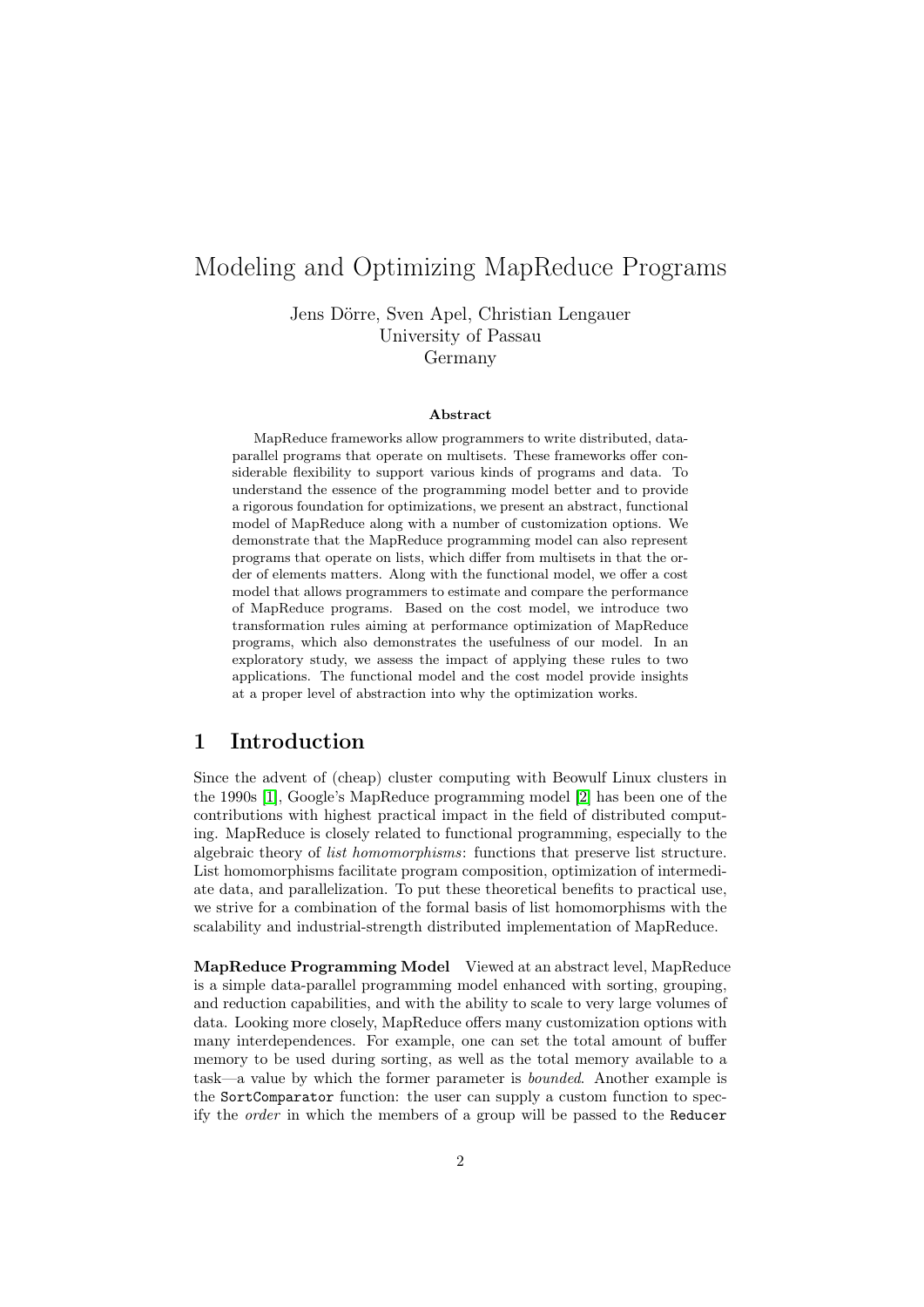# Modeling and Optimizing MapReduce Programs

Jens Dörre, Sven Apel, Christian Lengauer
University of Passau
Germany

### Abstract

MapReduce frameworks allow programmers to write distributed, data-parallel programs that operate on multisets. These frameworks offer considerable flexibility to support various kinds of programs and data. To understand the essence of the programming model better and to provide a rigorous foundation for optimizations, we present an abstract, functional model of MapReduce along with a number of customization options. We demonstrate that the MapReduce programming model can also represent programs that operate on lists, which differ from multisets in that the order of elements matters. Along with the functional model, we offer a cost model that allows programmers to estimate and compare the performance of MapReduce programs. Based on the cost model, we introduce two transformation rules aiming at performance optimization of MapReduce programs, which also demonstrates the usefulness of our model. In an exploratory study, we assess the impact of applying these rules to two applications. The functional model and the cost model provide insights at a proper level of abstraction into why the optimization works.

## 1 Introduction

Since the advent of (cheap) cluster computing with Beowulf Linux clusters in the 1990s [1], Google's MapReduce programming model [2] has been one of the contributions with highest practical impact in the field of distributed computing. MapReduce is closely related to functional programming, especially to the algebraic theory of *list homomorphisms*: functions that preserve list structure. List homomorphisms facilitate program composition, optimization of intermediate data, and parallelization. To put these theoretical benefits to practical use, we strive for a combination of the formal basis of list homomorphisms with the scalability and industrial-strength distributed implementation of MapReduce.

**MapReduce Programming Model** Viewed at an abstract level, MapReduce is a simple data-parallel programming model enhanced with sorting, grouping, and reduction capabilities, and with the ability to scale to very large volumes of data. Looking more closely, MapReduce offers many customization options with many interdependences. For example, one can set the total amount of buffer memory to be used during sorting, as well as the total memory available to a task—a value by which the former parameter is *bounded*. Another example is the `SortComparator` function: the user can supply a custom function to specify the *order* in which the members of a group will be passed to the `Reducer`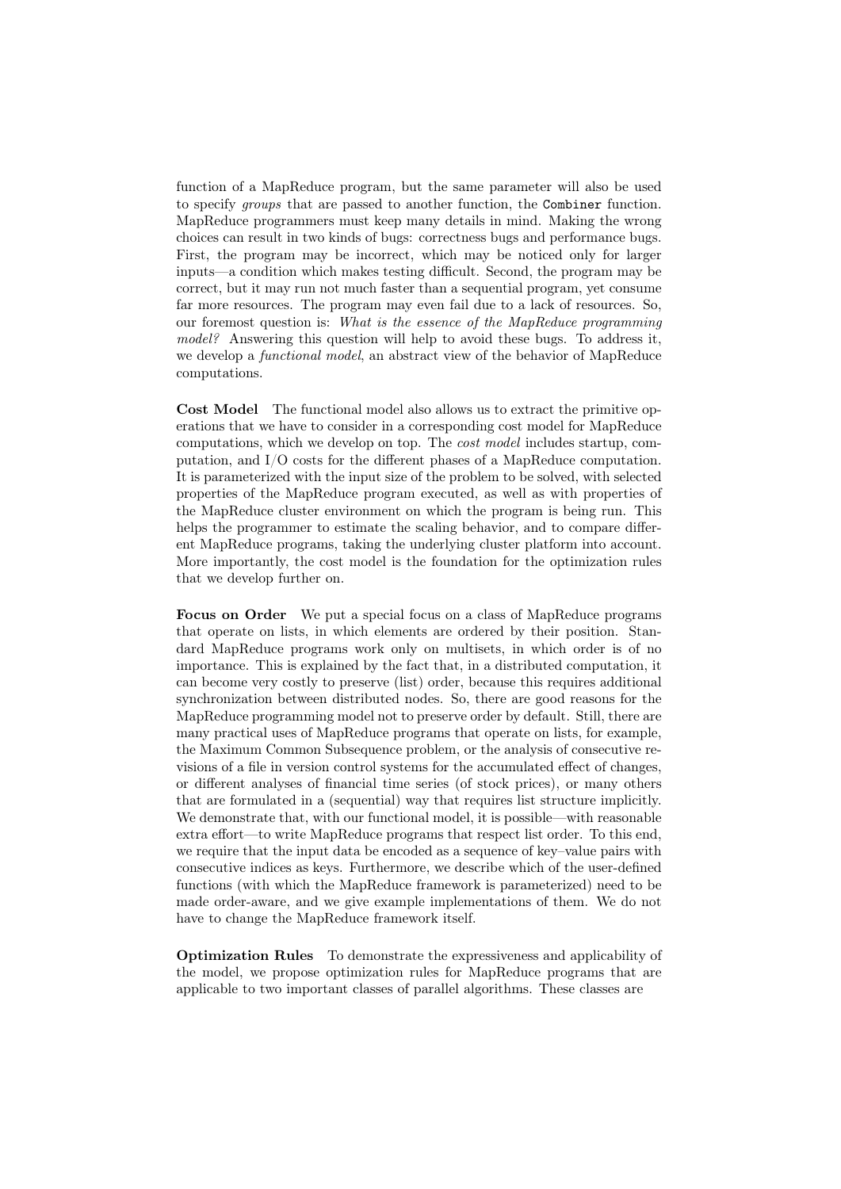function of a MapReduce program, but the same parameter will also be used to specify *groups* that are passed to another function, the `Combiner` function. MapReduce programmers must keep many details in mind. Making the wrong choices can result in two kinds of bugs: correctness bugs and performance bugs. First, the program may be incorrect, which may be noticed only for larger inputs—a condition which makes testing difficult. Second, the program may be correct, but it may run not much faster than a sequential program, yet consume far more resources. The program may even fail due to a lack of resources. So, our foremost question is: *What is the essence of the MapReduce programming model?* Answering this question will help to avoid these bugs. To address it, we develop a *functional model*, an abstract view of the behavior of MapReduce computations.

**Cost Model** The functional model also allows us to extract the primitive operations that we have to consider in a corresponding cost model for MapReduce computations, which we develop on top. The *cost model* includes startup, computation, and I/O costs for the different phases of a MapReduce computation. It is parameterized with the input size of the problem to be solved, with selected properties of the MapReduce program executed, as well as with properties of the MapReduce cluster environment on which the program is being run. This helps the programmer to estimate the scaling behavior, and to compare different MapReduce programs, taking the underlying cluster platform into account. More importantly, the cost model is the foundation for the optimization rules that we develop further on.

**Focus on Order** We put a special focus on a class of MapReduce programs that operate on lists, in which elements are ordered by their position. Standard MapReduce programs work only on multisets, in which order is of no importance. This is explained by the fact that, in a distributed computation, it can become very costly to preserve (list) order, because this requires additional synchronization between distributed nodes. So, there are good reasons for the MapReduce programming model not to preserve order by default. Still, there are many practical uses of MapReduce programs that operate on lists, for example, the Maximum Common Subsequence problem, or the analysis of consecutive revisions of a file in version control systems for the accumulated effect of changes, or different analyses of financial time series (of stock prices), or many others that are formulated in a (sequential) way that requires list structure implicitly. We demonstrate that, with our functional model, it is possible—with reasonable extra effort—to write MapReduce programs that respect list order. To this end, we require that the input data be encoded as a sequence of key–value pairs with consecutive indices as keys. Furthermore, we describe which of the user-defined functions (with which the MapReduce framework is parameterized) need to be made order-aware, and we give example implementations of them. We do not have to change the MapReduce framework itself.

**Optimization Rules** To demonstrate the expressiveness and applicability of the model, we propose optimization rules for MapReduce programs that are applicable to two important classes of parallel algorithms. These classes are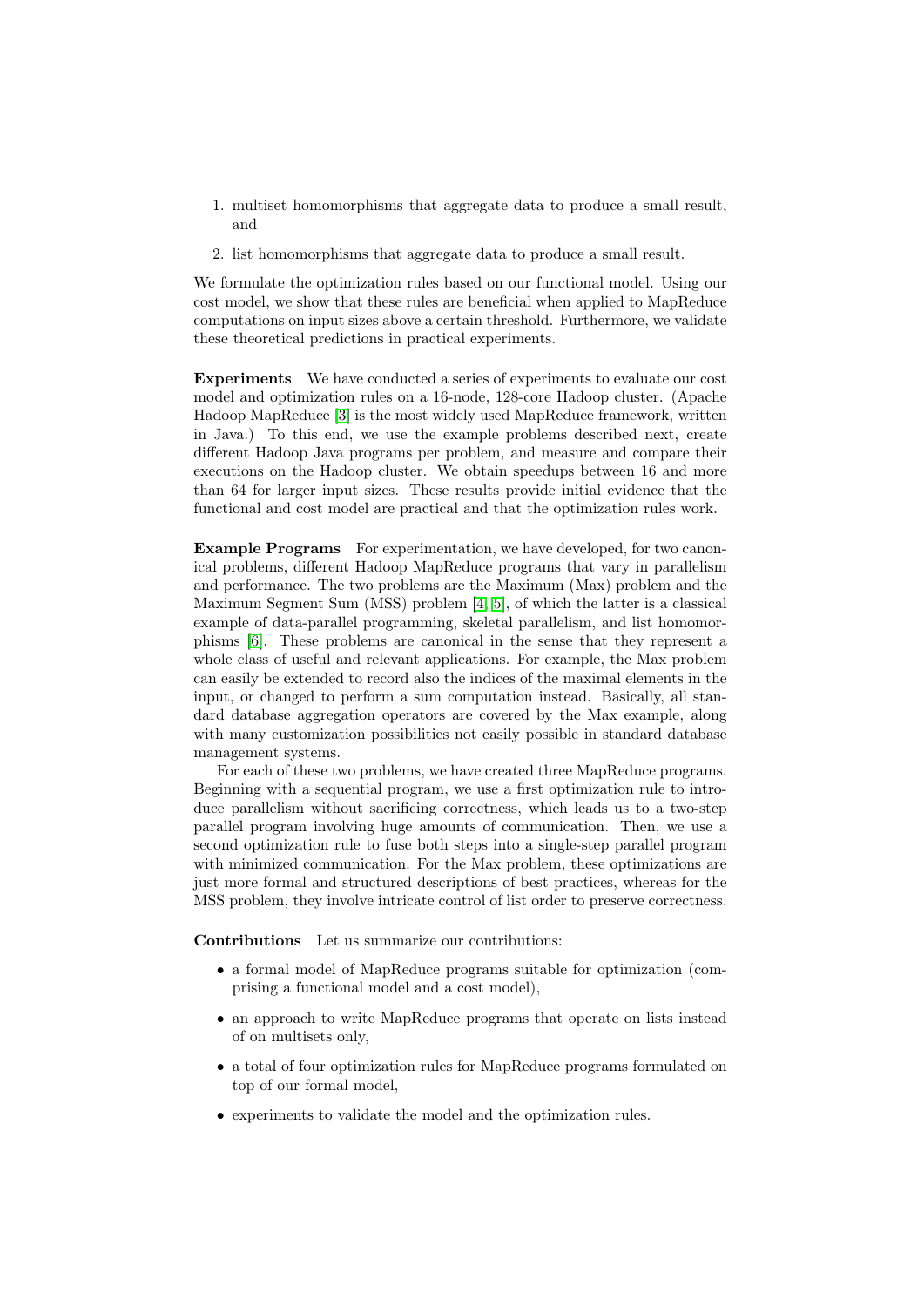1. multiset homomorphisms that aggregate data to produce a small result, and
2. list homomorphisms that aggregate data to produce a small result.

We formulate the optimization rules based on our functional model. Using our cost model, we show that these rules are beneficial when applied to MapReduce computations on input sizes above a certain threshold. Furthermore, we validate these theoretical predictions in practical experiments.

**Experiments** We have conducted a series of experiments to evaluate our cost model and optimization rules on a 16-node, 128-core Hadoop cluster. (Apache Hadoop MapReduce [3] is the most widely used MapReduce framework, written in Java.) To this end, we use the example problems described next, create different Hadoop Java programs per problem, and measure and compare their executions on the Hadoop cluster. We obtain speedups between 16 and more than 64 for larger input sizes. These results provide initial evidence that the functional and cost model are practical and that the optimization rules work.

**Example Programs** For experimentation, we have developed, for two canonical problems, different Hadoop MapReduce programs that vary in parallelism and performance. The two problems are the Maximum (Max) problem and the Maximum Segment Sum (MSS) problem [4,5], of which the latter is a classical example of data-parallel programming, skeletal parallelism, and list homomorphisms [6]. These problems are canonical in the sense that they represent a whole class of useful and relevant applications. For example, the Max problem can easily be extended to record also the indices of the maximal elements in the input, or changed to perform a sum computation instead. Basically, all standard database aggregation operators are covered by the Max example, along with many customization possibilities not easily possible in standard database management systems.

For each of these two problems, we have created three MapReduce programs. Beginning with a sequential program, we use a first optimization rule to introduce parallelism without sacrificing correctness, which leads us to a two-step parallel program involving huge amounts of communication. Then, we use a second optimization rule to fuse both steps into a single-step parallel program with minimized communication. For the Max problem, these optimizations are just more formal and structured descriptions of best practices, whereas for the MSS problem, they involve intricate control of list order to preserve correctness.

**Contributions** Let us summarize our contributions:

- a formal model of MapReduce programs suitable for optimization (comprising a functional model and a cost model),
- an approach to write MapReduce programs that operate on lists instead of on multisets only,
- a total of four optimization rules for MapReduce programs formulated on top of our formal model,
- experiments to validate the model and the optimization rules.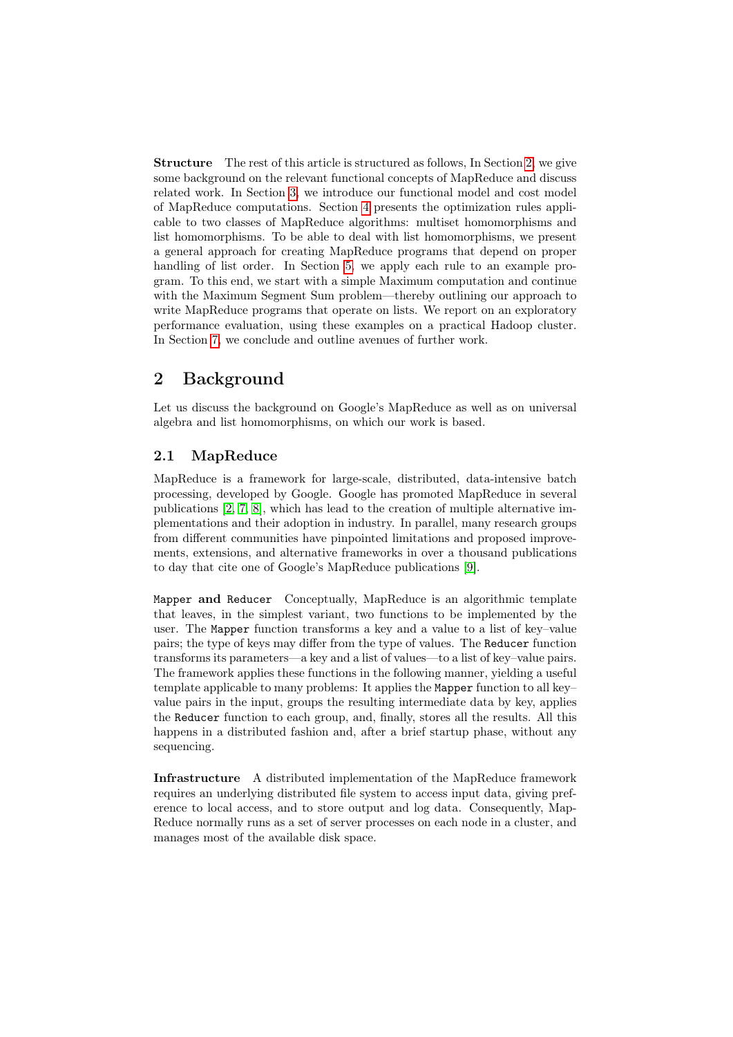**Structure** The rest of this article is structured as follows, In Section 2, we give some background on the relevant functional concepts of MapReduce and discuss related work. In Section 3, we introduce our functional model and cost model of MapReduce computations. Section 4 presents the optimization rules applicable to two classes of MapReduce algorithms: multiset homomorphisms and list homomorphisms. To be able to deal with list homomorphisms, we present a general approach for creating MapReduce programs that depend on proper handling of list order. In Section 5, we apply each rule to an example program. To this end, we start with a simple Maximum computation and continue with the Maximum Segment Sum problem—thereby outlining our approach to write MapReduce programs that operate on lists. We report on an exploratory performance evaluation, using these examples on a practical Hadoop cluster. In Section 7, we conclude and outline avenues of further work.

## 2 Background

Let us discuss the background on Google's MapReduce as well as on universal algebra and list homomorphisms, on which our work is based.

### 2.1 MapReduce

MapReduce is a framework for large-scale, distributed, data-intensive batch processing, developed by Google. Google has promoted MapReduce in several publications [2, 7, 8], which has lead to the creation of multiple alternative implementations and their adoption in industry. In parallel, many research groups from different communities have pinpointed limitations and proposed improvements, extensions, and alternative frameworks in over a thousand publications to day that cite one of Google's MapReduce publications [9].

**`Mapper` and `Reducer`** Conceptually, MapReduce is an algorithmic template that leaves, in the simplest variant, two functions to be implemented by the user. The `Mapper` function transforms a key and a value to a list of key–value pairs; the type of keys may differ from the type of values. The `Reducer` function transforms its parameters—a key and a list of values—to a list of key–value pairs. The framework applies these functions in the following manner, yielding a useful template applicable to many problems: It applies the `Mapper` function to all key–value pairs in the input, groups the resulting intermediate data by key, applies the `Reducer` function to each group, and, finally, stores all the results. All this happens in a distributed fashion and, after a brief startup phase, without any sequencing.

**Infrastructure** A distributed implementation of the MapReduce framework requires an underlying distributed file system to access input data, giving preference to local access, and to store output and log data. Consequently, MapReduce normally runs as a set of server processes on each node in a cluster, and manages most of the available disk space.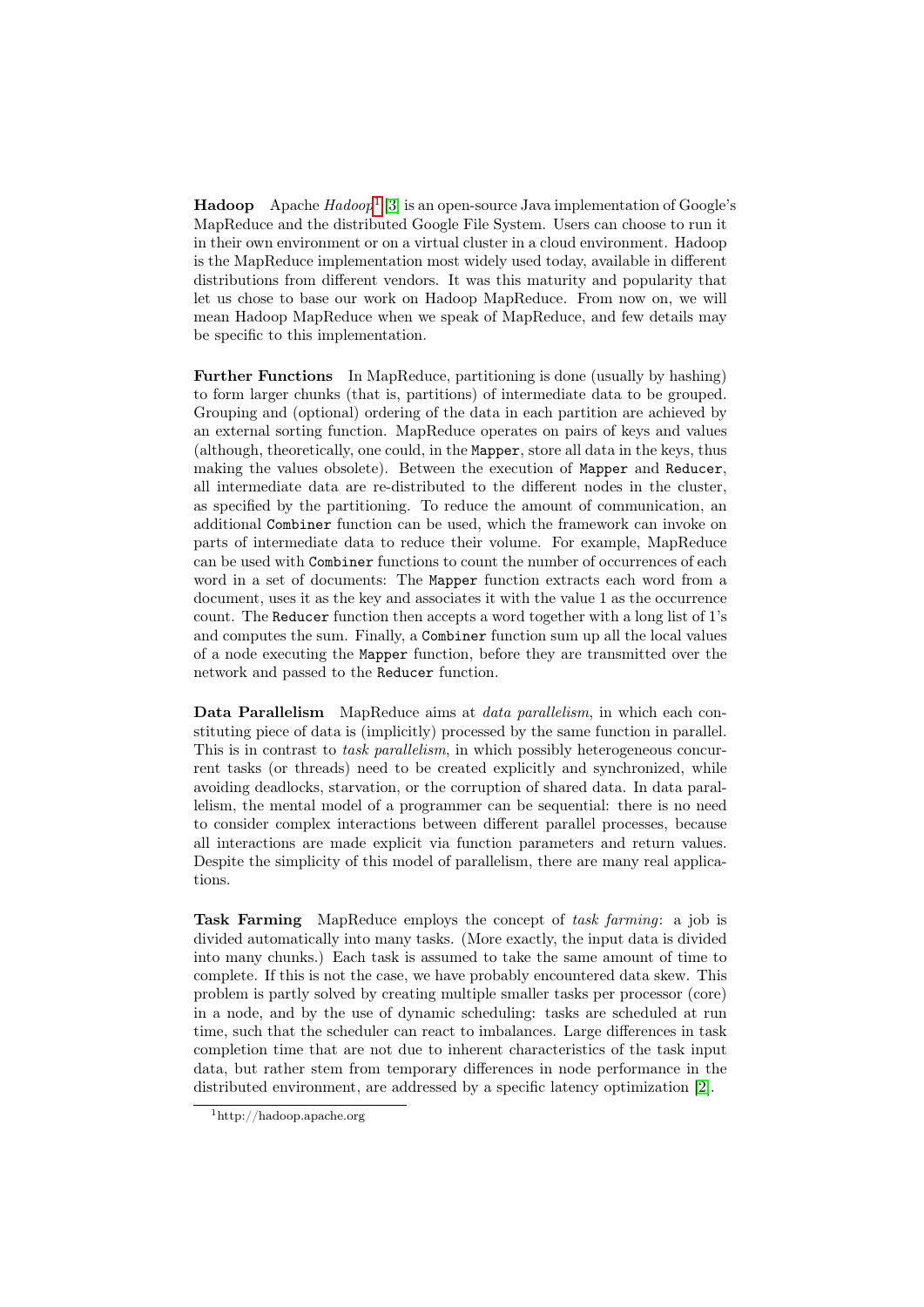**Hadoop** Apache *Hadoop*[1] [3] is an open-source Java implementation of Google's MapReduce and the distributed Google File System. Users can choose to run it in their own environment or on a virtual cluster in a cloud environment. Hadoop is the MapReduce implementation most widely used today, available in different distributions from different vendors. It was this maturity and popularity that let us chose to base our work on Hadoop MapReduce. From now on, we will mean Hadoop MapReduce when we speak of MapReduce, and few details may be specific to this implementation.

**Further Functions** In MapReduce, partitioning is done (usually by hashing) to form larger chunks (that is, partitions) of intermediate data to be grouped. Grouping and (optional) ordering of the data in each partition are achieved by an external sorting function. MapReduce operates on pairs of keys and values (although, theoretically, one could, in the `Mapper`, store all data in the keys, thus making the values obsolete). Between the execution of `Mapper` and `Reducer`, all intermediate data are re-distributed to the different nodes in the cluster, as specified by the partitioning. To reduce the amount of communication, an additional `Combiner` function can be used, which the framework can invoke on parts of intermediate data to reduce their volume. For example, MapReduce can be used with `Combiner` functions to count the number of occurrences of each word in a set of documents: The `Mapper` function extracts each word from a document, uses it as the key and associates it with the value 1 as the occurrence count. The `Reducer` function then accepts a word together with a long list of 1's and computes the sum. Finally, a `Combiner` function sum up all the local values of a node executing the `Mapper` function, before they are transmitted over the network and passed to the `Reducer` function.

**Data Parallelism** MapReduce aims at *data parallelism*, in which each constituting piece of data is (implicitly) processed by the same function in parallel. This is in contrast to *task parallelism*, in which possibly heterogeneous concurrent tasks (or threads) need to be created explicitly and synchronized, while avoiding deadlocks, starvation, or the corruption of shared data. In data parallelism, the mental model of a programmer can be sequential: there is no need to consider complex interactions between different parallel processes, because all interactions are made explicit via function parameters and return values. Despite the simplicity of this model of parallelism, there are many real applications.

**Task Farming** MapReduce employs the concept of *task farming*: a job is divided automatically into many tasks. (More exactly, the input data is divided into many chunks.) Each task is assumed to take the same amount of time to complete. If this is not the case, we have probably encountered data skew. This problem is partly solved by creating multiple smaller tasks per processor (core) in a node, and by the use of dynamic scheduling: tasks are scheduled at run time, such that the scheduler can react to imbalances. Large differences in task completion time that are not due to inherent characteristics of the task input data, but rather stem from temporary differences in node performance in the distributed environment, are addressed by a specific latency optimization [2].

[1] http://hadoop.apache.org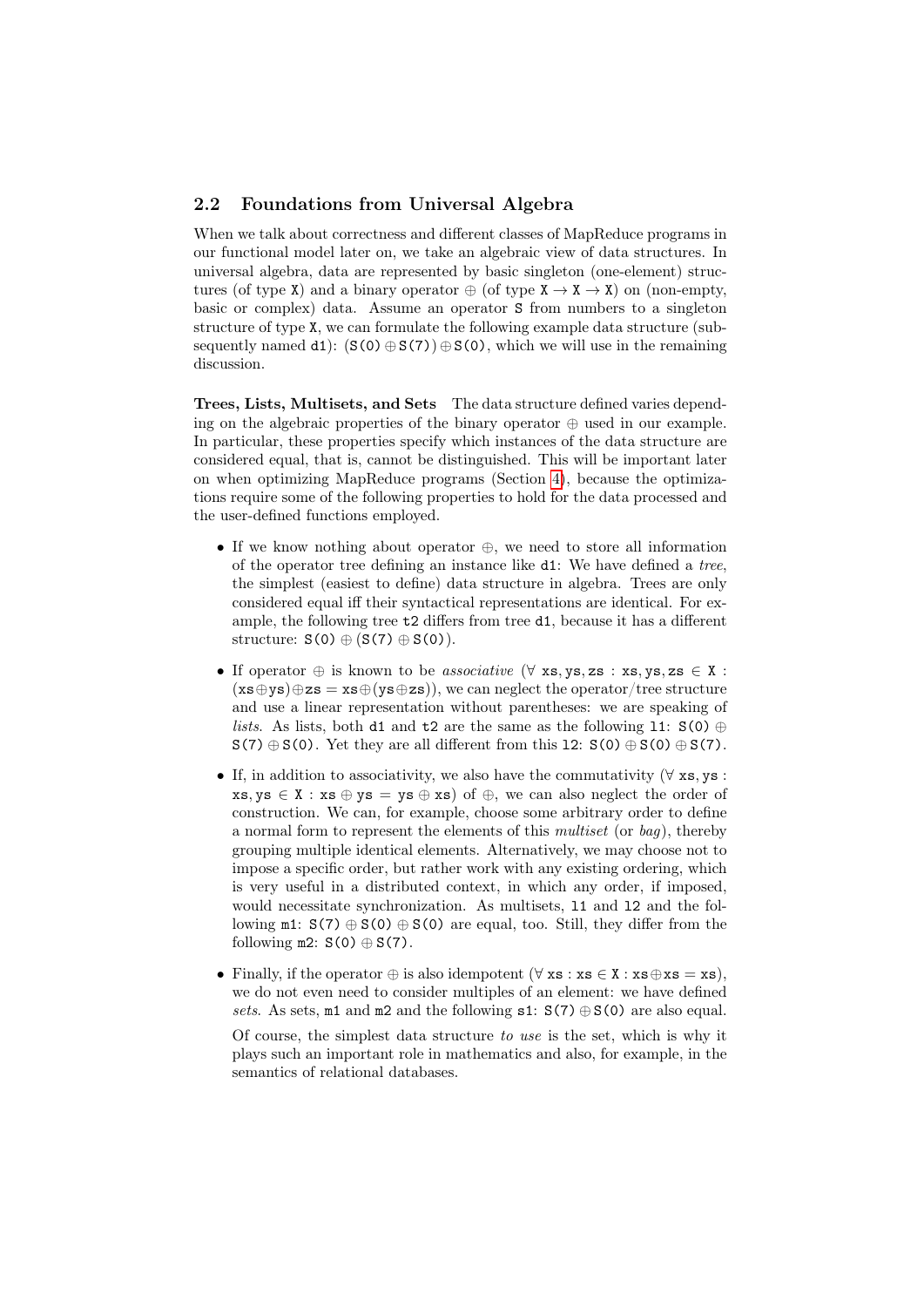## 2.2 Foundations from Universal Algebra

When we talk about correctness and different classes of MapReduce programs in our functional model later on, we take an algebraic view of data structures. In universal algebra, data are represented by basic singleton (one-element) structures (of type $\mathtt{X}$) and a binary operator $\oplus$ (of type $\mathtt{X} \rightarrow \mathtt{X} \rightarrow \mathtt{X}$) on (non-empty, basic or complex) data. Assume an operator $\mathtt{S}$ from numbers to a singleton structure of type $\mathtt{X}$, we can formulate the following example data structure (subsequently named `d1`): $(\mathtt{S(0)} \oplus \mathtt{S(7)}) \oplus \mathtt{S(0)}$, which we will use in the remaining discussion.

**Trees, Lists, Multisets, and Sets** The data structure defined varies depending on the algebraic properties of the binary operator $\oplus$ used in our example. In particular, these properties specify which instances of the data structure are considered equal, that is, cannot be distinguished. This will be important later on when optimizing MapReduce programs (Section 4), because the optimizations require some of the following properties to hold for the data processed and the user-defined functions employed.

- If we know nothing about operator $\oplus$, we need to store all information of the operator tree defining an instance like `d1`: We have defined a *tree*, the simplest (easiest to define) data structure in algebra. Trees are only considered equal iff their syntactical representations are identical. For example, the following tree `t2` differs from tree `d1`, because it has a different structure: $\mathtt{S(0)} \oplus (\mathtt{S(7)} \oplus \mathtt{S(0)})$.

- If operator $\oplus$ is known to be *associative* ($\forall\ \mathtt{xs}, \mathtt{ys}, \mathtt{zs} : \mathtt{xs}, \mathtt{ys}, \mathtt{zs} \in \mathtt{X} : (\mathtt{xs} \oplus \mathtt{ys}) \oplus \mathtt{zs} = \mathtt{xs} \oplus (\mathtt{ys} \oplus \mathtt{zs})$), we can neglect the operator/tree structure and use a linear representation without parentheses: we are speaking of *lists*. As lists, both `d1` and `t2` are the same as the following `l1`: $\mathtt{S(0)} \oplus \mathtt{S(7)} \oplus \mathtt{S(0)}$. Yet they are all different from this `l2`: $\mathtt{S(0)} \oplus \mathtt{S(0)} \oplus \mathtt{S(7)}$.

- If, in addition to associativity, we also have the commutativity ($\forall\ \mathtt{xs}, \mathtt{ys} : \mathtt{xs}, \mathtt{ys} \in \mathtt{X} : \mathtt{xs} \oplus \mathtt{ys} = \mathtt{ys} \oplus \mathtt{xs}$) of $\oplus$, we can also neglect the order of construction. We can, for example, choose some arbitrary order to define a normal form to represent the elements of this *multiset* (or *bag*), thereby grouping multiple identical elements. Alternatively, we may choose not to impose a specific order, but rather work with any existing ordering, which is very useful in a distributed context, in which any order, if imposed, would necessitate synchronization. As multisets, `l1` and `l2` and the following `m1`: $\mathtt{S(7)} \oplus \mathtt{S(0)} \oplus \mathtt{S(0)}$ are equal, too. Still, they differ from the following `m2`: $\mathtt{S(0)} \oplus \mathtt{S(7)}$.

- Finally, if the operator $\oplus$ is also idempotent ($\forall\ \mathtt{xs} : \mathtt{xs} \in \mathtt{X} : \mathtt{xs} \oplus \mathtt{xs} = \mathtt{xs}$), we do not even need to consider multiples of an element: we have defined *sets*. As sets, `m1` and `m2` and the following `s1`: $\mathtt{S(7)} \oplus \mathtt{S(0)}$ are also equal.

  Of course, the simplest data structure *to use* is the set, which is why it plays such an important role in mathematics and also, for example, in the semantics of relational databases.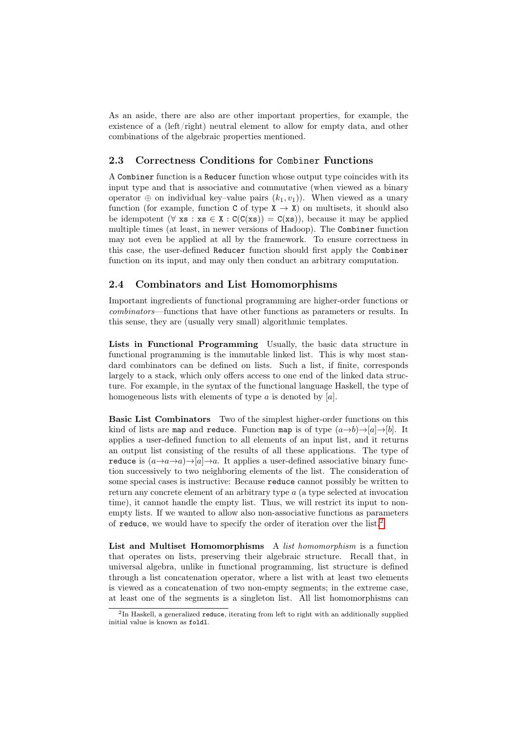As an aside, there are also are other important properties, for example, the existence of a (left/right) neutral element to allow for empty data, and other combinations of the algebraic properties mentioned.

## 2.3 Correctness Conditions for `Combiner` Functions

A `Combiner` function is a `Reducer` function whose output type coincides with its input type and that is associative and commutative (when viewed as a binary operator $\oplus$ on individual key–value pairs $(k_1, v_1)$). When viewed as a unary function (for example, function `C` of type `X` $\rightarrow$ `X`) on multisets, it should also be idempotent ($\forall$ `xs` : `xs` $\in$ `X` : `C(C(xs))` = `C(xs)`), because it may be applied multiple times (at least, in newer versions of Hadoop). The `Combiner` function may not even be applied at all by the framework. To ensure correctness in this case, the user-defined `Reducer` function should first apply the `Combiner` function on its input, and may only then conduct an arbitrary computation.

## 2.4 Combinators and List Homomorphisms

Important ingredients of functional programming are higher-order functions or *combinators*—functions that have other functions as parameters or results. In this sense, they are (usually very small) algorithmic templates.

**Lists in Functional Programming** Usually, the basic data structure in functional programming is the immutable linked list. This is why most standard combinators can be defined on lists. Such a list, if finite, corresponds largely to a stack, which only offers access to one end of the linked data structure. For example, in the syntax of the functional language Haskell, the type of homogeneous lists with elements of type $a$ is denoted by $[a]$.

**Basic List Combinators** Two of the simplest higher-order functions on this kind of lists are `map` and `reduce`. Function `map` is of type $(a{\rightarrow}b){\rightarrow}[a]{\rightarrow}[b]$. It applies a user-defined function to all elements of an input list, and it returns an output list consisting of the results of all these applications. The type of `reduce` is $(a{\rightarrow}a{\rightarrow}a){\rightarrow}[a]{\rightarrow}a$. It applies a user-defined associative binary function successively to two neighboring elements of the list. The consideration of some special cases is instructive: Because `reduce` cannot possibly be written to return any concrete element of an arbitrary type $a$ (a type selected at invocation time), it cannot handle the empty list. Thus, we will restrict its input to non-empty lists. If we wanted to allow also non-associative functions as parameters of `reduce`, we would have to specify the order of iteration over the list.[2]

**List and Multiset Homomorphisms** A *list homomorphism* is a function that operates on lists, preserving their algebraic structure. Recall that, in universal algebra, unlike in functional programming, list structure is defined through a list concatenation operator, where a list with at least two elements is viewed as a concatenation of two non-empty segments; in the extreme case, at least one of the segments is a singleton list. All list homomorphisms can

[2] In Haskell, a generalized `reduce`, iterating from left to right with an additionally supplied initial value is known as `foldl`.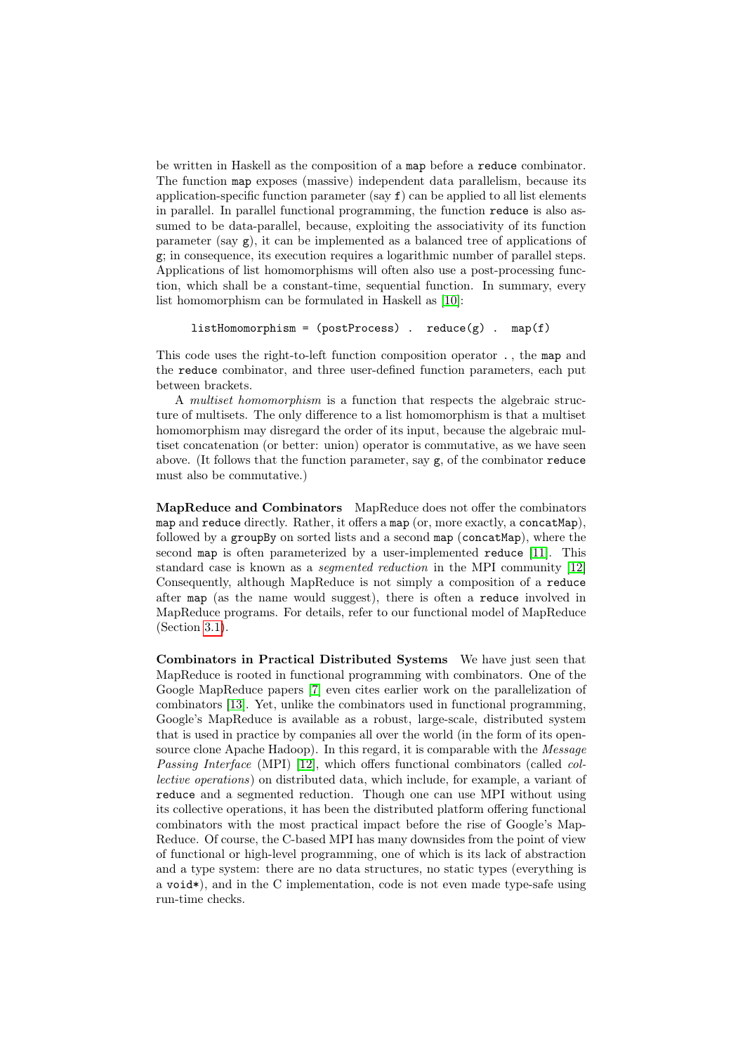be written in Haskell as the composition of a `map` before a `reduce` combinator. The function `map` exposes (massive) independent data parallelism, because its application-specific function parameter (say `f`) can be applied to all list elements in parallel. In parallel functional programming, the function `reduce` is also assumed to be data-parallel, because, exploiting the associativity of its function parameter (say `g`), it can be implemented as a balanced tree of applications of `g`; in consequence, its execution requires a logarithmic number of parallel steps. Applications of list homomorphisms will often also use a post-processing function, which shall be a constant-time, sequential function. In summary, every list homomorphism can be formulated in Haskell as [10]:

```
listHomomorphism = (postProcess) .  reduce(g) .  map(f)
```

This code uses the right-to-left function composition operator `.` , the `map` and the `reduce` combinator, and three user-defined function parameters, each put between brackets.

A *multiset homomorphism* is a function that respects the algebraic structure of multisets. The only difference to a list homomorphism is that a multiset homomorphism may disregard the order of its input, because the algebraic multiset concatenation (or better: union) operator is commutative, as we have seen above. (It follows that the function parameter, say `g`, of the combinator `reduce` must also be commutative.)

**MapReduce and Combinators** MapReduce does not offer the combinators `map` and `reduce` directly. Rather, it offers a `map` (or, more exactly, a `concatMap`), followed by a `groupBy` on sorted lists and a second `map` (`concatMap`), where the second `map` is often parameterized by a user-implemented `reduce` [11]. This standard case is known as a *segmented reduction* in the MPI community [12] Consequently, although MapReduce is not simply a composition of a `reduce` after `map` (as the name would suggest), there is often a `reduce` involved in MapReduce programs. For details, refer to our functional model of MapReduce (Section 3.1).

**Combinators in Practical Distributed Systems** We have just seen that MapReduce is rooted in functional programming with combinators. One of the Google MapReduce papers [7] even cites earlier work on the parallelization of combinators [13]. Yet, unlike the combinators used in functional programming, Google's MapReduce is available as a robust, large-scale, distributed system that is used in practice by companies all over the world (in the form of its open-source clone Apache Hadoop). In this regard, it is comparable with the *Message Passing Interface* (MPI) [12], which offers functional combinators (called *collective operations*) on distributed data, which include, for example, a variant of `reduce` and a segmented reduction. Though one can use MPI without using its collective operations, it has been the distributed platform offering functional combinators with the most practical impact before the rise of Google's MapReduce. Of course, the C-based MPI has many downsides from the point of view of functional or high-level programming, one of which is its lack of abstraction and a type system: there are no data structures, no static types (everything is a `void*`), and in the C implementation, code is not even made type-safe using run-time checks.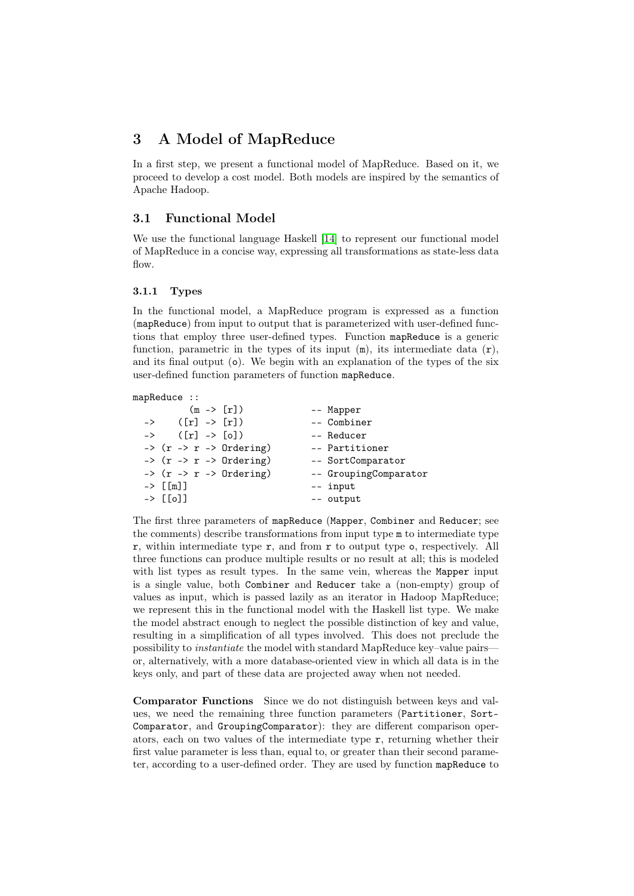# 3 A Model of MapReduce

In a first step, we present a functional model of MapReduce. Based on it, we proceed to develop a cost model. Both models are inspired by the semantics of Apache Hadoop.

## 3.1 Functional Model

We use the functional language Haskell [14] to represent our functional model of MapReduce in a concise way, expressing all transformations as state-less data flow.

### 3.1.1 Types

In the functional model, a MapReduce program is expressed as a function (`mapReduce`) from input to output that is parameterized with user-defined functions that employ three user-defined types. Function `mapReduce` is a generic function, parametric in the types of its input (`m`), its intermediate data (`r`), and its final output (`o`). We begin with an explanation of the types of the six user-defined function parameters of function `mapReduce`.

```
mapReduce ::
          (m -> [r])              -- Mapper
  ->    ([r] -> [r])              -- Combiner
  ->    ([r] -> [o])              -- Reducer
  -> (r -> r -> Ordering)         -- Partitioner
  -> (r -> r -> Ordering)         -- SortComparator
  -> (r -> r -> Ordering)         -- GroupingComparator
  -> [[m]]                        -- input
  -> [[o]]                        -- output
```

The first three parameters of `mapReduce` (`Mapper`, `Combiner` and `Reducer`; see the comments) describe transformations from input type `m` to intermediate type `r`, within intermediate type `r`, and from `r` to output type `o`, respectively. All three functions can produce multiple results or no result at all; this is modeled with list types as result types. In the same vein, whereas the `Mapper` input is a single value, both `Combiner` and `Reducer` take a (non-empty) group of values as input, which is passed lazily as an iterator in Hadoop MapReduce; we represent this in the functional model with the Haskell list type. We make the model abstract enough to neglect the possible distinction of key and value, resulting in a simplification of all types involved. This does not preclude the possibility to *instantiate* the model with standard MapReduce key–value pairs—or, alternatively, with a more database-oriented view in which all data is in the keys only, and part of these data are projected away when not needed.

**Comparator Functions** Since we do not distinguish between keys and values, we need the remaining three function parameters (`Partitioner`, `SortComparator`, and `GroupingComparator`): they are different comparison operators, each on two values of the intermediate type `r`, returning whether their first value parameter is less than, equal to, or greater than their second parameter, according to a user-defined order. They are used by function `mapReduce` to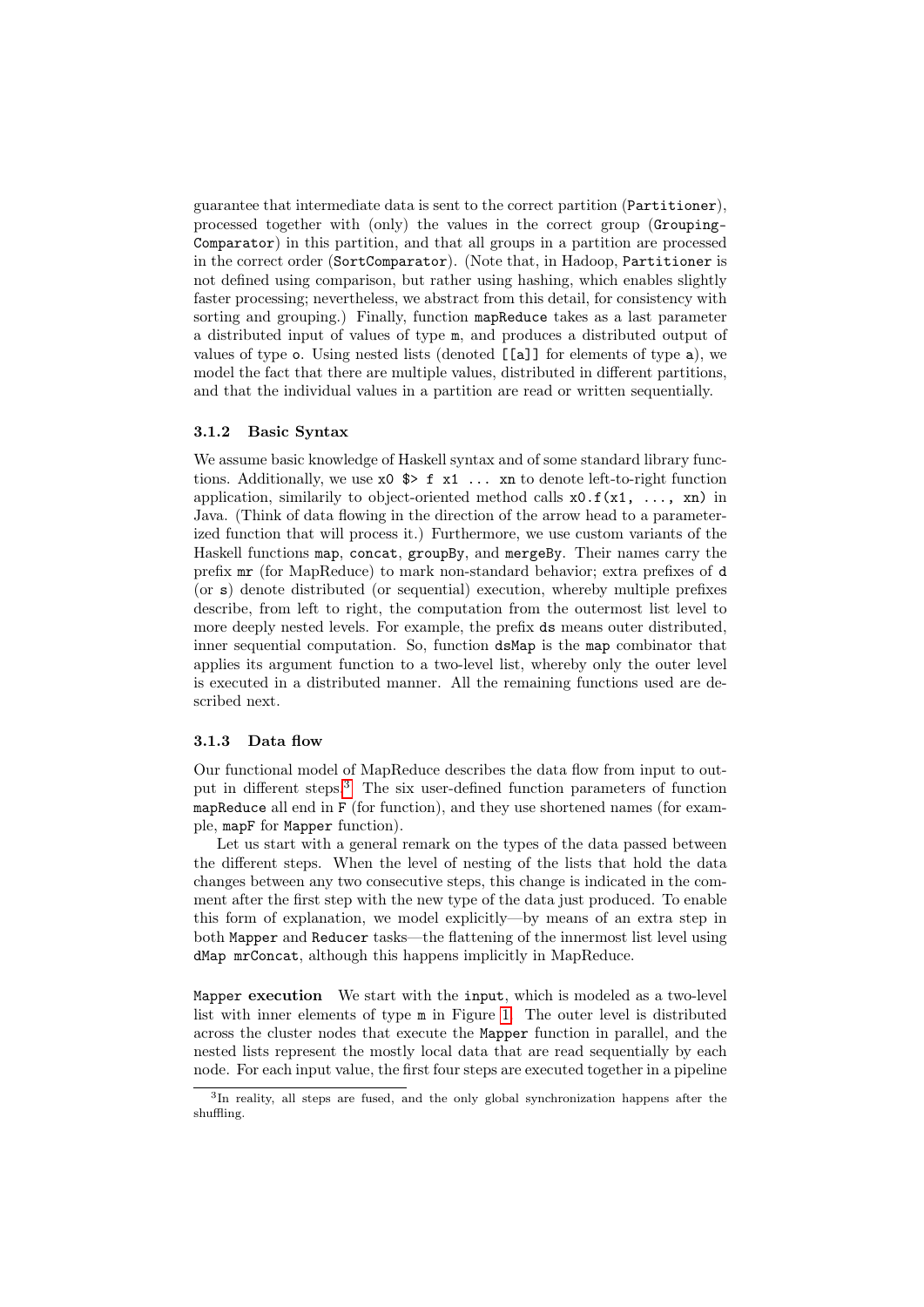guarantee that intermediate data is sent to the correct partition (`Partitioner`), processed together with (only) the values in the correct group (`GroupingComparator`) in this partition, and that all groups in a partition are processed in the correct order (`SortComparator`). (Note that, in Hadoop, `Partitioner` is not defined using comparison, but rather using hashing, which enables slightly faster processing; nevertheless, we abstract from this detail, for consistency with sorting and grouping.) Finally, function `mapReduce` takes as a last parameter a distributed input of values of type `m`, and produces a distributed output of values of type `o`. Using nested lists (denoted `[[a]]` for elements of type `a`), we model the fact that there are multiple values, distributed in different partitions, and that the individual values in a partition are read or written sequentially.

### 3.1.2 Basic Syntax

We assume basic knowledge of Haskell syntax and of some standard library functions. Additionally, we use `x0 $> f x1 ... xn` to denote left-to-right function application, similarly to object-oriented method calls `x0.f(x1, ..., xn)` in Java. (Think of data flowing in the direction of the arrow head to a parameterized function that will process it.) Furthermore, we use custom variants of the Haskell functions `map`, `concat`, `groupBy`, and `mergeBy`. Their names carry the prefix `mr` (for MapReduce) to mark non-standard behavior; extra prefixes of `d` (or `s`) denote distributed (or sequential) execution, whereby multiple prefixes describe, from left to right, the computation from the outermost list level to more deeply nested levels. For example, the prefix `ds` means outer distributed, inner sequential computation. So, function `dsMap` is the `map` combinator that applies its argument function to a two-level list, whereby only the outer level is executed in a distributed manner. All the remaining functions used are described next.

### 3.1.3 Data flow

Our functional model of MapReduce describes the data flow from input to output in different steps.[3] The six user-defined function parameters of function `mapReduce` all end in `F` (for function), and they use shortened names (for example, `mapF` for `Mapper` function).

Let us start with a general remark on the types of the data passed between the different steps. When the level of nesting of the lists that hold the data changes between any two consecutive steps, this change is indicated in the comment after the first step with the new type of the data just produced. To enable this form of explanation, we model explicitly—by means of an extra step in both `Mapper` and `Reducer` tasks—the flattening of the innermost list level using `dMap mrConcat`, although this happens implicitly in MapReduce.

**`Mapper` execution** We start with the `input`, which is modeled as a two-level list with inner elements of type `m` in Figure 1. The outer level is distributed across the cluster nodes that execute the `Mapper` function in parallel, and the nested lists represent the mostly local data that are read sequentially by each node. For each input value, the first four steps are executed together in a pipeline

[3] In reality, all steps are fused, and the only global synchronization happens after the shuffling.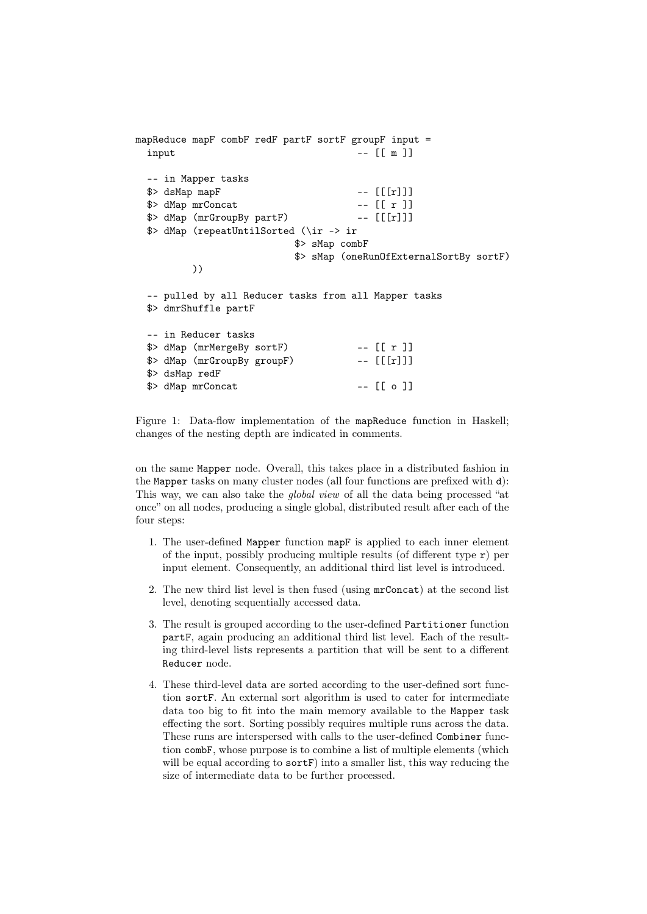```
mapReduce mapF combF redF partF sortF groupF input =
  input                                 -- [[ m ]]

  -- in Mapper tasks
  $> dsMap mapF                         -- [[[r]]]
  $> dMap mrConcat                      -- [[ r ]]
  $> dMap (mrGroupBy partF)             -- [[[r]]]
  $> dMap (repeatUntilSorted (\ir -> ir
                            $> sMap combF
                            $> sMap (oneRunOfExternalSortBy sortF)
         ))

  -- pulled by all Reducer tasks from all Mapper tasks
  $> dmrShuffle partF

  -- in Reducer tasks
  $> dMap (mrMergeBy sortF)             -- [[ r ]]
  $> dMap (mrGroupBy groupF)            -- [[[r]]]
  $> dsMap redF
  $> dMap mrConcat                      -- [[ o ]]
```

Figure 1: Data-flow implementation of the `mapReduce` function in Haskell; changes of the nesting depth are indicated in comments.

on the same `Mapper` node. Overall, this takes place in a distributed fashion in the `Mapper` tasks on many cluster nodes (all four functions are prefixed with `d`): This way, we can also take the *global view* of all the data being processed "at once" on all nodes, producing a single global, distributed result after each of the four steps:

1. The user-defined `Mapper` function `mapF` is applied to each inner element of the input, possibly producing multiple results (of different type `r`) per input element. Consequently, an additional third list level is introduced.
2. The new third list level is then fused (using `mrConcat`) at the second list level, denoting sequentially accessed data.
3. The result is grouped according to the user-defined `Partitioner` function `partF`, again producing an additional third list level. Each of the resulting third-level lists represents a partition that will be sent to a different `Reducer` node.
4. These third-level data are sorted according to the user-defined sort function `sortF`. An external sort algorithm is used to cater for intermediate data too big to fit into the main memory available to the `Mapper` task effecting the sort. Sorting possibly requires multiple runs across the data. These runs are interspersed with calls to the user-defined `Combiner` function `combF`, whose purpose is to combine a list of multiple elements (which will be equal according to `sortF`) into a smaller list, this way reducing the size of intermediate data to be further processed.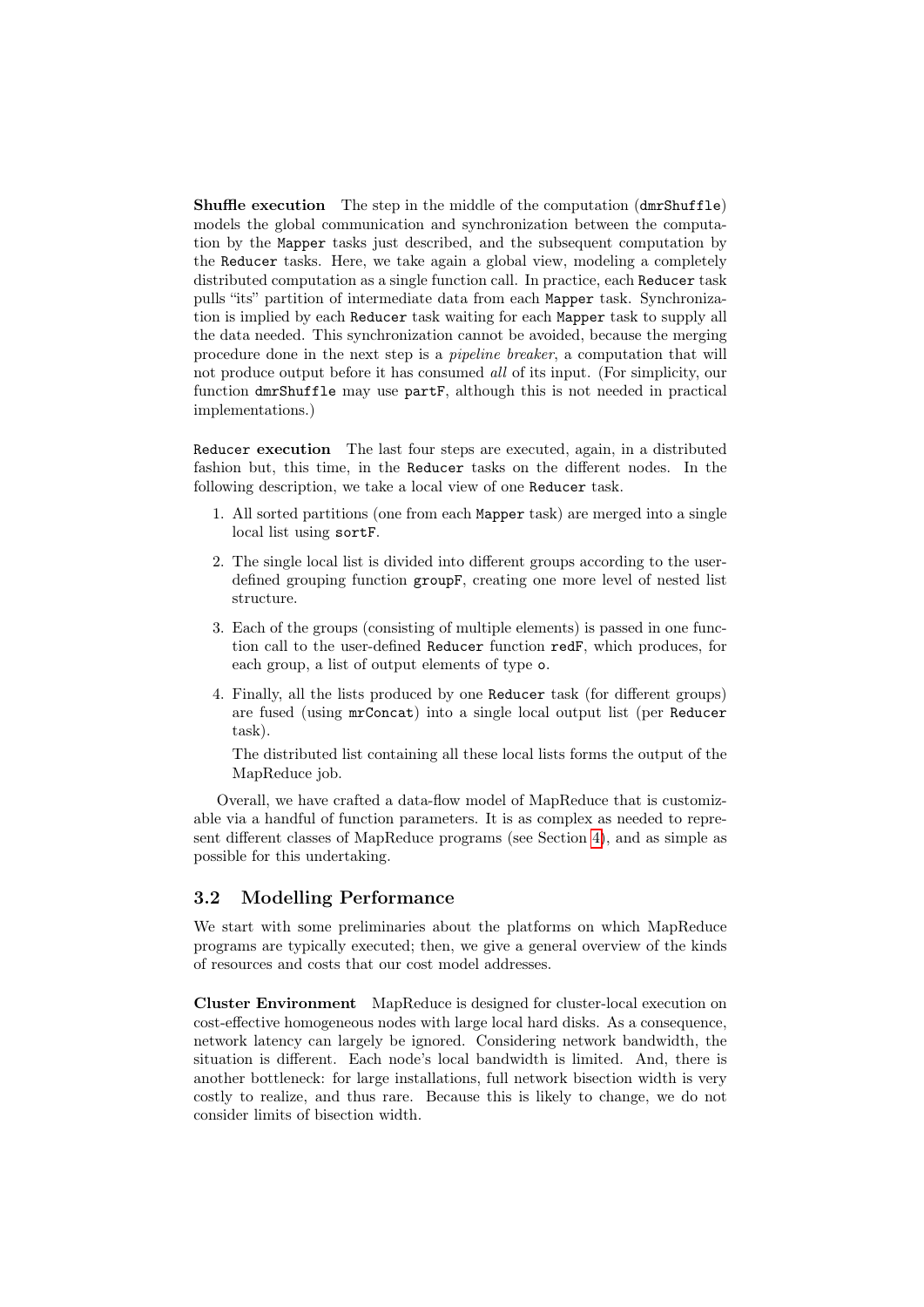**Shuffle execution** The step in the middle of the computation (`dmrShuffle`) models the global communication and synchronization between the computation by the `Mapper` tasks just described, and the subsequent computation by the `Reducer` tasks. Here, we take again a global view, modeling a completely distributed computation as a single function call. In practice, each `Reducer` task pulls "its" partition of intermediate data from each `Mapper` task. Synchronization is implied by each `Reducer` task waiting for each `Mapper` task to supply all the data needed. This synchronization cannot be avoided, because the merging procedure done in the next step is a *pipeline breaker*, a computation that will not produce output before it has consumed *all* of its input. (For simplicity, our function `dmrShuffle` may use `partF`, although this is not needed in practical implementations.)

**`Reducer` execution** The last four steps are executed, again, in a distributed fashion but, this time, in the `Reducer` tasks on the different nodes. In the following description, we take a local view of one `Reducer` task.

1. All sorted partitions (one from each `Mapper` task) are merged into a single local list using `sortF`.
2. The single local list is divided into different groups according to the user-defined grouping function `groupF`, creating one more level of nested list structure.
3. Each of the groups (consisting of multiple elements) is passed in one function call to the user-defined `Reducer` function `redF`, which produces, for each group, a list of output elements of type `o`.
4. Finally, all the lists produced by one `Reducer` task (for different groups) are fused (using `mrConcat`) into a single local output list (per `Reducer` task).

   The distributed list containing all these local lists forms the output of the MapReduce job.

Overall, we have crafted a data-flow model of MapReduce that is customizable via a handful of function parameters. It is as complex as needed to represent different classes of MapReduce programs (see Section 4), and as simple as possible for this undertaking.

## 3.2 Modelling Performance

We start with some preliminaries about the platforms on which MapReduce programs are typically executed; then, we give a general overview of the kinds of resources and costs that our cost model addresses.

**Cluster Environment** MapReduce is designed for cluster-local execution on cost-effective homogeneous nodes with large local hard disks. As a consequence, network latency can largely be ignored. Considering network bandwidth, the situation is different. Each node's local bandwidth is limited. And, there is another bottleneck: for large installations, full network bisection width is very costly to realize, and thus rare. Because this is likely to change, we do not consider limits of bisection width.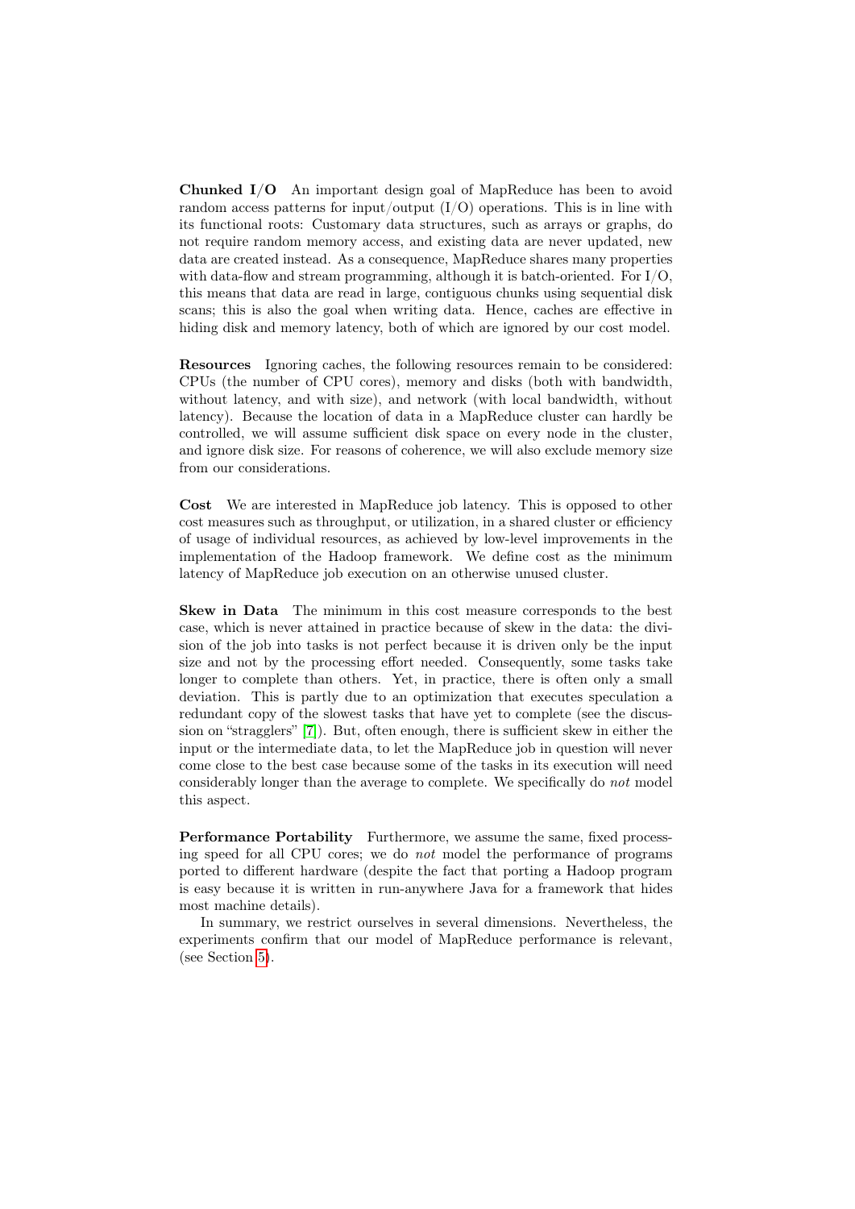**Chunked I/O** An important design goal of MapReduce has been to avoid random access patterns for input/output (I/O) operations. This is in line with its functional roots: Customary data structures, such as arrays or graphs, do not require random memory access, and existing data are never updated, new data are created instead. As a consequence, MapReduce shares many properties with data-flow and stream programming, although it is batch-oriented. For I/O, this means that data are read in large, contiguous chunks using sequential disk scans; this is also the goal when writing data. Hence, caches are effective in hiding disk and memory latency, both of which are ignored by our cost model.

**Resources** Ignoring caches, the following resources remain to be considered: CPUs (the number of CPU cores), memory and disks (both with bandwidth, without latency, and with size), and network (with local bandwidth, without latency). Because the location of data in a MapReduce cluster can hardly be controlled, we will assume sufficient disk space on every node in the cluster, and ignore disk size. For reasons of coherence, we will also exclude memory size from our considerations.

**Cost** We are interested in MapReduce job latency. This is opposed to other cost measures such as throughput, or utilization, in a shared cluster or efficiency of usage of individual resources, as achieved by low-level improvements in the implementation of the Hadoop framework. We define cost as the minimum latency of MapReduce job execution on an otherwise unused cluster.

**Skew in Data** The minimum in this cost measure corresponds to the best case, which is never attained in practice because of skew in the data: the division of the job into tasks is not perfect because it is driven only be the input size and not by the processing effort needed. Consequently, some tasks take longer to complete than others. Yet, in practice, there is often only a small deviation. This is partly due to an optimization that executes speculation a redundant copy of the slowest tasks that have yet to complete (see the discussion on "stragglers" [7]). But, often enough, there is sufficient skew in either the input or the intermediate data, to let the MapReduce job in question will never come close to the best case because some of the tasks in its execution will need considerably longer than the average to complete. We specifically do *not* model this aspect.

**Performance Portability** Furthermore, we assume the same, fixed processing speed for all CPU cores; we do *not* model the performance of programs ported to different hardware (despite the fact that porting a Hadoop program is easy because it is written in run-anywhere Java for a framework that hides most machine details).

In summary, we restrict ourselves in several dimensions. Nevertheless, the experiments confirm that our model of MapReduce performance is relevant, (see Section 5).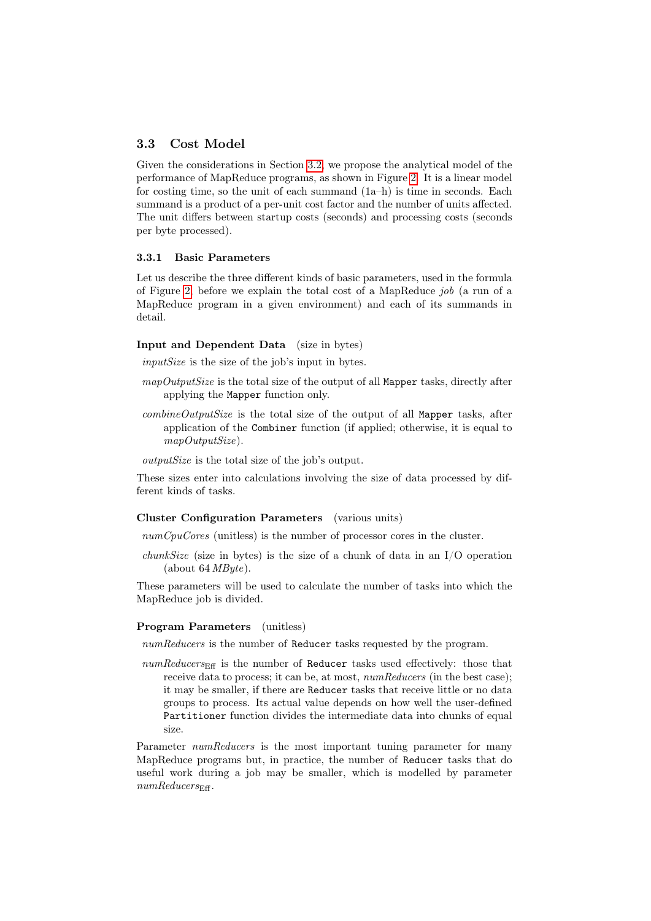## 3.3 Cost Model

Given the considerations in Section 3.2, we propose the analytical model of the performance of MapReduce programs, as shown in Figure 2. It is a linear model for costing time, so the unit of each summand (1a–h) is time in seconds. Each summand is a product of a per-unit cost factor and the number of units affected. The unit differs between startup costs (seconds) and processing costs (seconds per byte processed).

### 3.3.1 Basic Parameters

Let us describe the three different kinds of basic parameters, used in the formula of Figure 2, before we explain the total cost of a MapReduce *job* (a run of a MapReduce program in a given environment) and each of its summands in detail.

**Input and Dependent Data** (size in bytes)

*inputSize* is the size of the job's input in bytes.

*mapOutputSize* is the total size of the output of all `Mapper` tasks, directly after applying the `Mapper` function only.

*combineOutputSize* is the total size of the output of all `Mapper` tasks, after application of the `Combiner` function (if applied; otherwise, it is equal to *mapOutputSize*).

*outputSize* is the total size of the job's output.

These sizes enter into calculations involving the size of data processed by different kinds of tasks.

**Cluster Configuration Parameters** (various units)

*numCpuCores* (unitless) is the number of processor cores in the cluster.

*chunkSize* (size in bytes) is the size of a chunk of data in an I/O operation (about 64 *MByte*).

These parameters will be used to calculate the number of tasks into which the MapReduce job is divided.

**Program Parameters** (unitless)

*numReducers* is the number of `Reducer` tasks requested by the program.

$numReducers_{\text{Eff}}$ is the number of `Reducer` tasks used effectively: those that receive data to process; it can be, at most, *numReducers* (in the best case); it may be smaller, if there are `Reducer` tasks that receive little or no data groups to process. Its actual value depends on how well the user-defined `Partitioner` function divides the intermediate data into chunks of equal size.

Parameter *numReducers* is the most important tuning parameter for many MapReduce programs but, in practice, the number of `Reducer` tasks that do useful work during a job may be smaller, which is modelled by parameter $numReducers_{\text{Eff}}$.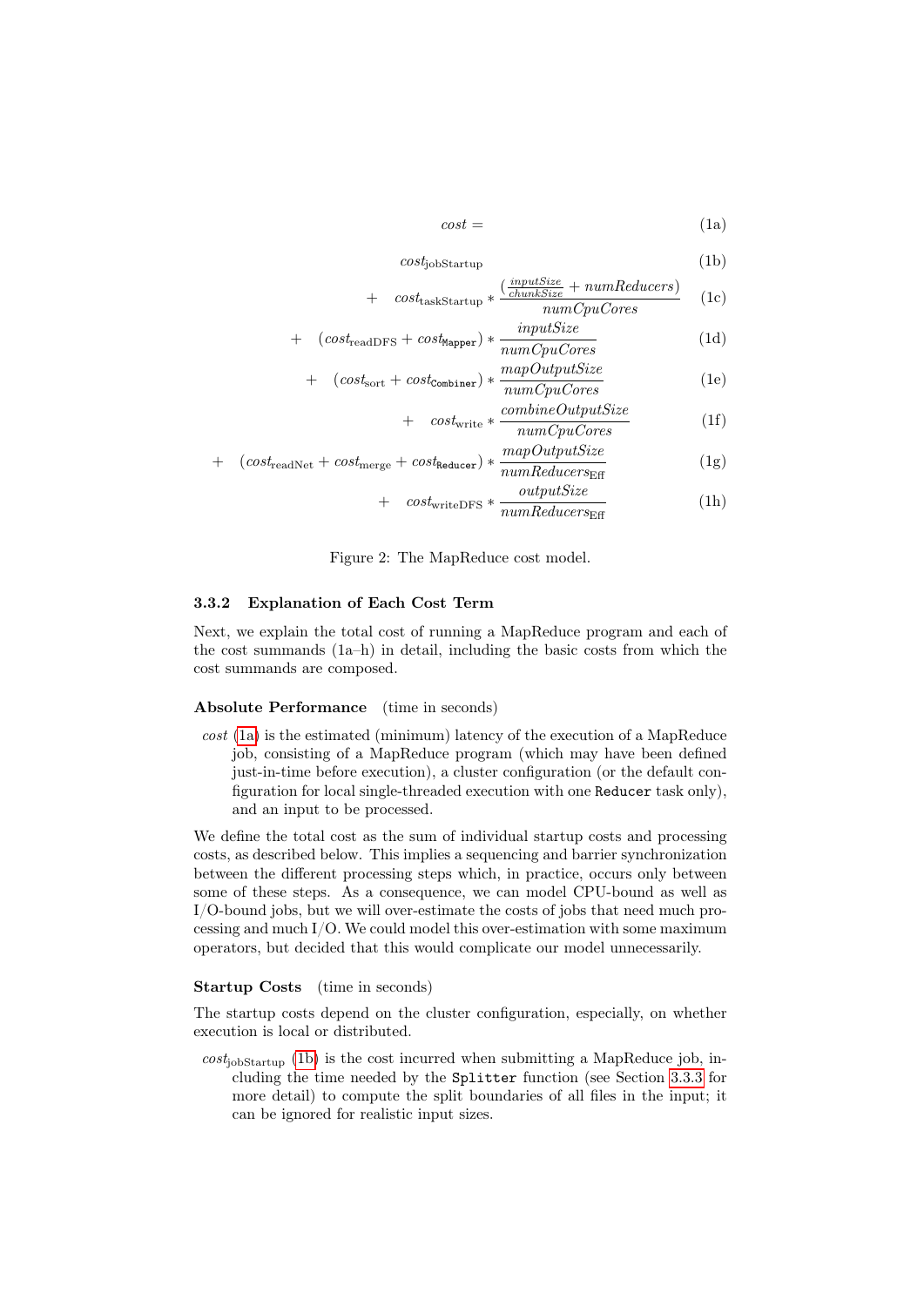$$
\begin{aligned}
&cost = && \text{(1a)}\\
&cost_{\text{jobStartup}} && \text{(1b)}\\
&+ \quad cost_{\text{taskStartup}} * \frac{\left(\frac{inputSize}{chunkSize} + numReducers\right)}{numCpuCores} && \text{(1c)}\\
&+ \quad (cost_{\text{readDFS}} + cost_{\texttt{Mapper}}) * \frac{inputSize}{numCpuCores} && \text{(1d)}\\
&+ \quad (cost_{\text{sort}} + cost_{\texttt{Combiner}}) * \frac{mapOutputSize}{numCpuCores} && \text{(1e)}\\
&+ \quad cost_{\text{write}} * \frac{combineOutputSize}{numCpuCores} && \text{(1f)}\\
&+ \quad (cost_{\text{readNet}} + cost_{\text{merge}} + cost_{\texttt{Reducer}}) * \frac{mapOutputSize}{numReducers_{\text{Eff}}} && \text{(1g)}\\
&+ \quad cost_{\text{writeDFS}} * \frac{outputSize}{numReducers_{\text{Eff}}} && \text{(1h)}
\end{aligned}
$$

Figure 2: The MapReduce cost model.

### 3.3.2 Explanation of Each Cost Term

Next, we explain the total cost of running a MapReduce program and each of the cost summands (1a–h) in detail, including the basic costs from which the cost summands are composed.

**Absolute Performance** (time in seconds)

*cost* (1a) is the estimated (minimum) latency of the execution of a MapReduce job, consisting of a MapReduce program (which may have been defined just-in-time before execution), a cluster configuration (or the default configuration for local single-threaded execution with one `Reducer` task only), and an input to be processed.

We define the total cost as the sum of individual startup costs and processing costs, as described below. This implies a sequencing and barrier synchronization between the different processing steps which, in practice, occurs only between some of these steps. As a consequence, we can model CPU-bound as well as I/O-bound jobs, but we will over-estimate the costs of jobs that need much processing and much I/O. We could model this over-estimation with some maximum operators, but decided that this would complicate our model unnecessarily.

**Startup Costs** (time in seconds)

The startup costs depend on the cluster configuration, especially, on whether execution is local or distributed.

$cost_{\text{jobStartup}}$ (1b) is the cost incurred when submitting a MapReduce job, including the time needed by the `Splitter` function (see Section 3.3.3 for more detail) to compute the split boundaries of all files in the input; it can be ignored for realistic input sizes.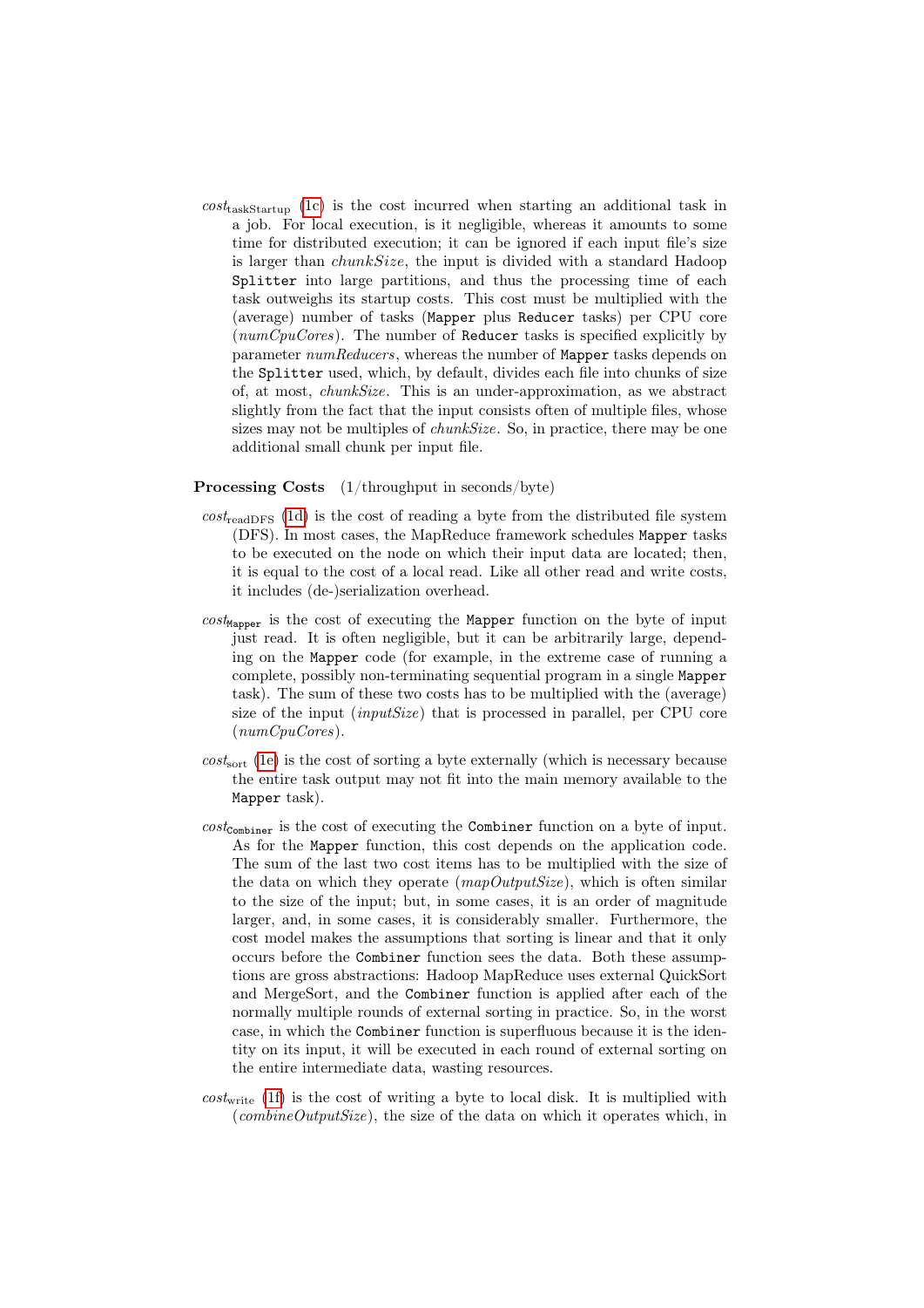$cost_{\text{taskStartup}}$ (1c) is the cost incurred when starting an additional task in a job. For local execution, is it negligible, whereas it amounts to some time for distributed execution; it can be ignored if each input file's size is larger than *chunkSize*, the input is divided with a standard Hadoop `Splitter` into large partitions, and thus the processing time of each task outweighs its startup costs. This cost must be multiplied with the (average) number of tasks (`Mapper` plus `Reducer` tasks) per CPU core (*numCpuCores*). The number of `Reducer` tasks is specified explicitly by parameter *numReducers*, whereas the number of `Mapper` tasks depends on the `Splitter` used, which, by default, divides each file into chunks of size of, at most, *chunkSize*. This is an under-approximation, as we abstract slightly from the fact that the input consists often of multiple files, whose sizes may not be multiples of *chunkSize*. So, in practice, there may be one additional small chunk per input file.

**Processing Costs** (1/throughput in seconds/byte)

$cost_{\text{readDFS}}$ (1d) is the cost of reading a byte from the distributed file system (DFS). In most cases, the MapReduce framework schedules `Mapper` tasks to be executed on the node on which their input data are located; then, it is equal to the cost of a local read. Like all other read and write costs, it includes (de-)serialization overhead.

$cost_{\texttt{Mapper}}$ is the cost of executing the `Mapper` function on the byte of input just read. It is often negligible, but it can be arbitrarily large, depending on the `Mapper` code (for example, in the extreme case of running a complete, possibly non-terminating sequential program in a single `Mapper` task). The sum of these two costs has to be multiplied with the (average) size of the input (*inputSize*) that is processed in parallel, per CPU core (*numCpuCores*).

$cost_{\text{sort}}$ (1e) is the cost of sorting a byte externally (which is necessary because the entire task output may not fit into the main memory available to the `Mapper` task).

$cost_{\texttt{Combiner}}$ is the cost of executing the `Combiner` function on a byte of input. As for the `Mapper` function, this cost depends on the application code. The sum of the last two cost items has to be multiplied with the size of the data on which they operate (*mapOutputSize*), which is often similar to the size of the input; but, in some cases, it is an order of magnitude larger, and, in some cases, it is considerably smaller. Furthermore, the cost model makes the assumptions that sorting is linear and that it only occurs before the `Combiner` function sees the data. Both these assumptions are gross abstractions: Hadoop MapReduce uses external QuickSort and MergeSort, and the `Combiner` function is applied after each of the normally multiple rounds of external sorting in practice. So, in the worst case, in which the `Combiner` function is superfluous because it is the identity on its input, it will be executed in each round of external sorting on the entire intermediate data, wasting resources.

$cost_{\text{write}}$ (1f) is the cost of writing a byte to local disk. It is multiplied with (*combineOutputSize*), the size of the data on which it operates which, in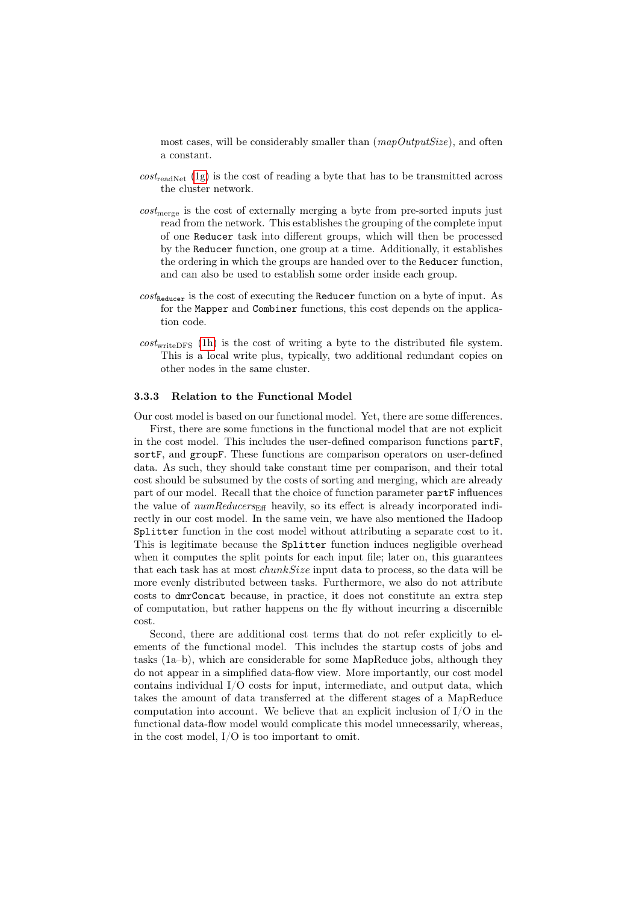most cases, will be considerably smaller than (*mapOutputSize*), and often a constant.

$cost_{\text{readNet}}$ (1g) is the cost of reading a byte that has to be transmitted across the cluster network.

$cost_{\text{merge}}$ is the cost of externally merging a byte from pre-sorted inputs just read from the network. This establishes the grouping of the complete input of one `Reducer` task into different groups, which will then be processed by the `Reducer` function, one group at a time. Additionally, it establishes the ordering in which the groups are handed over to the `Reducer` function, and can also be used to establish some order inside each group.

$cost_{\texttt{Reducer}}$ is the cost of executing the `Reducer` function on a byte of input. As for the `Mapper` and `Combiner` functions, this cost depends on the application code.

$cost_{\text{writeDFS}}$ (1h) is the cost of writing a byte to the distributed file system. This is a local write plus, typically, two additional redundant copies on other nodes in the same cluster.

### 3.3.3 Relation to the Functional Model

Our cost model is based on our functional model. Yet, there are some differences.

First, there are some functions in the functional model that are not explicit in the cost model. This includes the user-defined comparison functions `partF`, `sortF`, and `groupF`. These functions are comparison operators on user-defined data. As such, they should take constant time per comparison, and their total cost should be subsumed by the costs of sorting and merging, which are already part of our model. Recall that the choice of function parameter `partF` influences the value of $numReducers_{\text{Eff}}$ heavily, so its effect is already incorporated indirectly in our cost model. In the same vein, we have also mentioned the Hadoop `Splitter` function in the cost model without attributing a separate cost to it. This is legitimate because the `Splitter` function induces negligible overhead when it computes the split points for each input file; later on, this guarantees that each task has at most *chunkSize* input data to process, so the data will be more evenly distributed between tasks. Furthermore, we also do not attribute costs to `dmrConcat` because, in practice, it does not constitute an extra step of computation, but rather happens on the fly without incurring a discernible cost.

Second, there are additional cost terms that do not refer explicitly to elements of the functional model. This includes the startup costs of jobs and tasks (1a–b), which are considerable for some MapReduce jobs, although they do not appear in a simplified data-flow view. More importantly, our cost model contains individual I/O costs for input, intermediate, and output data, which takes the amount of data transferred at the different stages of a MapReduce computation into account. We believe that an explicit inclusion of I/O in the functional data-flow model would complicate this model unnecessarily, whereas, in the cost model, I/O is too important to omit.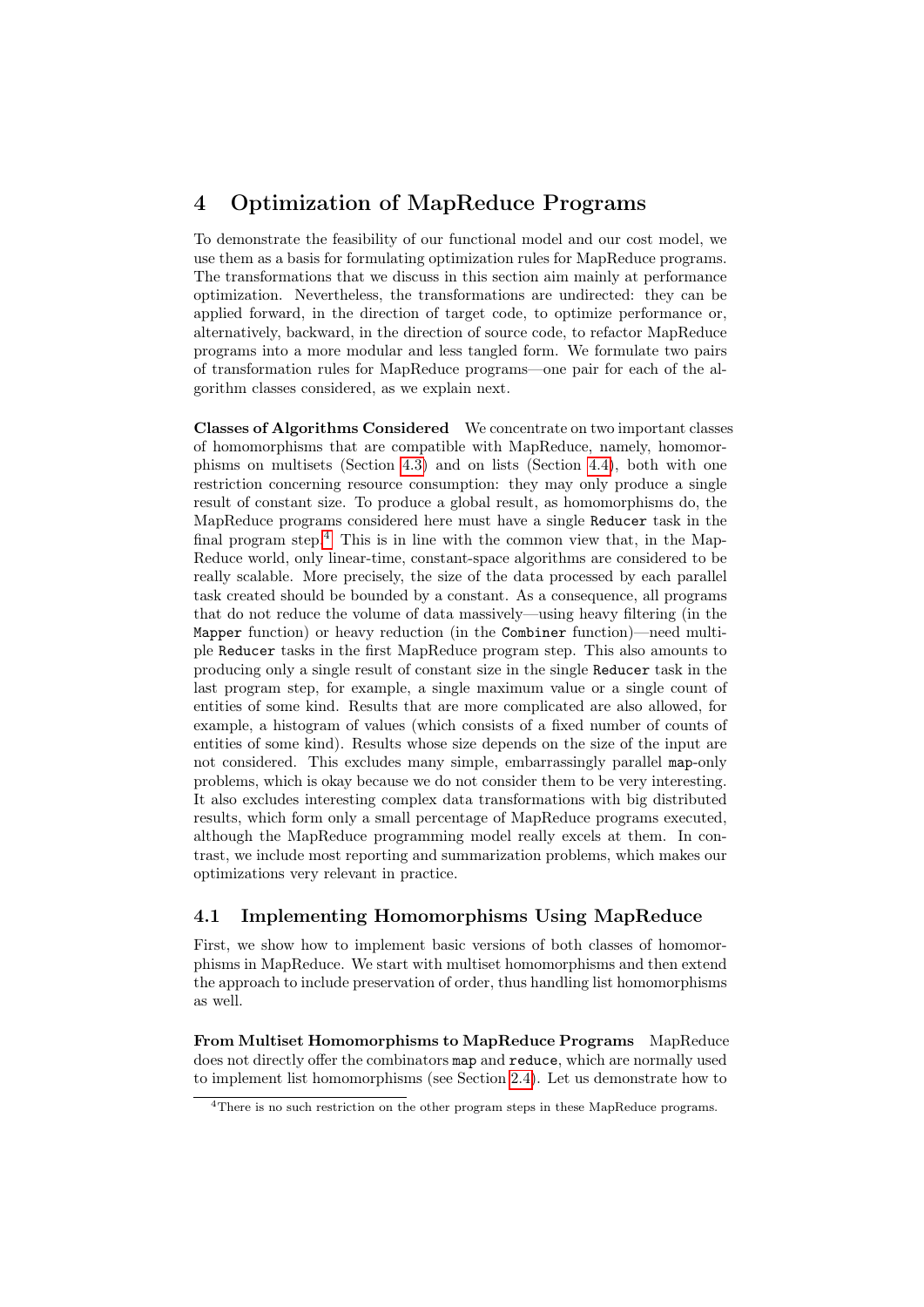## 4 Optimization of MapReduce Programs

To demonstrate the feasibility of our functional model and our cost model, we use them as a basis for formulating optimization rules for MapReduce programs. The transformations that we discuss in this section aim mainly at performance optimization. Nevertheless, the transformations are undirected: they can be applied forward, in the direction of target code, to optimize performance or, alternatively, backward, in the direction of source code, to refactor MapReduce programs into a more modular and less tangled form. We formulate two pairs of transformation rules for MapReduce programs—one pair for each of the algorithm classes considered, as we explain next.

**Classes of Algorithms Considered** We concentrate on two important classes of homomorphisms that are compatible with MapReduce, namely, homomorphisms on multisets (Section 4.3) and on lists (Section 4.4), both with one restriction concerning resource consumption: they may only produce a single result of constant size. To produce a global result, as homomorphisms do, the MapReduce programs considered here must have a single `Reducer` task in the final program step.[4] This is in line with the common view that, in the MapReduce world, only linear-time, constant-space algorithms are considered to be really scalable. More precisely, the size of the data processed by each parallel task created should be bounded by a constant. As a consequence, all programs that do not reduce the volume of data massively—using heavy filtering (in the `Mapper` function) or heavy reduction (in the `Combiner` function)—need multiple `Reducer` tasks in the first MapReduce program step. This also amounts to producing only a single result of constant size in the single `Reducer` task in the last program step, for example, a single maximum value or a single count of entities of some kind. Results that are more complicated are also allowed, for example, a histogram of values (which consists of a fixed number of counts of entities of some kind). Results whose size depends on the size of the input are not considered. This excludes many simple, embarrassingly parallel `map`-only problems, which is okay because we do not consider them to be very interesting. It also excludes interesting complex data transformations with big distributed results, which form only a small percentage of MapReduce programs executed, although the MapReduce programming model really excels at them. In contrast, we include most reporting and summarization problems, which makes our optimizations very relevant in practice.

### 4.1 Implementing Homomorphisms Using MapReduce

First, we show how to implement basic versions of both classes of homomorphisms in MapReduce. We start with multiset homomorphisms and then extend the approach to include preservation of order, thus handling list homomorphisms as well.

**From Multiset Homomorphisms to MapReduce Programs** MapReduce does not directly offer the combinators `map` and `reduce`, which are normally used to implement list homomorphisms (see Section 2.4). Let us demonstrate how to

[4] There is no such restriction on the other program steps in these MapReduce programs.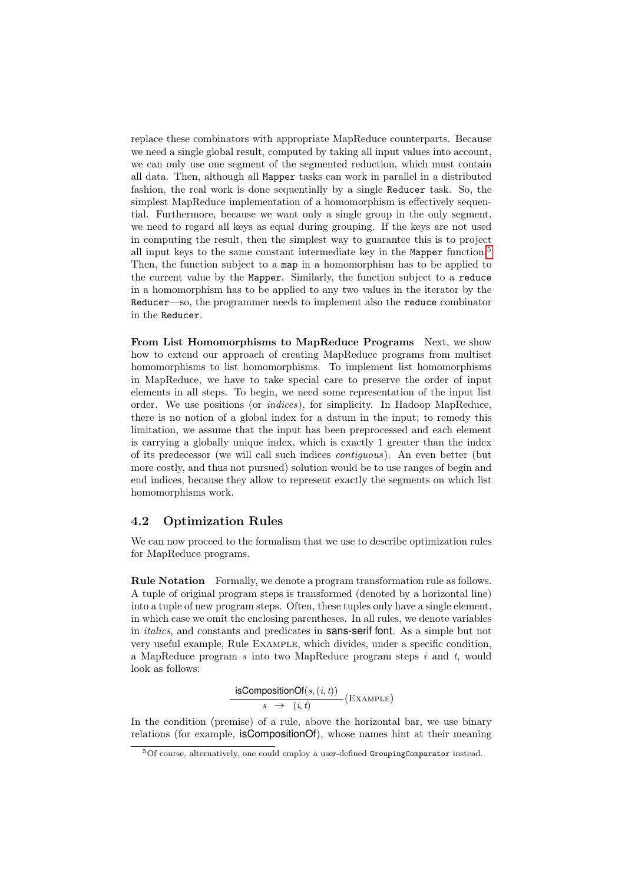replace these combinators with appropriate MapReduce counterparts. Because we need a single global result, computed by taking all input values into account, we can only use one segment of the segmented reduction, which must contain all data. Then, although all `Mapper` tasks can work in parallel in a distributed fashion, the real work is done sequentially by a single `Reducer` task. So, the simplest MapReduce implementation of a homomorphism is effectively sequential. Furthermore, because we want only a single group in the only segment, we need to regard all keys as equal during grouping. If the keys are not used in computing the result, then the simplest way to guarantee this is to project all input keys to the same constant intermediate key in the `Mapper` function.[5] Then, the function subject to a `map` in a homomorphism has to be applied to the current value by the `Mapper`. Similarly, the function subject to a `reduce` in a homomorphism has to be applied to any two values in the iterator by the `Reducer`—so, the programmer needs to implement also the `reduce` combinator in the `Reducer`.

**From List Homomorphisms to MapReduce Programs** Next, we show how to extend our approach of creating MapReduce programs from multiset homomorphisms to list homomorphisms. To implement list homomorphisms in MapReduce, we have to take special care to preserve the order of input elements in all steps. To begin, we need some representation of the input list order. We use positions (or *indices*), for simplicity. In Hadoop MapReduce, there is no notion of a global index for a datum in the input; to remedy this limitation, we assume that the input has been preprocessed and each element is carrying a globally unique index, which is exactly 1 greater than the index of its predecessor (we will call such indices *contiguous*). An even better (but more costly, and thus not pursued) solution would be to use ranges of begin and end indices, because they allow to represent exactly the segments on which list homomorphisms work.

## 4.2 Optimization Rules

We can now proceed to the formalism that we use to describe optimization rules for MapReduce programs.

**Rule Notation** Formally, we denote a program transformation rule as follows. A tuple of original program steps is transformed (denoted by a horizontal line) into a tuple of new program steps. Often, these tuples only have a single element, in which case we omit the enclosing parentheses. In all rules, we denote variables in *italics*, and constants and predicates in sans-serif font. As a simple but not very useful example, Rule Example, which divides, under a specific condition, a MapReduce program $s$ into two MapReduce program steps $i$ and $t$, would look as follows:

$$\frac{\mathsf{isCompositionOf}(s, (i, t))}{s \;\rightarrow\; (i, t)}\,(\textsc{Example})$$

In the condition (premise) of a rule, above the horizontal bar, we use binary relations (for example, isCompositionOf), whose names hint at their meaning

[5] Of course, alternatively, one could employ a user-defined `GroupingComparator` instead.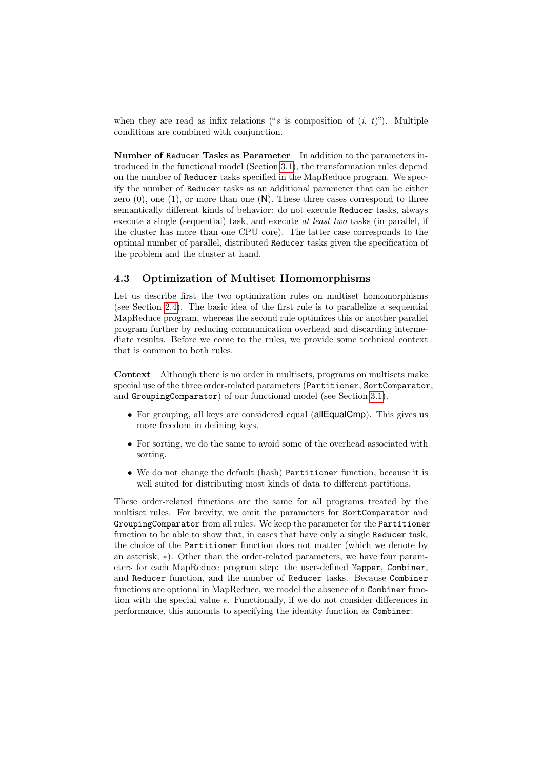when they are read as infix relations ("$s$ is composition of $(i,\ t)$"). Multiple conditions are combined with conjunction.

**Number of `Reducer` Tasks as Parameter** In addition to the parameters introduced in the functional model (Section 3.1), the transformation rules depend on the number of `Reducer` tasks specified in the MapReduce program. We specify the number of `Reducer` tasks as an additional parameter that can be either zero (0), one (1), or more than one (N). These three cases correspond to three semantically different kinds of behavior: do not execute `Reducer` tasks, always execute a single (sequential) task, and execute *at least two* tasks (in parallel, if the cluster has more than one CPU core). The latter case corresponds to the optimal number of parallel, distributed `Reducer` tasks given the specification of the problem and the cluster at hand.

## 4.3 Optimization of Multiset Homomorphisms

Let us describe first the two optimization rules on multiset homomorphisms (see Section 2.4). The basic idea of the first rule is to parallelize a sequential MapReduce program, whereas the second rule optimizes this or another parallel program further by reducing communication overhead and discarding intermediate results. Before we come to the rules, we provide some technical context that is common to both rules.

**Context** Although there is no order in multisets, programs on multisets make special use of the three order-related parameters (`Partitioner`, `SortComparator`, and `GroupingComparator`) of our functional model (see Section 3.1).

- For grouping, all keys are considered equal (allEqualCmp). This gives us more freedom in defining keys.
- For sorting, we do the same to avoid some of the overhead associated with sorting.
- We do not change the default (hash) `Partitioner` function, because it is well suited for distributing most kinds of data to different partitions.

These order-related functions are the same for all programs treated by the multiset rules. For brevity, we omit the parameters for `SortComparator` and `GroupingComparator` from all rules. We keep the parameter for the `Partitioner` function to be able to show that, in cases that have only a single `Reducer` task, the choice of the `Partitioner` function does not matter (which we denote by an asterisk, $*$). Other than the order-related parameters, we have four parameters for each MapReduce program step: the user-defined `Mapper`, `Combiner`, and `Reducer` function, and the number of `Reducer` tasks. Because `Combiner` functions are optional in MapReduce, we model the absence of a `Combiner` function with the special value $\epsilon$. Functionally, if we do not consider differences in performance, this amounts to specifying the identity function as `Combiner`.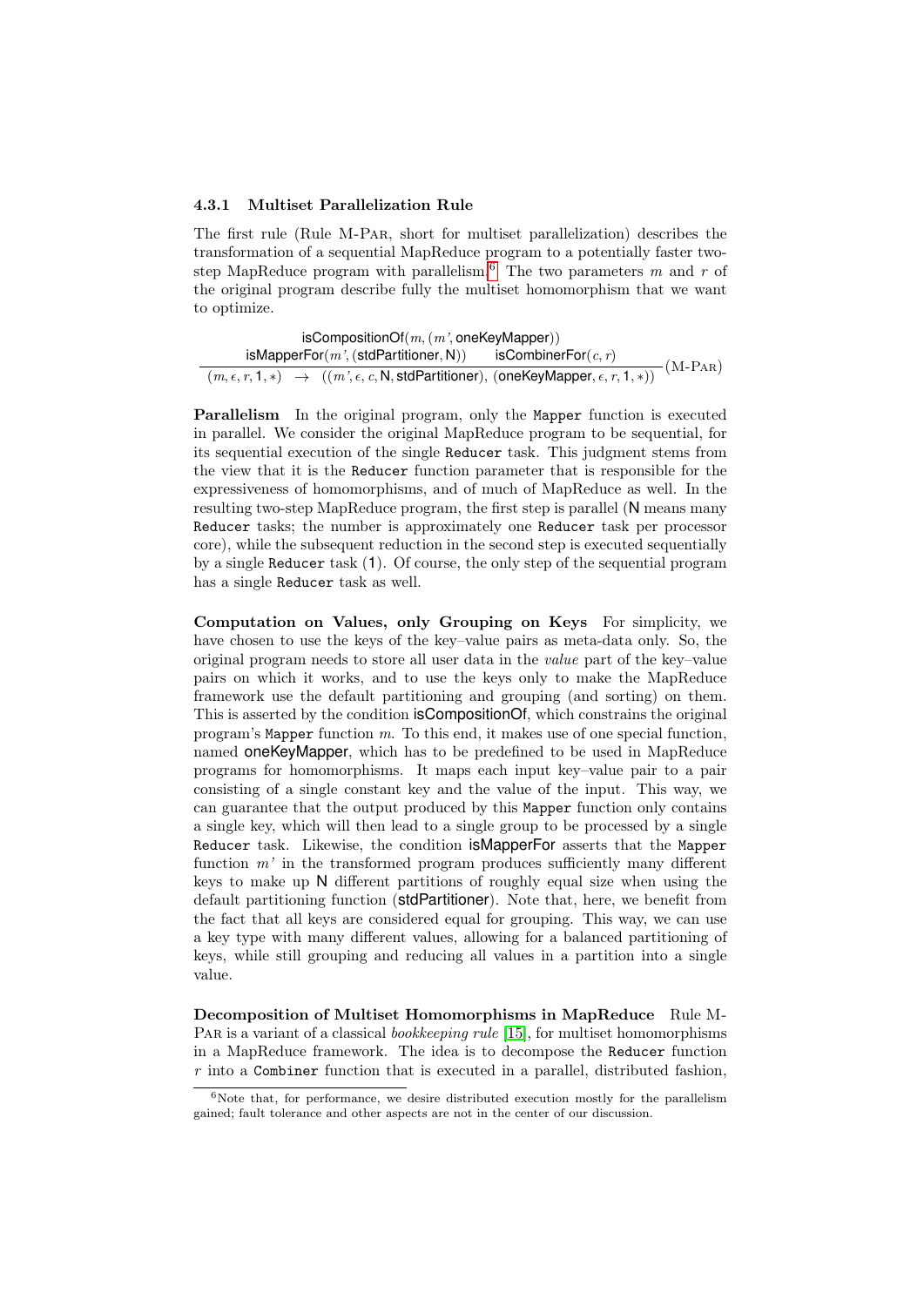### 4.3.1 Multiset Parallelization Rule

The first rule (Rule M-Par, short for multiset parallelization) describes the transformation of a sequential MapReduce program to a potentially faster two-step MapReduce program with parallelism.[6] The two parameters $m$ and $r$ of the original program describe fully the multiset homomorphism that we want to optimize.

$$\frac{\begin{array}{c}\textsf{isCompositionOf}(m, (m', \textsf{oneKeyMapper})) \\ \textsf{isMapperFor}(m', (\textsf{stdPartitioner}, \textsf{N})) \qquad \textsf{isCombinerFor}(c, r)\end{array}}{(m, \epsilon, r, \textsf{1}, *) \;\; \rightarrow \;\; ((m', \epsilon, c, \textsf{N}, \textsf{stdPartitioner}), (\textsf{oneKeyMapper}, \epsilon, r, \textsf{1}, *))} \text{(M-Par)}$$

**Parallelism** In the original program, only the Mapper function is executed in parallel. We consider the original MapReduce program to be sequential, for its sequential execution of the single Reducer task. This judgment stems from the view that it is the Reducer function parameter that is responsible for the expressiveness of homomorphisms, and of much of MapReduce as well. In the resulting two-step MapReduce program, the first step is parallel (N means many Reducer tasks; the number is approximately one Reducer task per processor core), while the subsequent reduction in the second step is executed sequentially by a single Reducer task (1). Of course, the only step of the sequential program has a single Reducer task as well.

**Computation on Values, only Grouping on Keys** For simplicity, we have chosen to use the keys of the key–value pairs as meta-data only. So, the original program needs to store all user data in the *value* part of the key–value pairs on which it works, and to use the keys only to make the MapReduce framework use the default partitioning and grouping (and sorting) on them. This is asserted by the condition isCompositionOf, which constrains the original program's Mapper function $m$. To this end, it makes use of one special function, named oneKeyMapper, which has to be predefined to be used in MapReduce programs for homomorphisms. It maps each input key–value pair to a pair consisting of a single constant key and the value of the input. This way, we can guarantee that the output produced by this Mapper function only contains a single key, which will then lead to a single group to be processed by a single Reducer task. Likewise, the condition isMapperFor asserts that the Mapper function $m'$ in the transformed program produces sufficiently many different keys to make up N different partitions of roughly equal size when using the default partitioning function (stdPartitioner). Note that, here, we benefit from the fact that all keys are considered equal for grouping. This way, we can use a key type with many different values, allowing for a balanced partitioning of keys, while still grouping and reducing all values in a partition into a single value.

**Decomposition of Multiset Homomorphisms in MapReduce** Rule M-Par is a variant of a classical *bookkeeping rule* [15], for multiset homomorphisms in a MapReduce framework. The idea is to decompose the Reducer function $r$ into a Combiner function that is executed in a parallel, distributed fashion,

[6] Note that, for performance, we desire distributed execution mostly for the parallelism gained; fault tolerance and other aspects are not in the center of our discussion.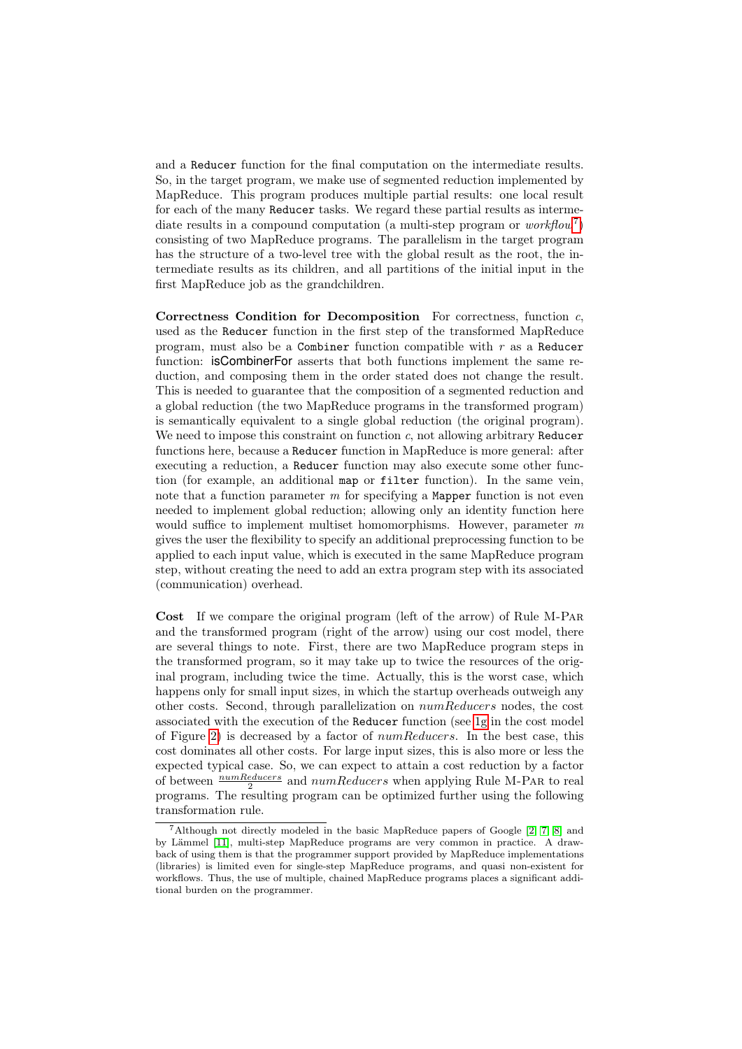and a Reducer function for the final computation on the intermediate results. So, in the target program, we make use of segmented reduction implemented by MapReduce. This program produces multiple partial results: one local result for each of the many Reducer tasks. We regard these partial results as intermediate results in a compound computation (a multi-step program or *workflow*[7]) consisting of two MapReduce programs. The parallelism in the target program has the structure of a two-level tree with the global result as the root, the intermediate results as its children, and all partitions of the initial input in the first MapReduce job as the grandchildren.

**Correctness Condition for Decomposition** For correctness, function $c$, used as the Reducer function in the first step of the transformed MapReduce program, must also be a Combiner function compatible with $r$ as a Reducer function: isCombinerFor asserts that both functions implement the same reduction, and composing them in the order stated does not change the result. This is needed to guarantee that the composition of a segmented reduction and a global reduction (the two MapReduce programs in the transformed program) is semantically equivalent to a single global reduction (the original program). We need to impose this constraint on function $c$, not allowing arbitrary Reducer functions here, because a Reducer function in MapReduce is more general: after executing a reduction, a Reducer function may also execute some other function (for example, an additional map or filter function). In the same vein, note that a function parameter $m$ for specifying a Mapper function is not even needed to implement global reduction; allowing only an identity function here would suffice to implement multiset homomorphisms. However, parameter $m$ gives the user the flexibility to specify an additional preprocessing function to be applied to each input value, which is executed in the same MapReduce program step, without creating the need to add an extra program step with its associated (communication) overhead.

**Cost** If we compare the original program (left of the arrow) of Rule M-Par and the transformed program (right of the arrow) using our cost model, there are several things to note. First, there are two MapReduce program steps in the transformed program, so it may take up to twice the resources of the original program, including twice the time. Actually, this is the worst case, which happens only for small input sizes, in which the startup overheads outweigh any other costs. Second, through parallelization on $numReducers$ nodes, the cost associated with the execution of the Reducer function (see 1g in the cost model of Figure 2) is decreased by a factor of $numReducers$. In the best case, this cost dominates all other costs. For large input sizes, this is also more or less the expected typical case. So, we can expect to attain a cost reduction by a factor of between $\frac{numReducers}{2}$ and $numReducers$ when applying Rule M-Par to real programs. The resulting program can be optimized further using the following transformation rule.

[7] Although not directly modeled in the basic MapReduce papers of Google [2, 7, 8] and by Lämmel [11], multi-step MapReduce programs are very common in practice. A drawback of using them is that the programmer support provided by MapReduce implementations (libraries) is limited even for single-step MapReduce programs, and quasi non-existent for workflows. Thus, the use of multiple, chained MapReduce programs places a significant additional burden on the programmer.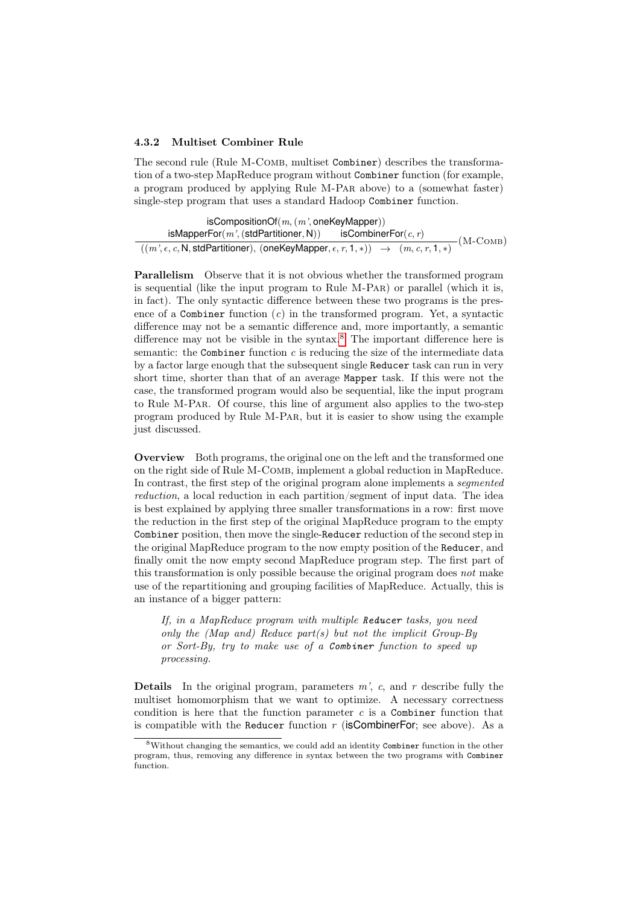### 4.3.2 Multiset Combiner Rule

The second rule (Rule M-Comb, multiset Combiner) describes the transformation of a two-step MapReduce program without Combiner function (for example, a program produced by applying Rule M-Par above) to a (somewhat faster) single-step program that uses a standard Hadoop Combiner function.

$$\frac{\begin{array}{c}\textsf{isCompositionOf}(m, (m', \textsf{oneKeyMapper})) \\ \textsf{isMapperFor}(m', (\textsf{stdPartitioner}, \textsf{N})) \qquad \textsf{isCombinerFor}(c, r)\end{array}}{((m', \epsilon, c, \textsf{N}, \textsf{stdPartitioner}),\ (\textsf{oneKeyMapper}, \epsilon, r, \textsf{1}, *)) \ \rightarrow\ (m, c, r, \textsf{1}, *)}\text{(M-Comb)}$$

**Parallelism** Observe that it is not obvious whether the transformed program is sequential (like the input program to Rule M-Par) or parallel (which it is, in fact). The only syntactic difference between these two programs is the presence of a Combiner function ($c$) in the transformed program. Yet, a syntactic difference may not be a semantic difference and, more importantly, a semantic difference may not be visible in the syntax.[8] The important difference here is semantic: the Combiner function $c$ is reducing the size of the intermediate data by a factor large enough that the subsequent single Reducer task can run in very short time, shorter than that of an average Mapper task. If this were not the case, the transformed program would also be sequential, like the input program to Rule M-Par. Of course, this line of argument also applies to the two-step program produced by Rule M-Par, but it is easier to show using the example just discussed.

**Overview** Both programs, the original one on the left and the transformed one on the right side of Rule M-Comb, implement a global reduction in MapReduce. In contrast, the first step of the original program alone implements a *segmented reduction*, a local reduction in each partition/segment of input data. The idea is best explained by applying three smaller transformations in a row: first move the reduction in the first step of the original MapReduce program to the empty Combiner position, then move the single-Reducer reduction of the second step in the original MapReduce program to the now empty position of the Reducer, and finally omit the now empty second MapReduce program step. The first part of this transformation is only possible because the original program does *not* make use of the repartitioning and grouping facilities of MapReduce. Actually, this is an instance of a bigger pattern:

> *If, in a MapReduce program with multiple **Reducer** tasks, you need only the (Map and) Reduce part(s) but not the implicit Group-By or Sort-By, try to make use of a **Combiner** function to speed up processing.*

**Details** In the original program, parameters $m'$, $c$, and $r$ describe fully the multiset homomorphism that we want to optimize. A necessary correctness condition is here that the function parameter $c$ is a Combiner function that is compatible with the Reducer function $r$ (isCombinerFor; see above). As a

[8] Without changing the semantics, we could add an identity Combiner function in the other program, thus, removing any difference in syntax between the two programs with Combiner function.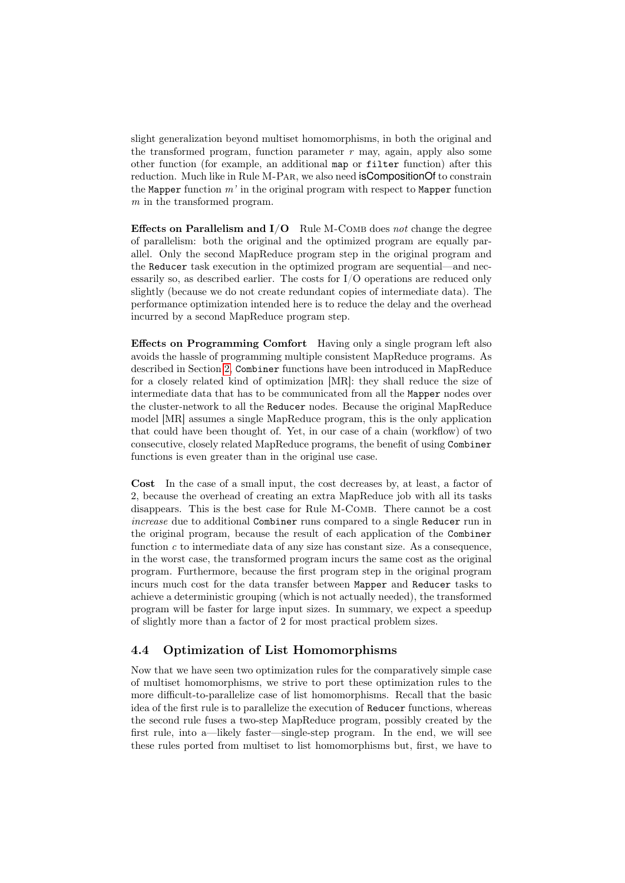slight generalization beyond multiset homomorphisms, in both the original and the transformed program, function parameter $r$ may, again, apply also some other function (for example, an additional `map` or `filter` function) after this reduction. Much like in Rule M-Par, we also need isCompositionOf to constrain the `Mapper` function $m'$ in the original program with respect to `Mapper` function $m$ in the transformed program.

**Effects on Parallelism and I/O** Rule M-Comb does *not* change the degree of parallelism: both the original and the optimized program are equally parallel. Only the second MapReduce program step in the original program and the `Reducer` task execution in the optimized program are sequential—and necessarily so, as described earlier. The costs for I/O operations are reduced only slightly (because we do not create redundant copies of intermediate data). The performance optimization intended here is to reduce the delay and the overhead incurred by a second MapReduce program step.

**Effects on Programming Comfort** Having only a single program left also avoids the hassle of programming multiple consistent MapReduce programs. As described in Section 2, `Combiner` functions have been introduced in MapReduce for a closely related kind of optimization [MR]: they shall reduce the size of intermediate data that has to be communicated from all the `Mapper` nodes over the cluster-network to all the `Reducer` nodes. Because the original MapReduce model [MR] assumes a single MapReduce program, this is the only application that could have been thought of. Yet, in our case of a chain (workflow) of two consecutive, closely related MapReduce programs, the benefit of using `Combiner` functions is even greater than in the original use case.

**Cost** In the case of a small input, the cost decreases by, at least, a factor of 2, because the overhead of creating an extra MapReduce job with all its tasks disappears. This is the best case for Rule M-Comb. There cannot be a cost *increase* due to additional `Combiner` runs compared to a single `Reducer` run in the original program, because the result of each application of the `Combiner` function $c$ to intermediate data of any size has constant size. As a consequence, in the worst case, the transformed program incurs the same cost as the original program. Furthermore, because the first program step in the original program incurs much cost for the data transfer between `Mapper` and `Reducer` tasks to achieve a deterministic grouping (which is not actually needed), the transformed program will be faster for large input sizes. In summary, we expect a speedup of slightly more than a factor of 2 for most practical problem sizes.

### 4.4 Optimization of List Homomorphisms

Now that we have seen two optimization rules for the comparatively simple case of multiset homomorphisms, we strive to port these optimization rules to the more difficult-to-parallelize case of list homomorphisms. Recall that the basic idea of the first rule is to parallelize the execution of `Reducer` functions, whereas the second rule fuses a two-step MapReduce program, possibly created by the first rule, into a—likely faster—single-step program. In the end, we will see these rules ported from multiset to list homomorphisms but, first, we have to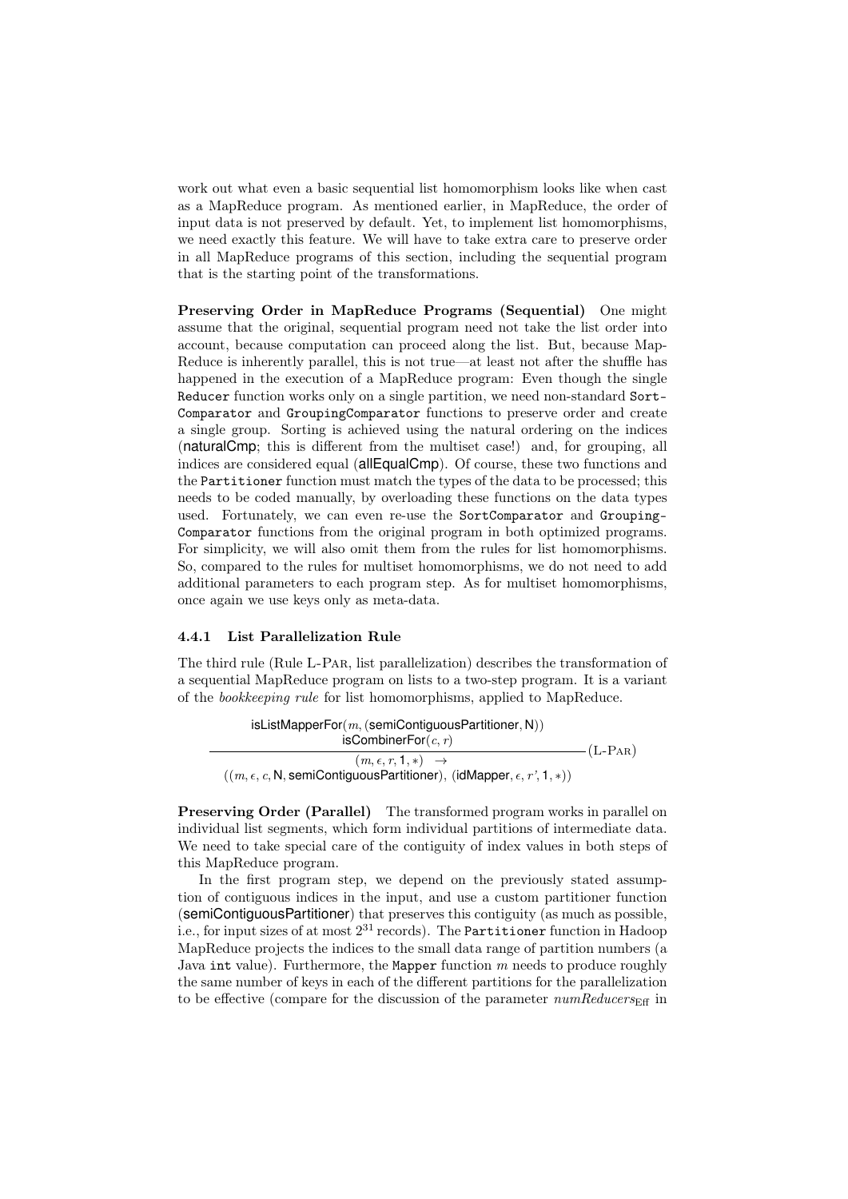work out what even a basic sequential list homomorphism looks like when cast as a MapReduce program. As mentioned earlier, in MapReduce, the order of input data is not preserved by default. Yet, to implement list homomorphisms, we need exactly this feature. We will have to take extra care to preserve order in all MapReduce programs of this section, including the sequential program that is the starting point of the transformations.

**Preserving Order in MapReduce Programs (Sequential)** One might assume that the original, sequential program need not take the list order into account, because computation can proceed along the list. But, because MapReduce is inherently parallel, this is not true—at least not after the shuffle has happened in the execution of a MapReduce program: Even though the single `Reducer` function works only on a single partition, we need non-standard `SortComparator` and `GroupingComparator` functions to preserve order and create a single group. Sorting is achieved using the natural ordering on the indices (naturalCmp; this is different from the multiset case!) and, for grouping, all indices are considered equal (allEqualCmp). Of course, these two functions and the `Partitioner` function must match the types of the data to be processed; this needs to be coded manually, by overloading these functions on the data types used. Fortunately, we can even re-use the `SortComparator` and `GroupingComparator` functions from the original program in both optimized programs. For simplicity, we will also omit them from the rules for list homomorphisms. So, compared to the rules for multiset homomorphisms, we do not need to add additional parameters to each program step. As for multiset homomorphisms, once again we use keys only as meta-data.

#### 4.4.1 List Parallelization Rule

The third rule (Rule L-Par, list parallelization) describes the transformation of a sequential MapReduce program on lists to a two-step program. It is a variant of the *bookkeeping rule* for list homomorphisms, applied to MapReduce.

$$\frac{\mathsf{isListMapperFor}(m, (\mathsf{semiContiguousPartitioner}, \mathsf{N})) \quad \mathsf{isCombinerFor}(c, r)}{(m, \epsilon, r, \mathsf{1}, *) \;\rightarrow\; ((m, \epsilon, c, \mathsf{N}, \mathsf{semiContiguousPartitioner}),\, (\mathsf{idMapper}, \epsilon, r', \mathsf{1}, *))}\ (\text{L-Par})$$

**Preserving Order (Parallel)** The transformed program works in parallel on individual list segments, which form individual partitions of intermediate data. We need to take special care of the contiguity of index values in both steps of this MapReduce program.

In the first program step, we depend on the previously stated assumption of contiguous indices in the input, and use a custom partitioner function (semiContiguousPartitioner) that preserves this contiguity (as much as possible, i.e., for input sizes of at most $2^{31}$ records). The `Partitioner` function in Hadoop MapReduce projects the indices to the small data range of partition numbers (a Java `int` value). Furthermore, the `Mapper` function $m$ needs to produce roughly the same number of keys in each of the different partitions for the parallelization to be effective (compare for the discussion of the parameter $numReducers_{\text{Eff}}$ in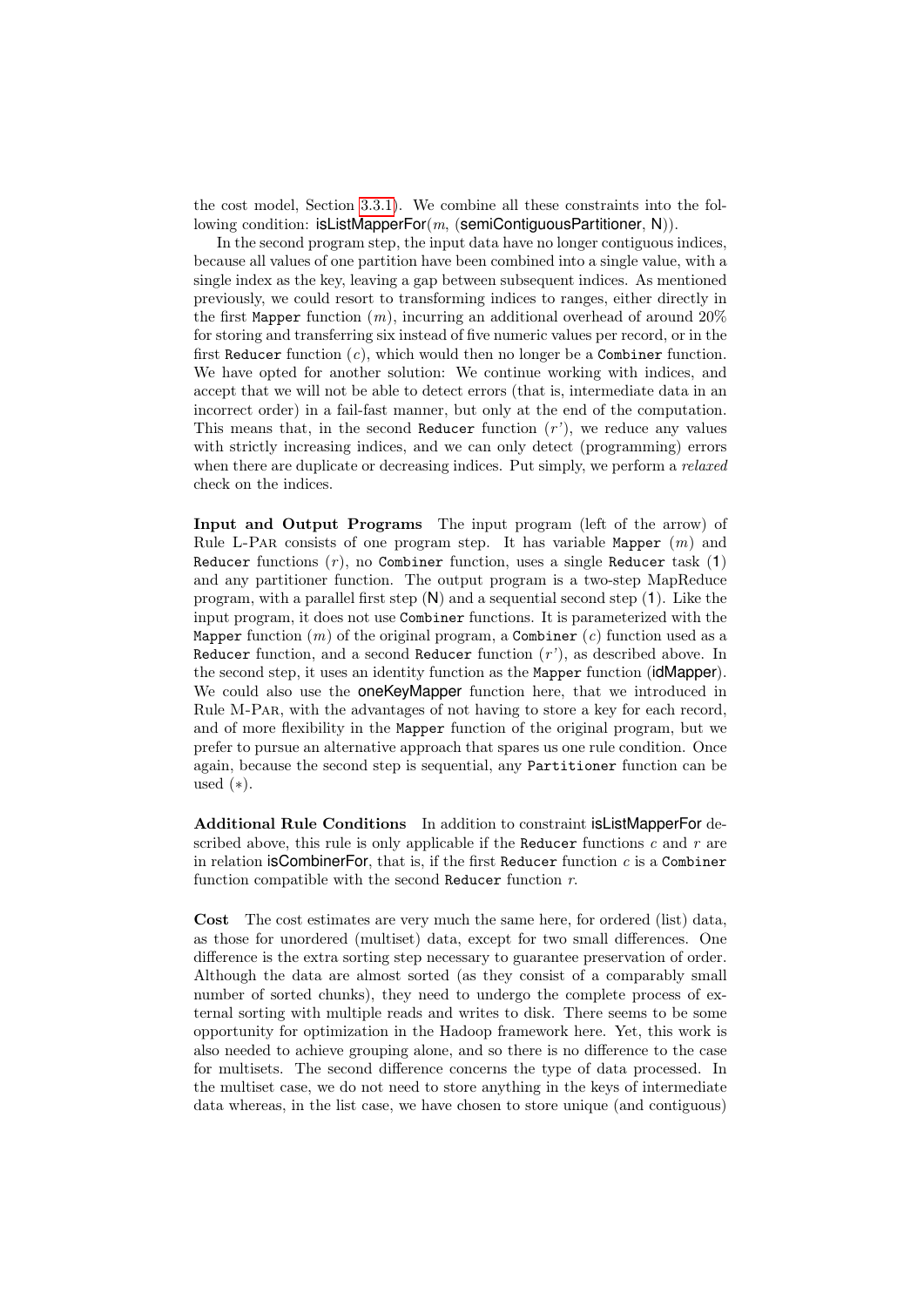the cost model, Section 3.3.1). We combine all these constraints into the following condition: isListMapperFor($m$, (semiContiguousPartitioner, N)).

In the second program step, the input data have no longer contiguous indices, because all values of one partition have been combined into a single value, with a single index as the key, leaving a gap between subsequent indices. As mentioned previously, we could resort to transforming indices to ranges, either directly in the first `Mapper` function ($m$), incurring an additional overhead of around 20% for storing and transferring six instead of five numeric values per record, or in the first `Reducer` function ($c$), which would then no longer be a `Combiner` function. We have opted for another solution: We continue working with indices, and accept that we will not be able to detect errors (that is, intermediate data in an incorrect order) in a fail-fast manner, but only at the end of the computation. This means that, in the second `Reducer` function ($r'$), we reduce any values with strictly increasing indices, and we can only detect (programming) errors when there are duplicate or decreasing indices. Put simply, we perform a *relaxed* check on the indices.

**Input and Output Programs** The input program (left of the arrow) of Rule L-Par consists of one program step. It has variable `Mapper` ($m$) and `Reducer` functions ($r$), no `Combiner` function, uses a single `Reducer` task (1) and any partitioner function. The output program is a two-step MapReduce program, with a parallel first step (N) and a sequential second step (1). Like the input program, it does not use `Combiner` functions. It is parameterized with the `Mapper` function ($m$) of the original program, a `Combiner` ($c$) function used as a `Reducer` function, and a second `Reducer` function ($r'$), as described above. In the second step, it uses an identity function as the `Mapper` function (idMapper). We could also use the oneKeyMapper function here, that we introduced in Rule M-Par, with the advantages of not having to store a key for each record, and of more flexibility in the `Mapper` function of the original program, but we prefer to pursue an alternative approach that spares us one rule condition. Once again, because the second step is sequential, any `Partitioner` function can be used ($*$).

**Additional Rule Conditions** In addition to constraint isListMapperFor described above, this rule is only applicable if the `Reducer` functions $c$ and $r$ are in relation isCombinerFor, that is, if the first `Reducer` function $c$ is a `Combiner` function compatible with the second `Reducer` function $r$.

**Cost** The cost estimates are very much the same here, for ordered (list) data, as those for unordered (multiset) data, except for two small differences. One difference is the extra sorting step necessary to guarantee preservation of order. Although the data are almost sorted (as they consist of a comparably small number of sorted chunks), they need to undergo the complete process of external sorting with multiple reads and writes to disk. There seems to be some opportunity for optimization in the Hadoop framework here. Yet, this work is also needed to achieve grouping alone, and so there is no difference to the case for multisets. The second difference concerns the type of data processed. In the multiset case, we do not need to store anything in the keys of intermediate data whereas, in the list case, we have chosen to store unique (and contiguous)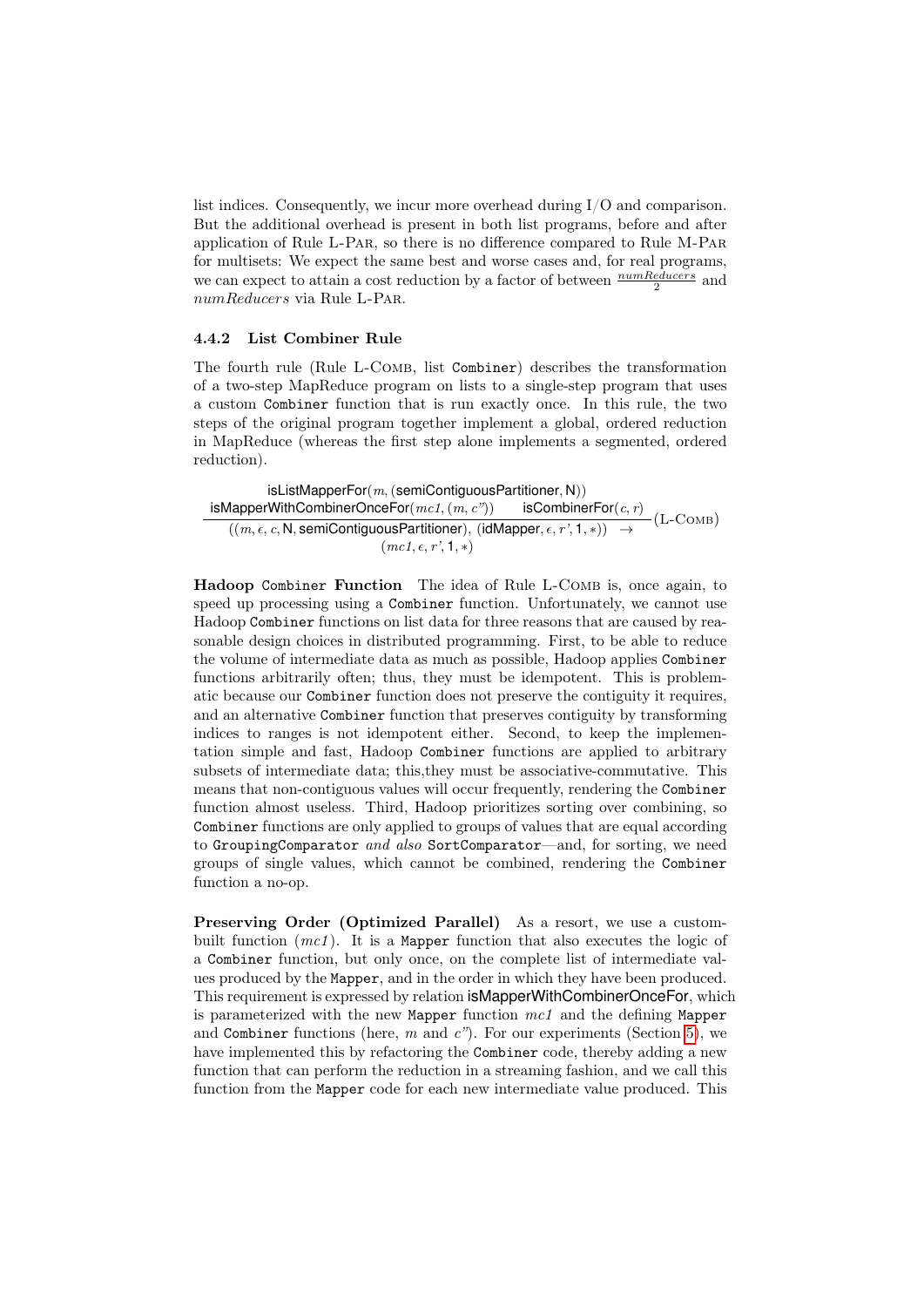list indices. Consequently, we incur more overhead during I/O and comparison. But the additional overhead is present in both list programs, before and after application of Rule L-Par, so there is no difference compared to Rule M-Par for multisets: We expect the same best and worse cases and, for real programs, we can expect to attain a cost reduction by a factor of between $\frac{numReducers}{2}$ and $numReducers$ via Rule L-Par.

### 4.4.2 List Combiner Rule

The fourth rule (Rule L-Comb, list `Combiner`) describes the transformation of a two-step MapReduce program on lists to a single-step program that uses a custom `Combiner` function that is run exactly once. In this rule, the two steps of the original program together implement a global, ordered reduction in MapReduce (whereas the first step alone implements a segmented, ordered reduction).

$$\frac{\begin{array}{c}\textsf{isListMapperFor}(m, (\textsf{semiContiguousPartitioner}, \textsf{N})) \\ \textsf{isMapperWithCombinerOnceFor}(mc1, (m, c")) \qquad \textsf{isCombinerFor}(c, r)\end{array}}{\begin{array}{c}((m, \epsilon, c, \textsf{N}, \textsf{semiContiguousPartitioner}), (\textsf{idMapper}, \epsilon, r', 1, *)) \rightarrow \\ (mc1, \epsilon, r', 1, *)\end{array}} \text{(L-Comb)}$$

**Hadoop `Combiner` Function** The idea of Rule L-Comb is, once again, to speed up processing using a `Combiner` function. Unfortunately, we cannot use Hadoop `Combiner` functions on list data for three reasons that are caused by reasonable design choices in distributed programming. First, to be able to reduce the volume of intermediate data as much as possible, Hadoop applies `Combiner` functions arbitrarily often; thus, they must be idempotent. This is problematic because our `Combiner` function does not preserve the contiguity it requires, and an alternative `Combiner` function that preserves contiguity by transforming indices to ranges is not idempotent either. Second, to keep the implementation simple and fast, Hadoop `Combiner` functions are applied to arbitrary subsets of intermediate data; this,they must be associative-commutative. This means that non-contiguous values will occur frequently, rendering the `Combiner` function almost useless. Third, Hadoop prioritizes sorting over combining, so `Combiner` functions are only applied to groups of values that are equal according to `GroupingComparator` *and also* `SortComparator`—and, for sorting, we need groups of single values, which cannot be combined, rendering the `Combiner` function a no-op.

**Preserving Order (Optimized Parallel)** As a resort, we use a custom-built function ($mc1$). It is a `Mapper` function that also executes the logic of a `Combiner` function, but only once, on the complete list of intermediate values produced by the `Mapper`, and in the order in which they have been produced. This requirement is expressed by relation isMapperWithCombinerOnceFor, which is parameterized with the new `Mapper` function $mc1$ and the defining `Mapper` and `Combiner` functions (here, $m$ and $c"$). For our experiments (Section 5), we have implemented this by refactoring the `Combiner` code, thereby adding a new function that can perform the reduction in a streaming fashion, and we call this function from the `Mapper` code for each new intermediate value produced. This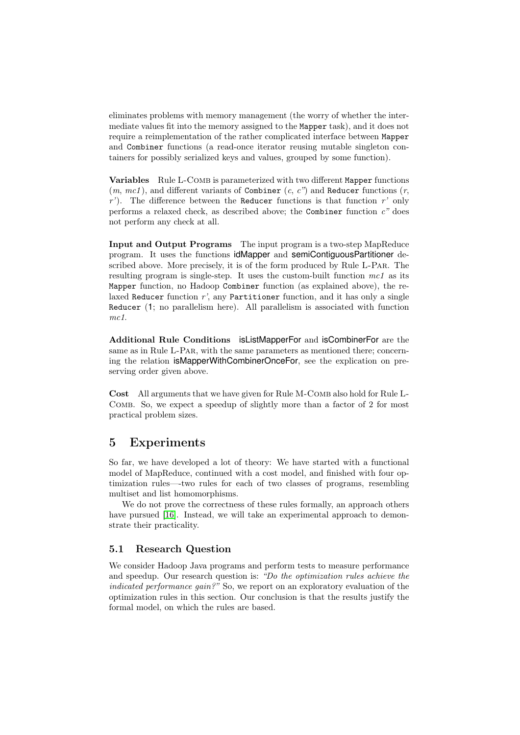eliminates problems with memory management (the worry of whether the intermediate values fit into the memory assigned to the `Mapper` task), and it does not require a reimplementation of the rather complicated interface between `Mapper` and `Combiner` functions (a read-once iterator reusing mutable singleton containers for possibly serialized keys and values, grouped by some function).

**Variables** Rule L-Comb is parameterized with two different `Mapper` functions (*m*, *mc1*), and different variants of `Combiner` (*c*, *c"*) and `Reducer` functions (*r*, *r'*). The difference between the `Reducer` functions is that function *r'* only performs a relaxed check, as described above; the `Combiner` function *c"* does not perform any check at all.

**Input and Output Programs** The input program is a two-step MapReduce program. It uses the functions idMapper and semiContiguousPartitioner described above. More precisely, it is of the form produced by Rule L-Par. The resulting program is single-step. It uses the custom-built function *mc1* as its `Mapper` function, no Hadoop `Combiner` function (as explained above), the relaxed `Reducer` function *r'*, any `Partitioner` function, and it has only a single `Reducer` (1; no parallelism here). All parallelism is associated with function *mc1*.

**Additional Rule Conditions** isListMapperFor and isCombinerFor are the same as in Rule L-Par, with the same parameters as mentioned there; concerning the relation isMapperWithCombinerOnceFor, see the explication on preserving order given above.

**Cost** All arguments that we have given for Rule M-Comb also hold for Rule L-Comb. So, we expect a speedup of slightly more than a factor of 2 for most practical problem sizes.

# 5 Experiments

So far, we have developed a lot of theory: We have started with a functional model of MapReduce, continued with a cost model, and finished with four optimization rules—-two rules for each of two classes of programs, resembling multiset and list homomorphisms.

We do not prove the correctness of these rules formally, an approach others have pursued [16]. Instead, we will take an experimental approach to demonstrate their practicality.

## 5.1 Research Question

We consider Hadoop Java programs and perform tests to measure performance and speedup. Our research question is: *"Do the optimization rules achieve the indicated performance gain?"* So, we report on an exploratory evaluation of the optimization rules in this section. Our conclusion is that the results justify the formal model, on which the rules are based.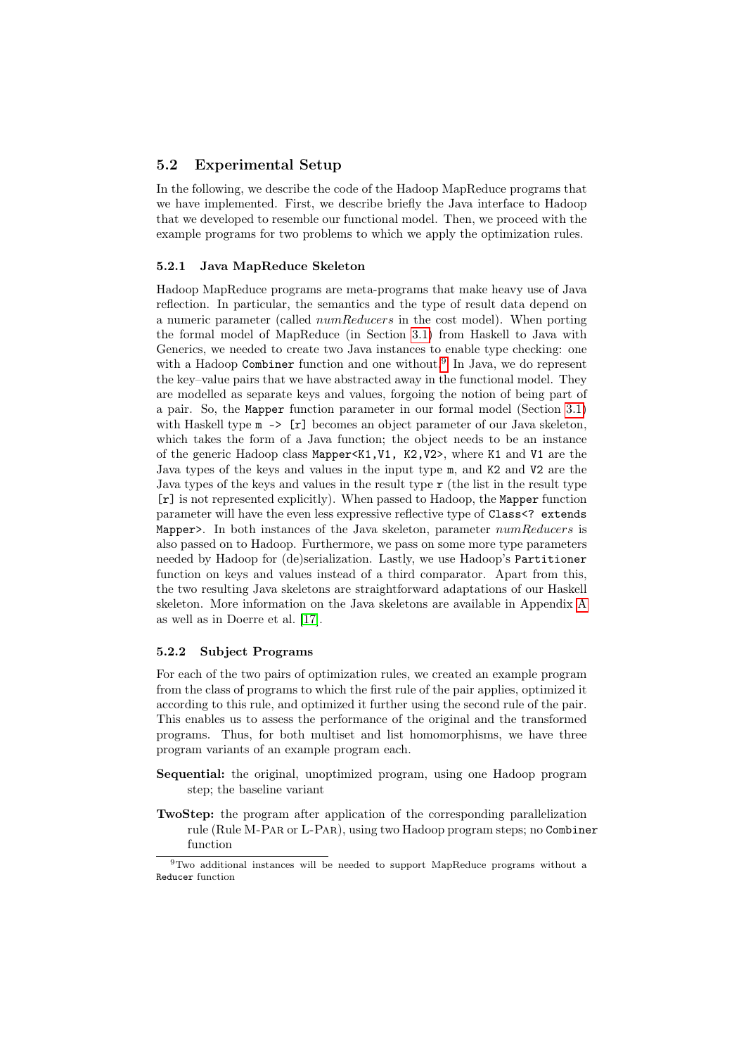### 5.2 Experimental Setup

In the following, we describe the code of the Hadoop MapReduce programs that we have implemented. First, we describe briefly the Java interface to Hadoop that we developed to resemble our functional model. Then, we proceed with the example programs for two problems to which we apply the optimization rules.

#### 5.2.1 Java MapReduce Skeleton

Hadoop MapReduce programs are meta-programs that make heavy use of Java reflection. In particular, the semantics and the type of result data depend on a numeric parameter (called *numReducers* in the cost model). When porting the formal model of MapReduce (in Section 3.1) from Haskell to Java with Generics, we needed to create two Java instances to enable type checking: one with a Hadoop `Combiner` function and one without.[9] In Java, we do represent the key–value pairs that we have abstracted away in the functional model. They are modelled as separate keys and values, forgoing the notion of being part of a pair. So, the `Mapper` function parameter in our formal model (Section 3.1) with Haskell type `m -> [r]` becomes an object parameter of our Java skeleton, which takes the form of a Java function; the object needs to be an instance of the generic Hadoop class `Mapper<K1,V1, K2,V2>`, where `K1` and `V1` are the Java types of the keys and values in the input type `m`, and `K2` and `V2` are the Java types of the keys and values in the result type `r` (the list in the result type `[r]` is not represented explicitly). When passed to Hadoop, the `Mapper` function parameter will have the even less expressive reflective type of `Class<? extends Mapper>`. In both instances of the Java skeleton, parameter *numReducers* is also passed on to Hadoop. Furthermore, we pass on some more type parameters needed by Hadoop for (de)serialization. Lastly, we use Hadoop's `Partitioner` function on keys and values instead of a third comparator. Apart from this, the two resulting Java skeletons are straightforward adaptations of our Haskell skeleton. More information on the Java skeletons are available in Appendix A as well as in Doerre et al. [17].

#### 5.2.2 Subject Programs

For each of the two pairs of optimization rules, we created an example program from the class of programs to which the first rule of the pair applies, optimized it according to this rule, and optimized it further using the second rule of the pair. This enables us to assess the performance of the original and the transformed programs. Thus, for both multiset and list homomorphisms, we have three program variants of an example program each.

**Sequential:** the original, unoptimized program, using one Hadoop program step; the baseline variant

**TwoStep:** the program after application of the corresponding parallelization rule (Rule M-Par or L-Par), using two Hadoop program steps; no `Combiner` function

[9] Two additional instances will be needed to support MapReduce programs without a `Reducer` function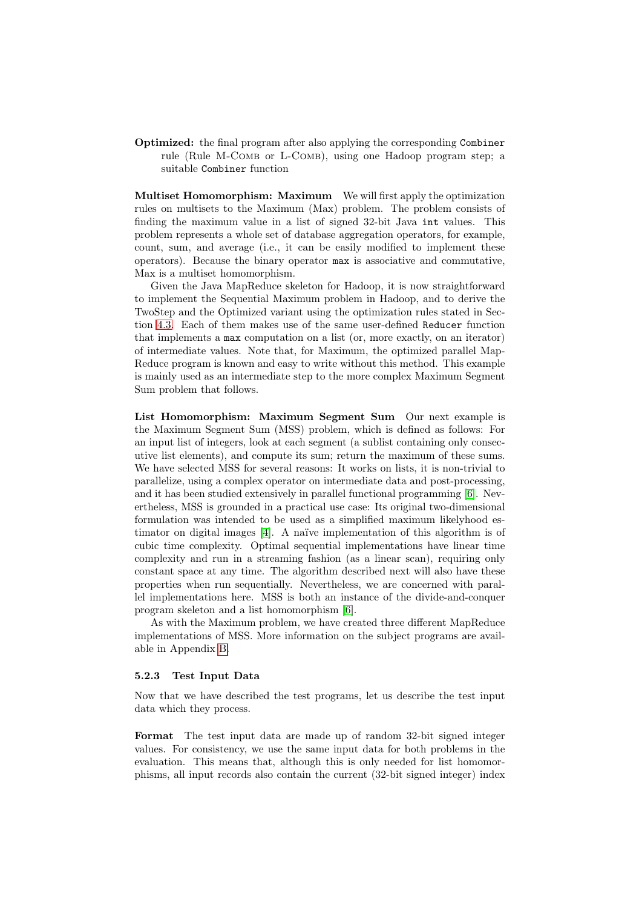**Optimized:** the final program after also applying the corresponding `Combiner` rule (Rule M-Comb or L-Comb), using one Hadoop program step; a suitable `Combiner` function

**Multiset Homomorphism: Maximum** We will first apply the optimization rules on multisets to the Maximum (Max) problem. The problem consists of finding the maximum value in a list of signed 32-bit Java `int` values. This problem represents a whole set of database aggregation operators, for example, count, sum, and average (i.e., it can be easily modified to implement these operators). Because the binary operator `max` is associative and commutative, Max is a multiset homomorphism.

Given the Java MapReduce skeleton for Hadoop, it is now straightforward to implement the Sequential Maximum problem in Hadoop, and to derive the TwoStep and the Optimized variant using the optimization rules stated in Section 4.3. Each of them makes use of the same user-defined `Reducer` function that implements a `max` computation on a list (or, more exactly, on an iterator) of intermediate values. Note that, for Maximum, the optimized parallel MapReduce program is known and easy to write without this method. This example is mainly used as an intermediate step to the more complex Maximum Segment Sum problem that follows.

**List Homomorphism: Maximum Segment Sum** Our next example is the Maximum Segment Sum (MSS) problem, which is defined as follows: For an input list of integers, look at each segment (a sublist containing only consecutive list elements), and compute its sum; return the maximum of these sums. We have selected MSS for several reasons: It works on lists, it is non-trivial to parallelize, using a complex operator on intermediate data and post-processing, and it has been studied extensively in parallel functional programming [6]. Nevertheless, MSS is grounded in a practical use case: Its original two-dimensional formulation was intended to be used as a simplified maximum likelyhood estimator on digital images [4]. A naïve implementation of this algorithm is of cubic time complexity. Optimal sequential implementations have linear time complexity and run in a streaming fashion (as a linear scan), requiring only constant space at any time. The algorithm described next will also have these properties when run sequentially. Nevertheless, we are concerned with parallel implementations here. MSS is both an instance of the divide-and-conquer program skeleton and a list homomorphism [6].

As with the Maximum problem, we have created three different MapReduce implementations of MSS. More information on the subject programs are available in Appendix B.

### 5.2.3 Test Input Data

Now that we have described the test programs, let us describe the test input data which they process.

**Format** The test input data are made up of random 32-bit signed integer values. For consistency, we use the same input data for both problems in the evaluation. This means that, although this is only needed for list homomorphisms, all input records also contain the current (32-bit signed integer) index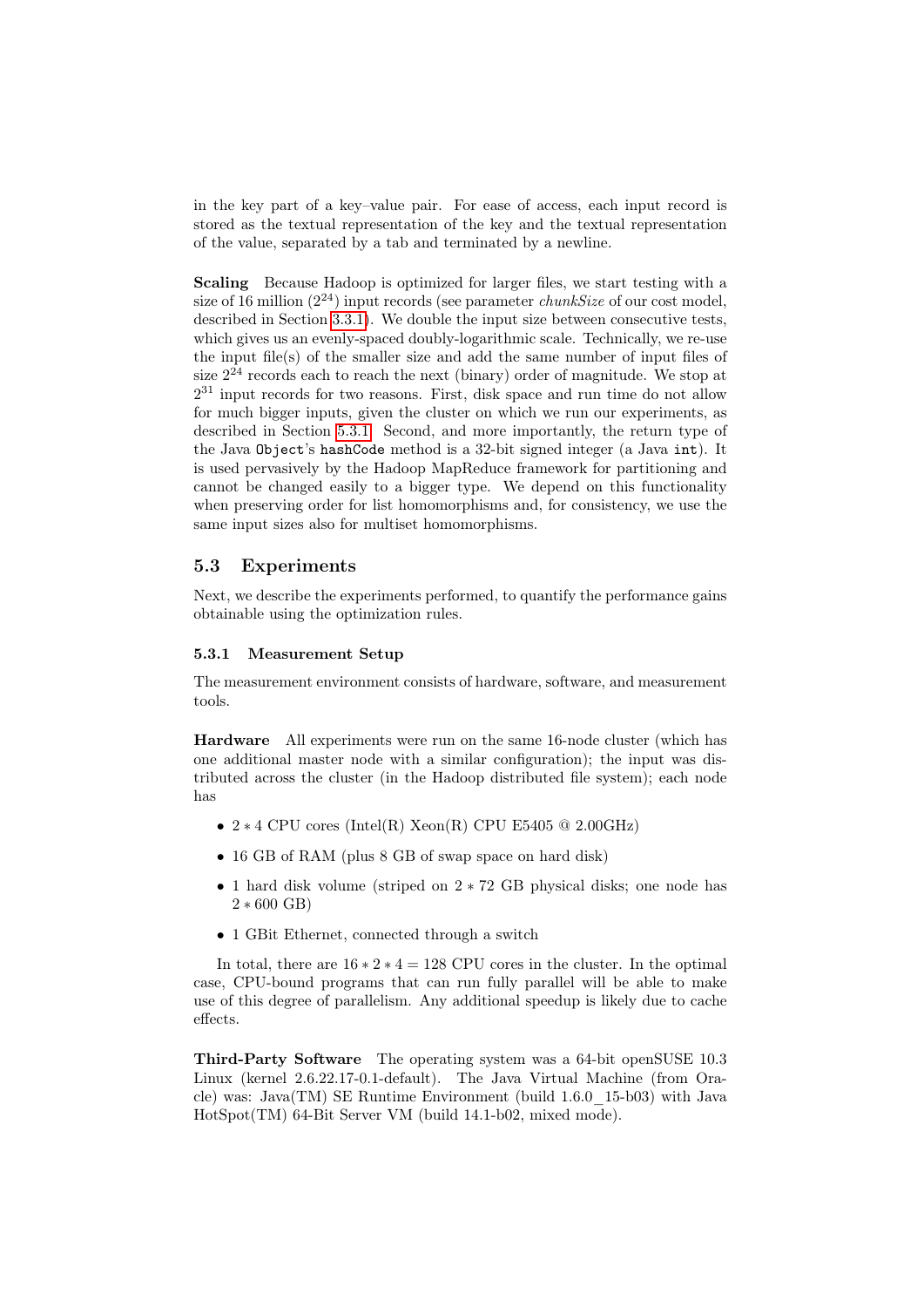in the key part of a key–value pair. For ease of access, each input record is stored as the textual representation of the key and the textual representation of the value, separated by a tab and terminated by a newline.

**Scaling** Because Hadoop is optimized for larger files, we start testing with a size of 16 million ($2^{24}$) input records (see parameter *chunkSize* of our cost model, described in Section 3.3.1). We double the input size between consecutive tests, which gives us an evenly-spaced doubly-logarithmic scale. Technically, we re-use the input file(s) of the smaller size and add the same number of input files of size $2^{24}$ records each to reach the next (binary) order of magnitude. We stop at $2^{31}$ input records for two reasons. First, disk space and run time do not allow for much bigger inputs, given the cluster on which we run our experiments, as described in Section 5.3.1. Second, and more importantly, the return type of the Java `Object`'s `hashCode` method is a 32-bit signed integer (a Java `int`). It is used pervasively by the Hadoop MapReduce framework for partitioning and cannot be changed easily to a bigger type. We depend on this functionality when preserving order for list homomorphisms and, for consistency, we use the same input sizes also for multiset homomorphisms.

## 5.3 Experiments

Next, we describe the experiments performed, to quantify the performance gains obtainable using the optimization rules.

### 5.3.1 Measurement Setup

The measurement environment consists of hardware, software, and measurement tools.

**Hardware** All experiments were run on the same 16-node cluster (which has one additional master node with a similar configuration); the input was distributed across the cluster (in the Hadoop distributed file system); each node has

- $2 * 4$ CPU cores (Intel(R) Xeon(R) CPU E5405 @ 2.00GHz)
- 16 GB of RAM (plus 8 GB of swap space on hard disk)
- 1 hard disk volume (striped on $2 * 72$ GB physical disks; one node has $2 * 600$ GB)
- 1 GBit Ethernet, connected through a switch

In total, there are $16 * 2 * 4 = 128$ CPU cores in the cluster. In the optimal case, CPU-bound programs that can run fully parallel will be able to make use of this degree of parallelism. Any additional speedup is likely due to cache effects.

**Third-Party Software** The operating system was a 64-bit openSUSE 10.3 Linux (kernel 2.6.22.17-0.1-default). The Java Virtual Machine (from Oracle) was: Java(TM) SE Runtime Environment (build 1.6.0_15-b03) with Java HotSpot(TM) 64-Bit Server VM (build 14.1-b02, mixed mode).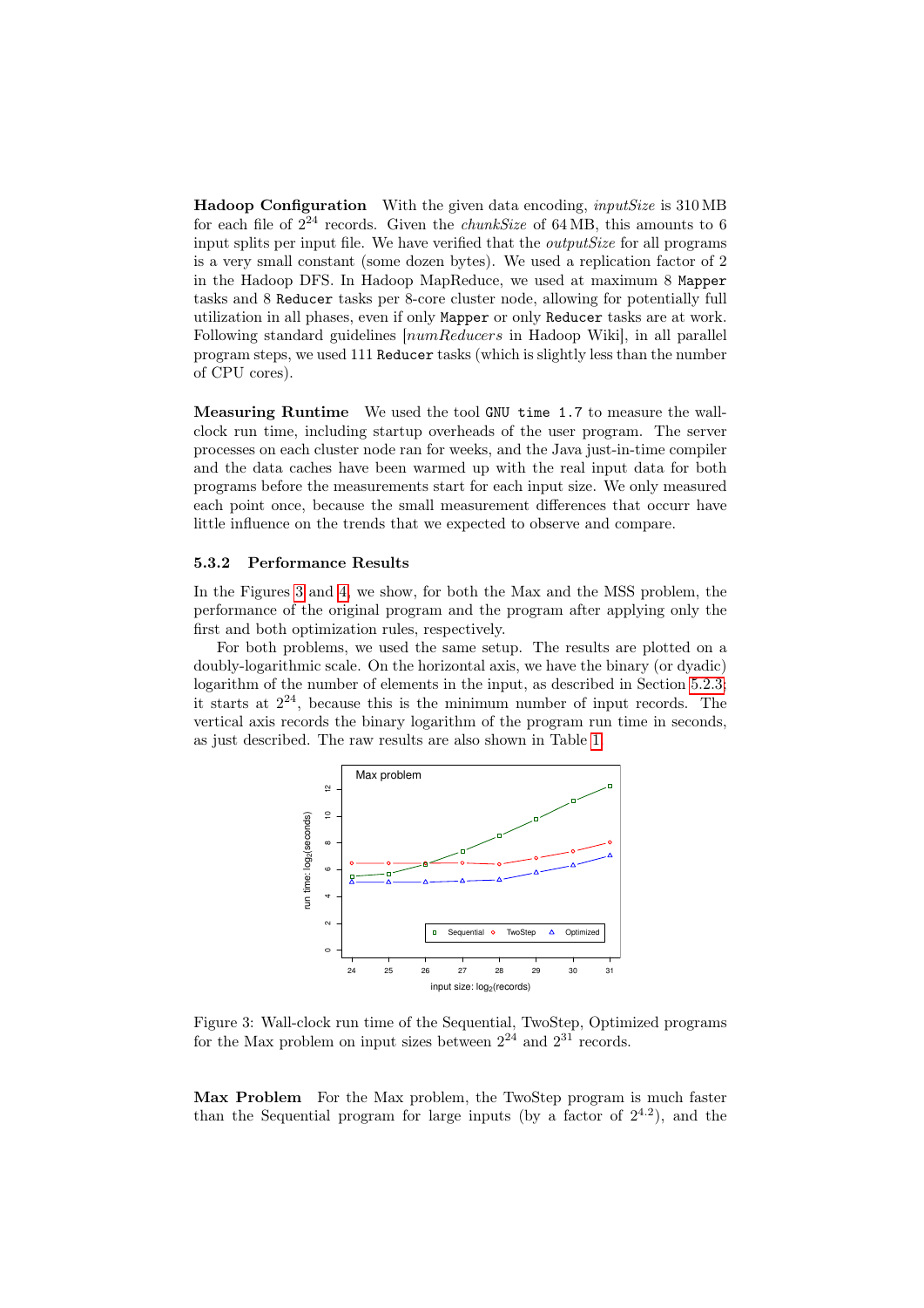**Hadoop Configuration** With the given data encoding, *inputSize* is 310 MB for each file of $2^{24}$ records. Given the *chunkSize* of 64 MB, this amounts to 6 input splits per input file. We have verified that the *outputSize* for all programs is a very small constant (some dozen bytes). We used a replication factor of 2 in the Hadoop DFS. In Hadoop MapReduce, we used at maximum 8 `Mapper` tasks and 8 `Reducer` tasks per 8-core cluster node, allowing for potentially full utilization in all phases, even if only `Mapper` or only `Reducer` tasks are at work. Following standard guidelines [*numReducers* in Hadoop Wiki], in all parallel program steps, we used 111 `Reducer` tasks (which is slightly less than the number of CPU cores).

**Measuring Runtime** We used the tool `GNU time 1.7` to measure the wall-clock run time, including startup overheads of the user program. The server processes on each cluster node ran for weeks, and the Java just-in-time compiler and the data caches have been warmed up with the real input data for both programs before the measurements start for each input size. We only measured each point once, because the small measurement differences that occurr have little influence on the trends that we expected to observe and compare.

### 5.3.2 Performance Results

In the Figures 3 and 4, we show, for both the Max and the MSS problem, the performance of the original program and the program after applying only the first and both optimization rules, respectively.

For both problems, we used the same setup. The results are plotted on a doubly-logarithmic scale. On the horizontal axis, we have the binary (or dyadic) logarithm of the number of elements in the input, as described in Section 5.2.3; it starts at $2^{24}$, because this is the minimum number of input records. The vertical axis records the binary logarithm of the program run time in seconds, as just described. The raw results are also shown in Table 1.

Figure 3: Wall-clock run time of the Sequential, TwoStep, Optimized programs for the Max problem on input sizes between $2^{24}$ and $2^{31}$ records.

**Max Problem** For the Max problem, the TwoStep program is much faster than the Sequential program for large inputs (by a factor of $2^{4.2}$), and the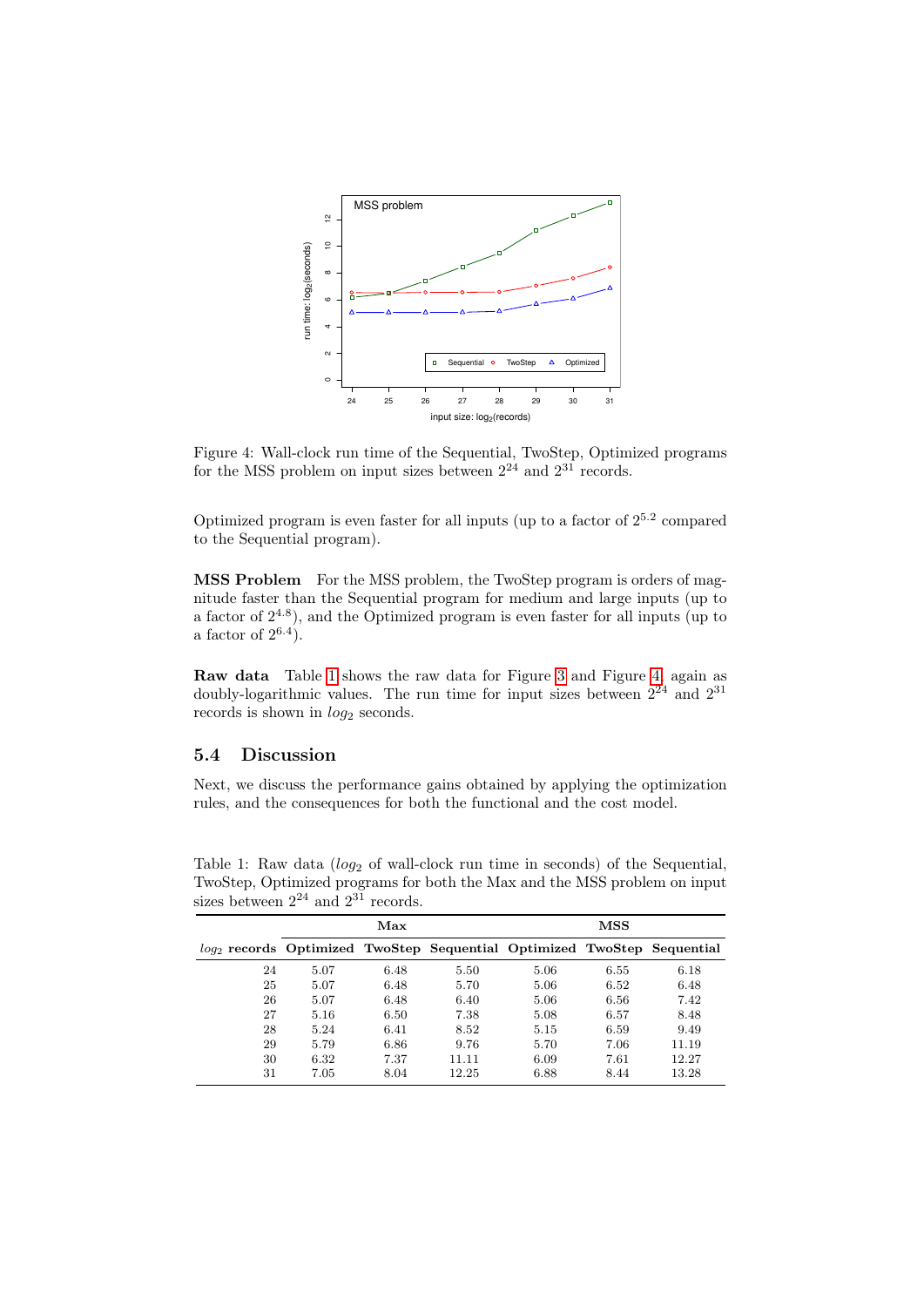Figure 4: Wall-clock run time of the Sequential, TwoStep, Optimized programs for the MSS problem on input sizes between $2^{24}$ and $2^{31}$ records.

Optimized program is even faster for all inputs (up to a factor of $2^{5.2}$ compared to the Sequential program).

**MSS Problem** For the MSS problem, the TwoStep program is orders of magnitude faster than the Sequential program for medium and large inputs (up to a factor of $2^{4.8}$), and the Optimized program is even faster for all inputs (up to a factor of $2^{6.4}$).

**Raw data** Table 1 shows the raw data for Figure 3 and Figure 4, again as doubly-logarithmic values. The run time for input sizes between $2^{24}$ and $2^{31}$ records is shown in $log_2$ seconds.

### 5.4 Discussion

Next, we discuss the performance gains obtained by applying the optimization rules, and the consequences for both the functional and the cost model.

Table 1: Raw data ($log_2$ of wall-clock run time in seconds) of the Sequential, TwoStep, Optimized programs for both the Max and the MSS problem on input sizes between $2^{24}$ and $2^{31}$ records.

| | **Max** | | | **MSS** | | |
|---|---|---|---|---|---|---|
| **$log_2$ records** | **Optimized** | **TwoStep** | **Sequential** | **Optimized** | **TwoStep** | **Sequential** |
| 24 | 5.07 | 6.48 | 5.50 | 5.06 | 6.55 | 6.18 |
| 25 | 5.07 | 6.48 | 5.70 | 5.06 | 6.52 | 6.48 |
| 26 | 5.07 | 6.48 | 6.40 | 5.06 | 6.56 | 7.42 |
| 27 | 5.16 | 6.50 | 7.38 | 5.08 | 6.57 | 8.48 |
| 28 | 5.24 | 6.41 | 8.52 | 5.15 | 6.59 | 9.49 |
| 29 | 5.79 | 6.86 | 9.76 | 5.70 | 7.06 | 11.19 |
| 30 | 6.32 | 7.37 | 11.11 | 6.09 | 7.61 | 12.27 |
| 31 | 7.05 | 8.04 | 12.25 | 6.88 | 8.44 | 13.28 |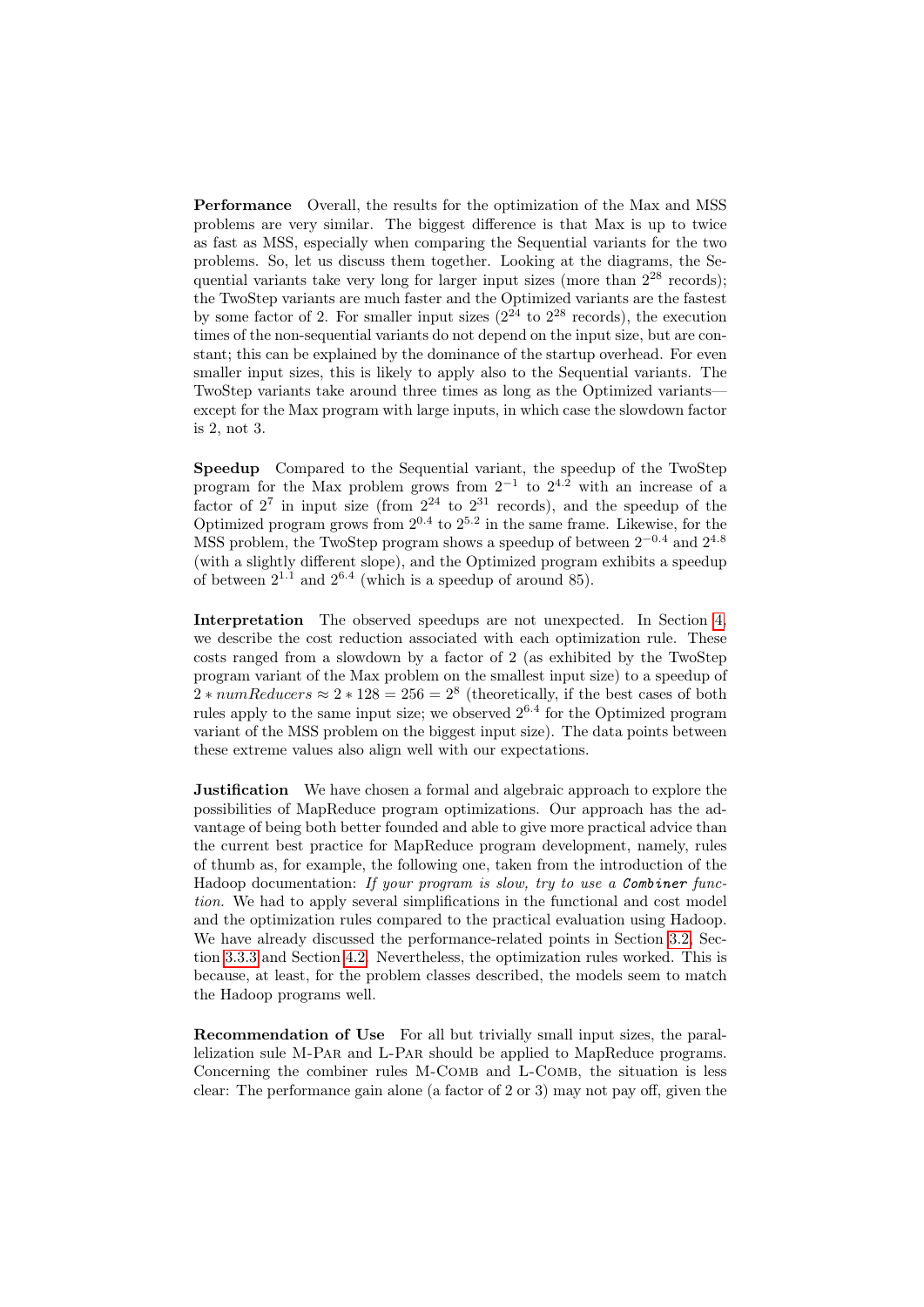**Performance** Overall, the results for the optimization of the Max and MSS problems are very similar. The biggest difference is that Max is up to twice as fast as MSS, especially when comparing the Sequential variants for the two problems. So, let us discuss them together. Looking at the diagrams, the Sequential variants take very long for larger input sizes (more than $2^{28}$ records); the TwoStep variants are much faster and the Optimized variants are the fastest by some factor of 2. For smaller input sizes ($2^{24}$ to $2^{28}$ records), the execution times of the non-sequential variants do not depend on the input size, but are constant; this can be explained by the dominance of the startup overhead. For even smaller input sizes, this is likely to apply also to the Sequential variants. The TwoStep variants take around three times as long as the Optimized variants—except for the Max program with large inputs, in which case the slowdown factor is 2, not 3.

**Speedup** Compared to the Sequential variant, the speedup of the TwoStep program for the Max problem grows from $2^{-1}$ to $2^{4.2}$ with an increase of a factor of $2^7$ in input size (from $2^{24}$ to $2^{31}$ records), and the speedup of the Optimized program grows from $2^{0.4}$ to $2^{5.2}$ in the same frame. Likewise, for the MSS problem, the TwoStep program shows a speedup of between $2^{-0.4}$ and $2^{4.8}$ (with a slightly different slope), and the Optimized program exhibits a speedup of between $2^{1.1}$ and $2^{6.4}$ (which is a speedup of around 85).

**Interpretation** The observed speedups are not unexpected. In Section 4, we describe the cost reduction associated with each optimization rule. These costs ranged from a slowdown by a factor of 2 (as exhibited by the TwoStep program variant of the Max problem on the smallest input size) to a speedup of $2 * numReducers \approx 2 * 128 = 256 = 2^8$ (theoretically, if the best cases of both rules apply to the same input size; we observed $2^{6.4}$ for the Optimized program variant of the MSS problem on the biggest input size). The data points between these extreme values also align well with our expectations.

**Justification** We have chosen a formal and algebraic approach to explore the possibilities of MapReduce program optimizations. Our approach has the advantage of being both better founded and able to give more practical advice than the current best practice for MapReduce program development, namely, rules of thumb as, for example, the following one, taken from the introduction of the Hadoop documentation: *If your program is slow, try to use a `Combiner` function.* We had to apply several simplifications in the functional and cost model and the optimization rules compared to the practical evaluation using Hadoop. We have already discussed the performance-related points in Section 3.2, Section 3.3.3 and Section 4.2. Nevertheless, the optimization rules worked. This is because, at least, for the problem classes described, the models seem to match the Hadoop programs well.

**Recommendation of Use** For all but trivially small input sizes, the parallelization sule M-Par and L-Par should be applied to MapReduce programs. Concerning the combiner rules M-Comb and L-Comb, the situation is less clear: The performance gain alone (a factor of 2 or 3) may not pay off, given the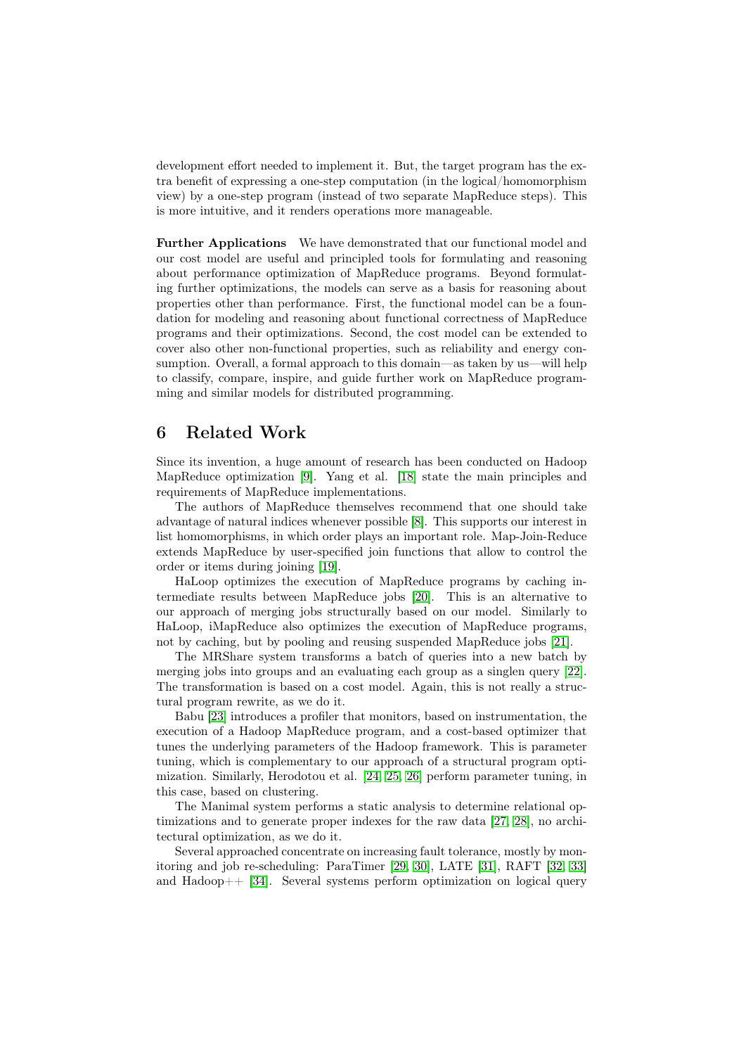development effort needed to implement it. But, the target program has the extra benefit of expressing a one-step computation (in the logical/homomorphism view) by a one-step program (instead of two separate MapReduce steps). This is more intuitive, and it renders operations more manageable.

**Further Applications** We have demonstrated that our functional model and our cost model are useful and principled tools for formulating and reasoning about performance optimization of MapReduce programs. Beyond formulating further optimizations, the models can serve as a basis for reasoning about properties other than performance. First, the functional model can be a foundation for modeling and reasoning about functional correctness of MapReduce programs and their optimizations. Second, the cost model can be extended to cover also other non-functional properties, such as reliability and energy consumption. Overall, a formal approach to this domain—as taken by us—will help to classify, compare, inspire, and guide further work on MapReduce programming and similar models for distributed programming.

# 6 Related Work

Since its invention, a huge amount of research has been conducted on Hadoop MapReduce optimization [9]. Yang et al. [18] state the main principles and requirements of MapReduce implementations.

The authors of MapReduce themselves recommend that one should take advantage of natural indices whenever possible [8]. This supports our interest in list homomorphisms, in which order plays an important role. Map-Join-Reduce extends MapReduce by user-specified join functions that allow to control the order or items during joining [19].

HaLoop optimizes the execution of MapReduce programs by caching intermediate results between MapReduce jobs [20]. This is an alternative to our approach of merging jobs structurally based on our model. Similarly to HaLoop, iMapReduce also optimizes the execution of MapReduce programs, not by caching, but by pooling and reusing suspended MapReduce jobs [21].

The MRShare system transforms a batch of queries into a new batch by merging jobs into groups and an evaluating each group as a singlen query [22]. The transformation is based on a cost model. Again, this is not really a structural program rewrite, as we do it.

Babu [23] introduces a profiler that monitors, based on instrumentation, the execution of a Hadoop MapReduce program, and a cost-based optimizer that tunes the underlying parameters of the Hadoop framework. This is parameter tuning, which is complementary to our approach of a structural program optimization. Similarly, Herodotou et al. [24, 25, 26] perform parameter tuning, in this case, based on clustering.

The Manimal system performs a static analysis to determine relational optimizations and to generate proper indexes for the raw data [27, 28], no architectural optimization, as we do it.

Several approached concentrate on increasing fault tolerance, mostly by monitoring and job re-scheduling: ParaTimer [29, 30], LATE [31], RAFT [32, 33] and Hadoop++ [34]. Several systems perform optimization on logical query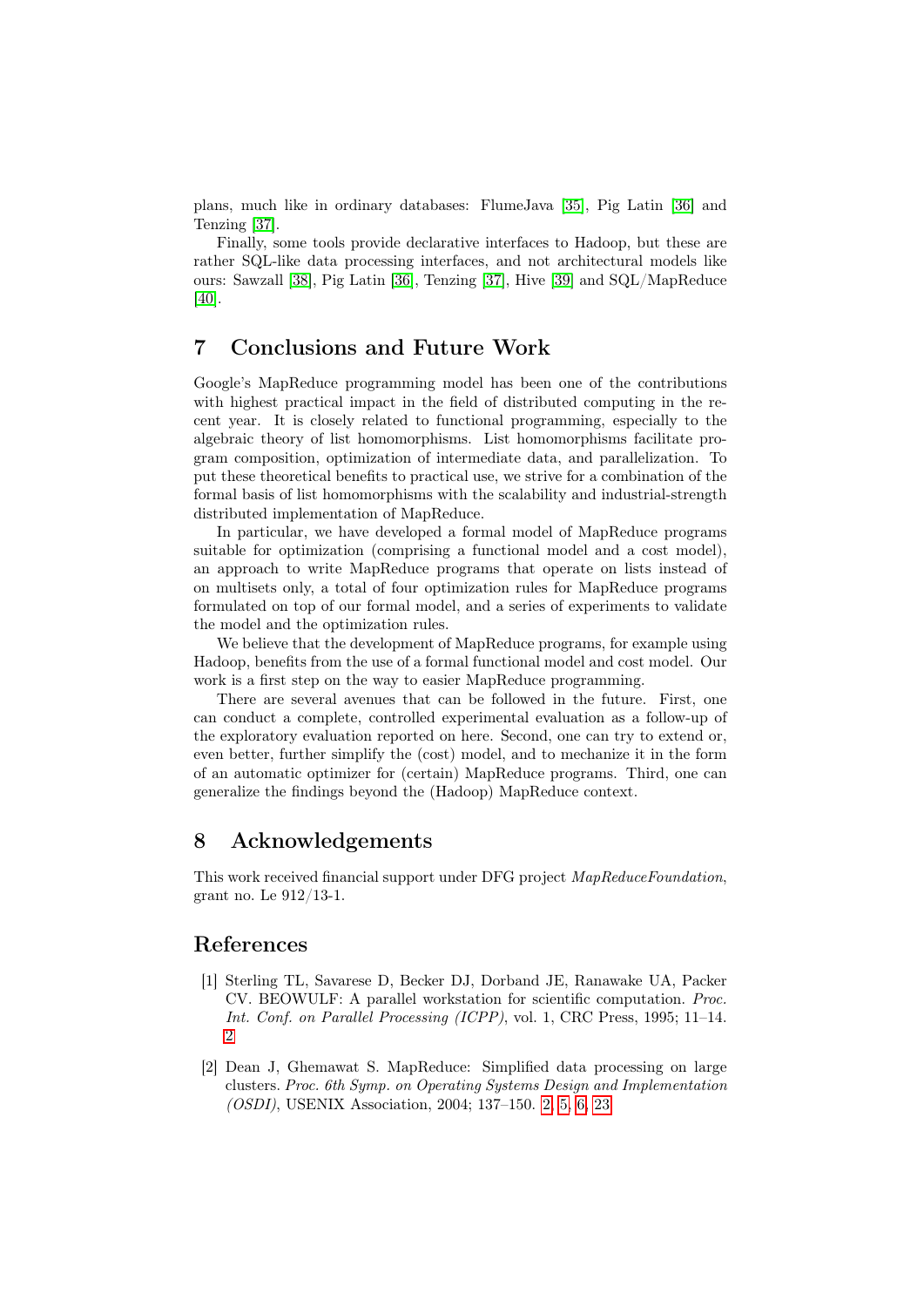plans, much like in ordinary databases: FlumeJava [35], Pig Latin [36] and Tenzing [37].

Finally, some tools provide declarative interfaces to Hadoop, but these are rather SQL-like data processing interfaces, and not architectural models like ours: Sawzall [38], Pig Latin [36], Tenzing [37], Hive [39] and SQL/MapReduce [40].

## 7 Conclusions and Future Work

Google's MapReduce programming model has been one of the contributions with highest practical impact in the field of distributed computing in the recent year. It is closely related to functional programming, especially to the algebraic theory of list homomorphisms. List homomorphisms facilitate program composition, optimization of intermediate data, and parallelization. To put these theoretical benefits to practical use, we strive for a combination of the formal basis of list homomorphisms with the scalability and industrial-strength distributed implementation of MapReduce.

In particular, we have developed a formal model of MapReduce programs suitable for optimization (comprising a functional model and a cost model), an approach to write MapReduce programs that operate on lists instead of on multisets only, a total of four optimization rules for MapReduce programs formulated on top of our formal model, and a series of experiments to validate the model and the optimization rules.

We believe that the development of MapReduce programs, for example using Hadoop, benefits from the use of a formal functional model and cost model. Our work is a first step on the way to easier MapReduce programming.

There are several avenues that can be followed in the future. First, one can conduct a complete, controlled experimental evaluation as a follow-up of the exploratory evaluation reported on here. Second, one can try to extend or, even better, further simplify the (cost) model, and to mechanize it in the form of an automatic optimizer for (certain) MapReduce programs. Third, one can generalize the findings beyond the (Hadoop) MapReduce context.

## 8 Acknowledgements

This work received financial support under DFG project *MapReduceFoundation*, grant no. Le 912/13-1.

## References

[1] Sterling TL, Savarese D, Becker DJ, Dorband JE, Ranawake UA, Packer CV. BEOWULF: A parallel workstation for scientific computation. *Proc. Int. Conf. on Parallel Processing (ICPP)*, vol. 1, CRC Press, 1995; 11–14. 2

[2] Dean J, Ghemawat S. MapReduce: Simplified data processing on large clusters. *Proc. 6th Symp. on Operating Systems Design and Implementation (OSDI)*, USENIX Association, 2004; 137–150. 2, 5, 6, 23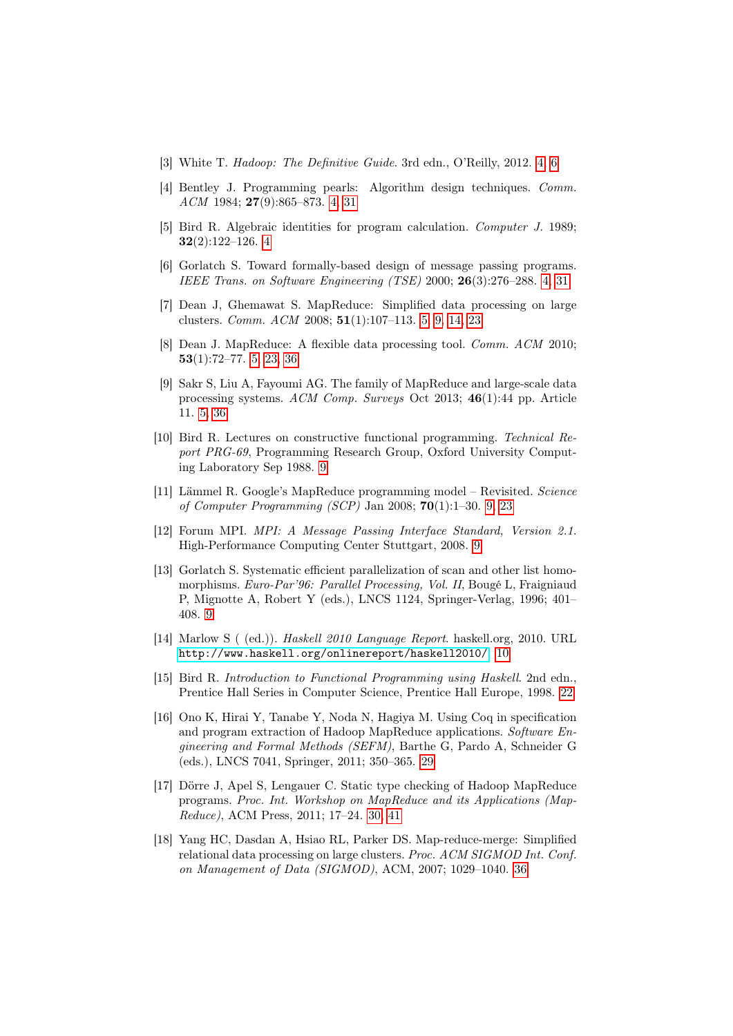[3] White T. *Hadoop: The Definitive Guide*. 3rd edn., O'Reilly, 2012. 4, 6

[4] Bentley J. Programming pearls: Algorithm design techniques. *Comm. ACM* 1984; **27**(9):865–873. 4, 31

[5] Bird R. Algebraic identities for program calculation. *Computer J.* 1989; **32**(2):122–126. 4

[6] Gorlatch S. Toward formally-based design of message passing programs. *IEEE Trans. on Software Engineering (TSE)* 2000; **26**(3):276–288. 4, 31

[7] Dean J, Ghemawat S. MapReduce: Simplified data processing on large clusters. *Comm. ACM* 2008; **51**(1):107–113. 5, 9, 14, 23

[8] Dean J. MapReduce: A flexible data processing tool. *Comm. ACM* 2010; **53**(1):72–77. 5, 23, 36

[9] Sakr S, Liu A, Fayoumi AG. The family of MapReduce and large-scale data processing systems. *ACM Comp. Surveys* Oct 2013; **46**(1):44 pp. Article 11. 5, 36

[10] Bird R. Lectures on constructive functional programming. *Technical Report PRG-69*, Programming Research Group, Oxford University Computing Laboratory Sep 1988. 9

[11] Lämmel R. Google's MapReduce programming model – Revisited. *Science of Computer Programming (SCP)* Jan 2008; **70**(1):1–30. 9, 23

[12] Forum MPI. *MPI: A Message Passing Interface Standard, Version 2.1.* High-Performance Computing Center Stuttgart, 2008. 9

[13] Gorlatch S. Systematic efficient parallelization of scan and other list homomorphisms. *Euro-Par'96: Parallel Processing, Vol. II*, Bougé L, Fraigniaud P, Mignotte A, Robert Y (eds.), LNCS 1124, Springer-Verlag, 1996; 401–408. 9

[14] Marlow S ( (ed.)). *Haskell 2010 Language Report.* haskell.org, 2010. URL http://www.haskell.org/onlinereport/haskell2010/. 10

[15] Bird R. *Introduction to Functional Programming using Haskell*. 2nd edn., Prentice Hall Series in Computer Science, Prentice Hall Europe, 1998. 22

[16] Ono K, Hirai Y, Tanabe Y, Noda N, Hagiya M. Using Coq in specification and program extraction of Hadoop MapReduce applications. *Software Engineering and Formal Methods (SEFM)*, Barthe G, Pardo A, Schneider G (eds.), LNCS 7041, Springer, 2011; 350–365. 29

[17] Dörre J, Apel S, Lengauer C. Static type checking of Hadoop MapReduce programs. *Proc. Int. Workshop on MapReduce and its Applications (MapReduce)*, ACM Press, 2011; 17–24. 30, 41

[18] Yang HC, Dasdan A, Hsiao RL, Parker DS. Map-reduce-merge: Simplified relational data processing on large clusters. *Proc. ACM SIGMOD Int. Conf. on Management of Data (SIGMOD)*, ACM, 2007; 1029–1040. 36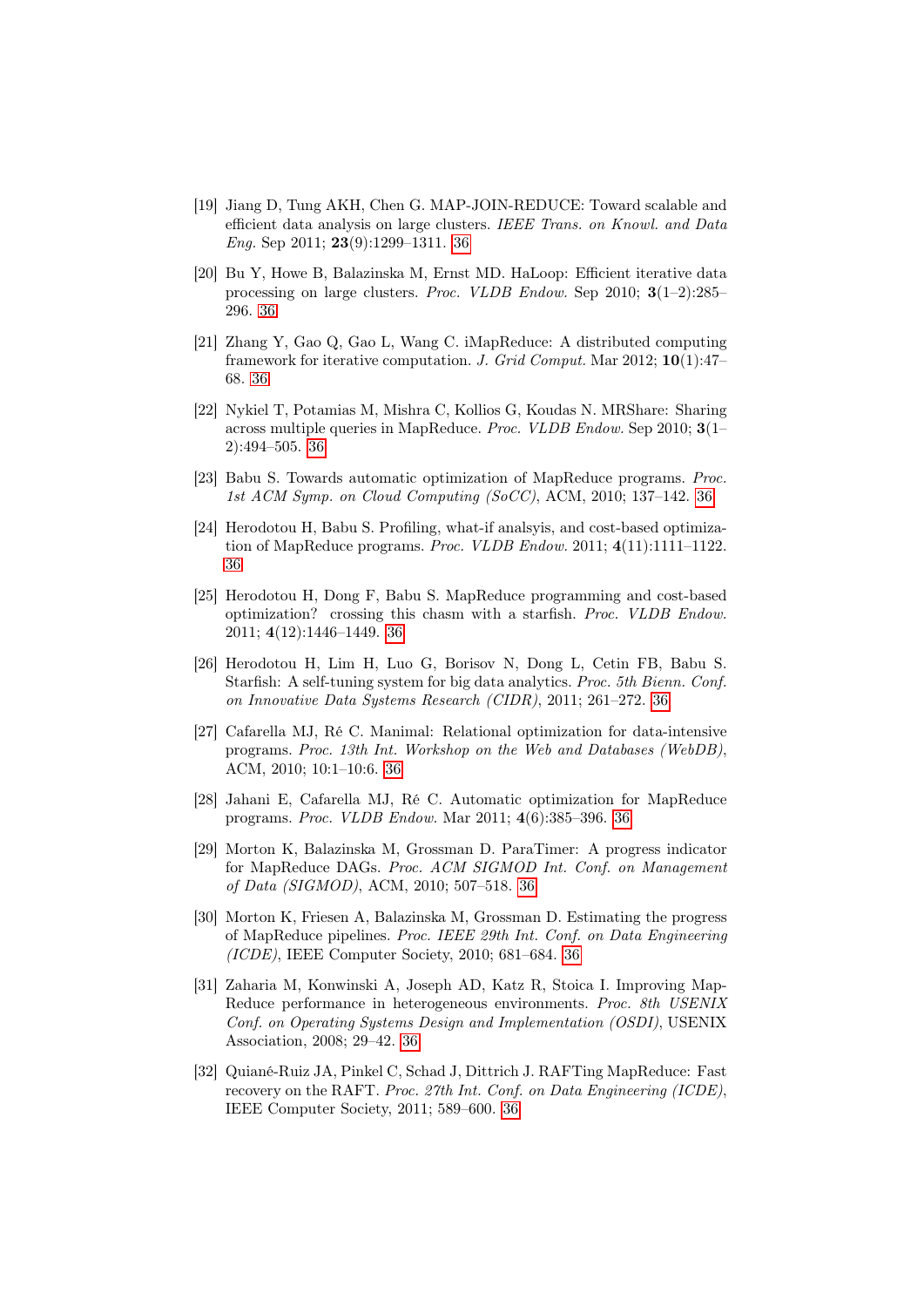[19] Jiang D, Tung AKH, Chen G. MAP-JOIN-REDUCE: Toward scalable and efficient data analysis on large clusters. *IEEE Trans. on Knowl. and Data Eng.* Sep 2011; **23**(9):1299–1311. 36

[20] Bu Y, Howe B, Balazinska M, Ernst MD. HaLoop: Efficient iterative data processing on large clusters. *Proc. VLDB Endow.* Sep 2010; **3**(1–2):285–296. 36

[21] Zhang Y, Gao Q, Gao L, Wang C. iMapReduce: A distributed computing framework for iterative computation. *J. Grid Comput.* Mar 2012; **10**(1):47–68. 36

[22] Nykiel T, Potamias M, Mishra C, Kollios G, Koudas N. MRShare: Sharing across multiple queries in MapReduce. *Proc. VLDB Endow.* Sep 2010; **3**(1–2):494–505. 36

[23] Babu S. Towards automatic optimization of MapReduce programs. *Proc. 1st ACM Symp. on Cloud Computing (SoCC)*, ACM, 2010; 137–142. 36

[24] Herodotou H, Babu S. Profiling, what-if analsyis, and cost-based optimization of MapReduce programs. *Proc. VLDB Endow.* 2011; **4**(11):1111–1122. 36

[25] Herodotou H, Dong F, Babu S. MapReduce programming and cost-based optimization? crossing this chasm with a starfish. *Proc. VLDB Endow.* 2011; **4**(12):1446–1449. 36

[26] Herodotou H, Lim H, Luo G, Borisov N, Dong L, Cetin FB, Babu S. Starfish: A self-tuning system for big data analytics. *Proc. 5th Bienn. Conf. on Innovative Data Systems Research (CIDR)*, 2011; 261–272. 36

[27] Cafarella MJ, Ré C. Manimal: Relational optimization for data-intensive programs. *Proc. 13th Int. Workshop on the Web and Databases (WebDB)*, ACM, 2010; 10:1–10:6. 36

[28] Jahani E, Cafarella MJ, Ré C. Automatic optimization for MapReduce programs. *Proc. VLDB Endow.* Mar 2011; **4**(6):385–396. 36

[29] Morton K, Balazinska M, Grossman D. ParaTimer: A progress indicator for MapReduce DAGs. *Proc. ACM SIGMOD Int. Conf. on Management of Data (SIGMOD)*, ACM, 2010; 507–518. 36

[30] Morton K, Friesen A, Balazinska M, Grossman D. Estimating the progress of MapReduce pipelines. *Proc. IEEE 29th Int. Conf. on Data Engineering (ICDE)*, IEEE Computer Society, 2010; 681–684. 36

[31] Zaharia M, Konwinski A, Joseph AD, Katz R, Stoica I. Improving MapReduce performance in heterogeneous environments. *Proc. 8th USENIX Conf. on Operating Systems Design and Implementation (OSDI)*, USENIX Association, 2008; 29–42. 36

[32] Quiané-Ruiz JA, Pinkel C, Schad J, Dittrich J. RAFTing MapReduce: Fast recovery on the RAFT. *Proc. 27th Int. Conf. on Data Engineering (ICDE)*, IEEE Computer Society, 2011; 589–600. 36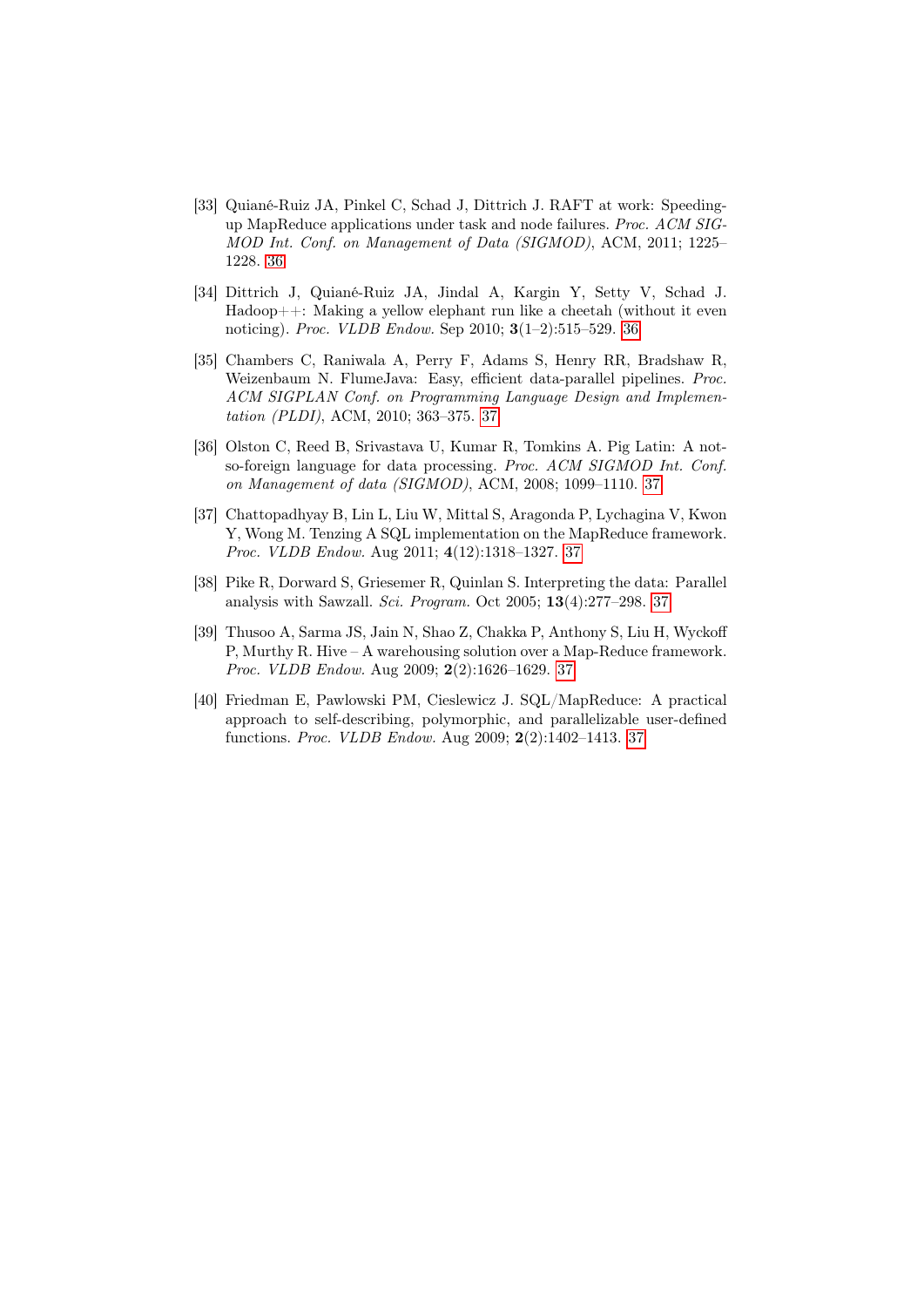[33] Quiané-Ruiz JA, Pinkel C, Schad J, Dittrich J. RAFT at work: Speeding-up MapReduce applications under task and node failures. *Proc. ACM SIGMOD Int. Conf. on Management of Data (SIGMOD)*, ACM, 2011; 1225–1228. 36

[34] Dittrich J, Quiané-Ruiz JA, Jindal A, Kargin Y, Setty V, Schad J. Hadoop++: Making a yellow elephant run like a cheetah (without it even noticing). *Proc. VLDB Endow.* Sep 2010; **3**(1–2):515–529. 36

[35] Chambers C, Raniwala A, Perry F, Adams S, Henry RR, Bradshaw R, Weizenbaum N. FlumeJava: Easy, efficient data-parallel pipelines. *Proc. ACM SIGPLAN Conf. on Programming Language Design and Implementation (PLDI)*, ACM, 2010; 363–375. 37

[36] Olston C, Reed B, Srivastava U, Kumar R, Tomkins A. Pig Latin: A not-so-foreign language for data processing. *Proc. ACM SIGMOD Int. Conf. on Management of data (SIGMOD)*, ACM, 2008; 1099–1110. 37

[37] Chattopadhyay B, Lin L, Liu W, Mittal S, Aragonda P, Lychagina V, Kwon Y, Wong M. Tenzing A SQL implementation on the MapReduce framework. *Proc. VLDB Endow.* Aug 2011; **4**(12):1318–1327. 37

[38] Pike R, Dorward S, Griesemer R, Quinlan S. Interpreting the data: Parallel analysis with Sawzall. *Sci. Program.* Oct 2005; **13**(4):277–298. 37

[39] Thusoo A, Sarma JS, Jain N, Shao Z, Chakka P, Anthony S, Liu H, Wyckoff P, Murthy R. Hive – A warehousing solution over a Map-Reduce framework. *Proc. VLDB Endow.* Aug 2009; **2**(2):1626–1629. 37

[40] Friedman E, Pawlowski PM, Cieslewicz J. SQL/MapReduce: A practical approach to self-describing, polymorphic, and parallelizable user-defined functions. *Proc. VLDB Endow.* Aug 2009; **2**(2):1402–1413. 37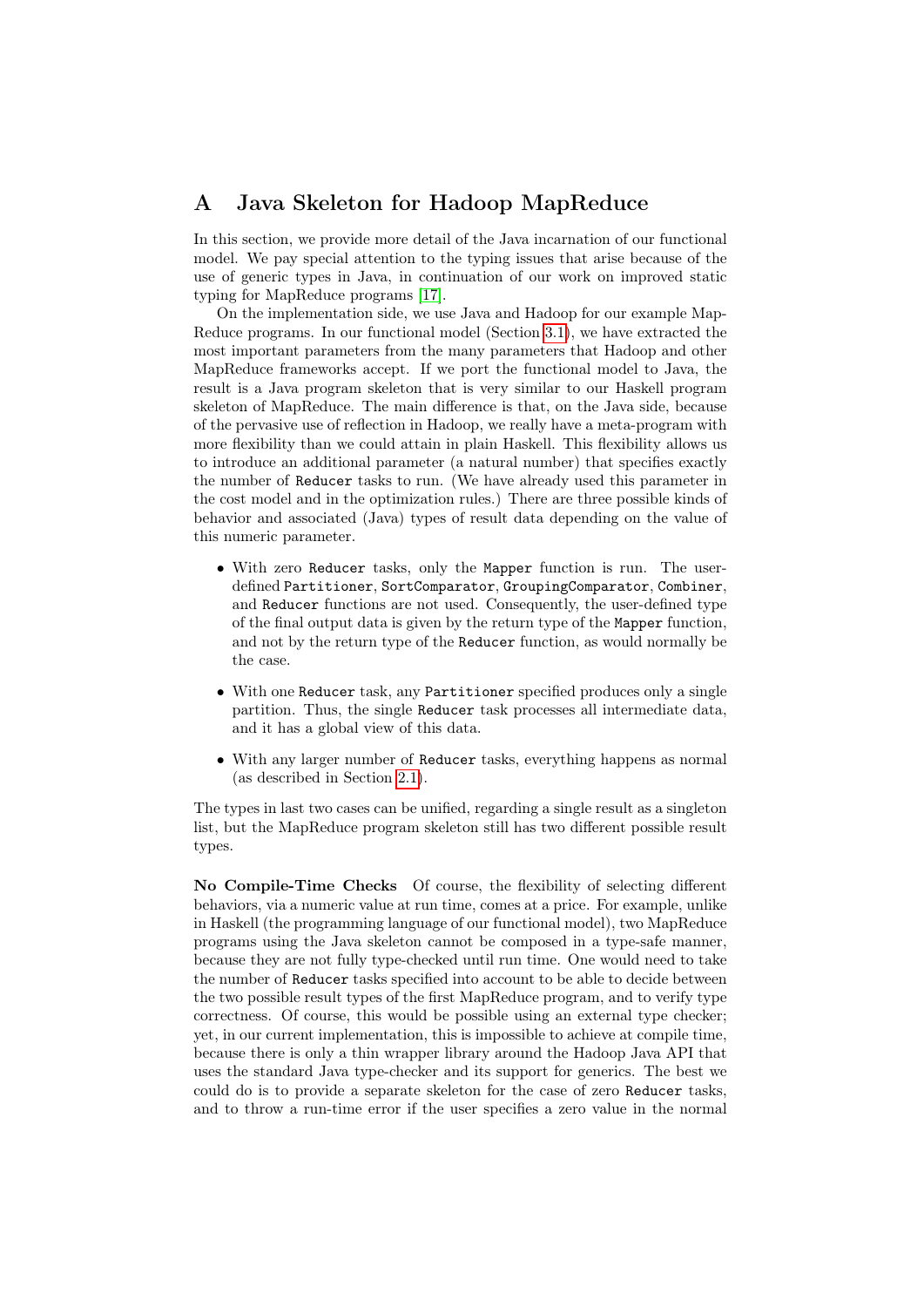# A Java Skeleton for Hadoop MapReduce

In this section, we provide more detail of the Java incarnation of our functional model. We pay special attention to the typing issues that arise because of the use of generic types in Java, in continuation of our work on improved static typing for MapReduce programs [17].

On the implementation side, we use Java and Hadoop for our example MapReduce programs. In our functional model (Section 3.1), we have extracted the most important parameters from the many parameters that Hadoop and other MapReduce frameworks accept. If we port the functional model to Java, the result is a Java program skeleton that is very similar to our Haskell program skeleton of MapReduce. The main difference is that, on the Java side, because of the pervasive use of reflection in Hadoop, we really have a meta-program with more flexibility than we could attain in plain Haskell. This flexibility allows us to introduce an additional parameter (a natural number) that specifies exactly the number of `Reducer` tasks to run. (We have already used this parameter in the cost model and in the optimization rules.) There are three possible kinds of behavior and associated (Java) types of result data depending on the value of this numeric parameter.

- With zero `Reducer` tasks, only the `Mapper` function is run. The user-defined `Partitioner`, `SortComparator`, `GroupingComparator`, `Combiner`, and `Reducer` functions are not used. Consequently, the user-defined type of the final output data is given by the return type of the `Mapper` function, and not by the return type of the `Reducer` function, as would normally be the case.
- With one `Reducer` task, any `Partitioner` specified produces only a single partition. Thus, the single `Reducer` task processes all intermediate data, and it has a global view of this data.
- With any larger number of `Reducer` tasks, everything happens as normal (as described in Section 2.1).

The types in last two cases can be unified, regarding a single result as a singleton list, but the MapReduce program skeleton still has two different possible result types.

**No Compile-Time Checks** Of course, the flexibility of selecting different behaviors, via a numeric value at run time, comes at a price. For example, unlike in Haskell (the programming language of our functional model), two MapReduce programs using the Java skeleton cannot be composed in a type-safe manner, because they are not fully type-checked until run time. One would need to take the number of `Reducer` tasks specified into account to be able to decide between the two possible result types of the first MapReduce program, and to verify type correctness. Of course, this would be possible using an external type checker; yet, in our current implementation, this is impossible to achieve at compile time, because there is only a thin wrapper library around the Hadoop Java API that uses the standard Java type-checker and its support for generics. The best we could do is to provide a separate skeleton for the case of zero `Reducer` tasks, and to throw a run-time error if the user specifies a zero value in the normal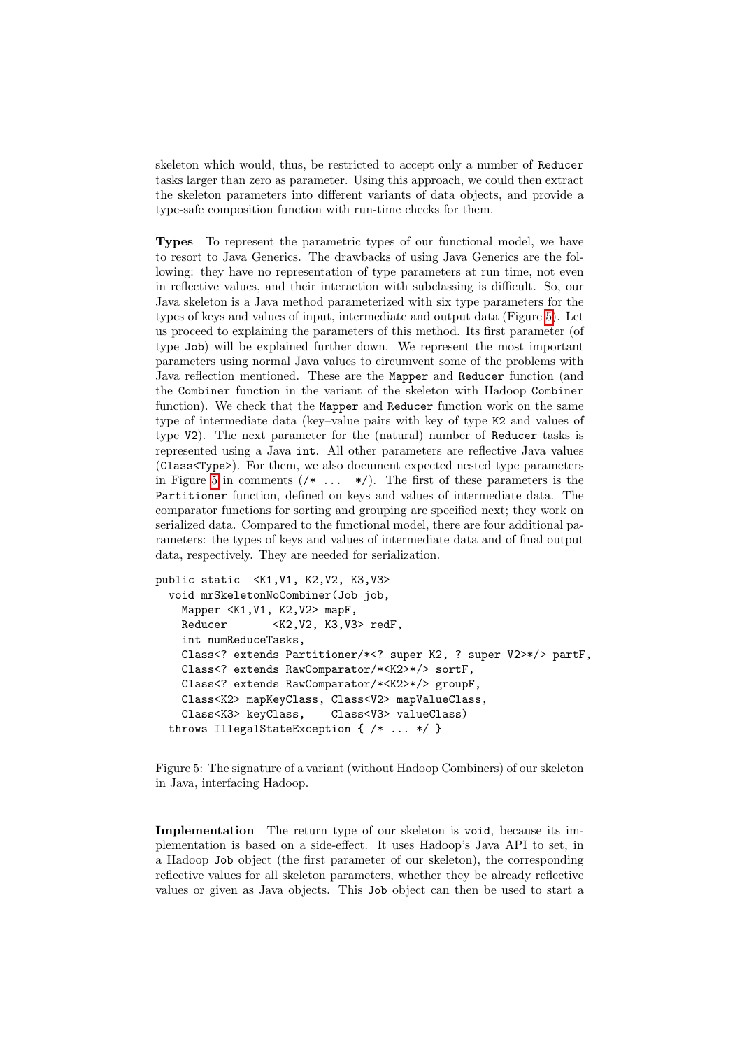skeleton which would, thus, be restricted to accept only a number of `Reducer` tasks larger than zero as parameter. Using this approach, we could then extract the skeleton parameters into different variants of data objects, and provide a type-safe composition function with run-time checks for them.

**Types** To represent the parametric types of our functional model, we have to resort to Java Generics. The drawbacks of using Java Generics are the following: they have no representation of type parameters at run time, not even in reflective values, and their interaction with subclassing is difficult. So, our Java skeleton is a Java method parameterized with six type parameters for the types of keys and values of input, intermediate and output data (Figure 5). Let us proceed to explaining the parameters of this method. Its first parameter (of type `Job`) will be explained further down. We represent the most important parameters using normal Java values to circumvent some of the problems with Java reflection mentioned. These are the `Mapper` and `Reducer` function (and the `Combiner` function in the variant of the skeleton with Hadoop `Combiner` function). We check that the `Mapper` and `Reducer` function work on the same type of intermediate data (key–value pairs with key of type `K2` and values of type `V2`). The next parameter for the (natural) number of `Reducer` tasks is represented using a Java `int`. All other parameters are reflective Java values (`Class<Type>`). For them, we also document expected nested type parameters in Figure 5 in comments (`/* ... */`). The first of these parameters is the `Partitioner` function, defined on keys and values of intermediate data. The comparator functions for sorting and grouping are specified next; they work on serialized data. Compared to the functional model, there are four additional parameters: the types of keys and values of intermediate data and of final output data, respectively. They are needed for serialization.

```
public static  <K1,V1, K2,V2, K3,V3>
  void mrSkeletonNoCombiner(Job job,
    Mapper <K1,V1, K2,V2> mapF,
    Reducer       <K2,V2, K3,V3> redF,
    int numReduceTasks,
    Class<? extends Partitioner/*<? super K2, ? super V2>*/> partF,
    Class<? extends RawComparator/*<K2>*/> sortF,
    Class<? extends RawComparator/*<K2>*/> groupF,
    Class<K2> mapKeyClass, Class<V2> mapValueClass,
    Class<K3> keyClass,    Class<V3> valueClass)
  throws IllegalStateException { /* ... */ }
```

Figure 5: The signature of a variant (without Hadoop Combiners) of our skeleton in Java, interfacing Hadoop.

**Implementation** The return type of our skeleton is `void`, because its implementation is based on a side-effect. It uses Hadoop's Java API to set, in a Hadoop `Job` object (the first parameter of our skeleton), the corresponding reflective values for all skeleton parameters, whether they be already reflective values or given as Java objects. This `Job` object can then be used to start a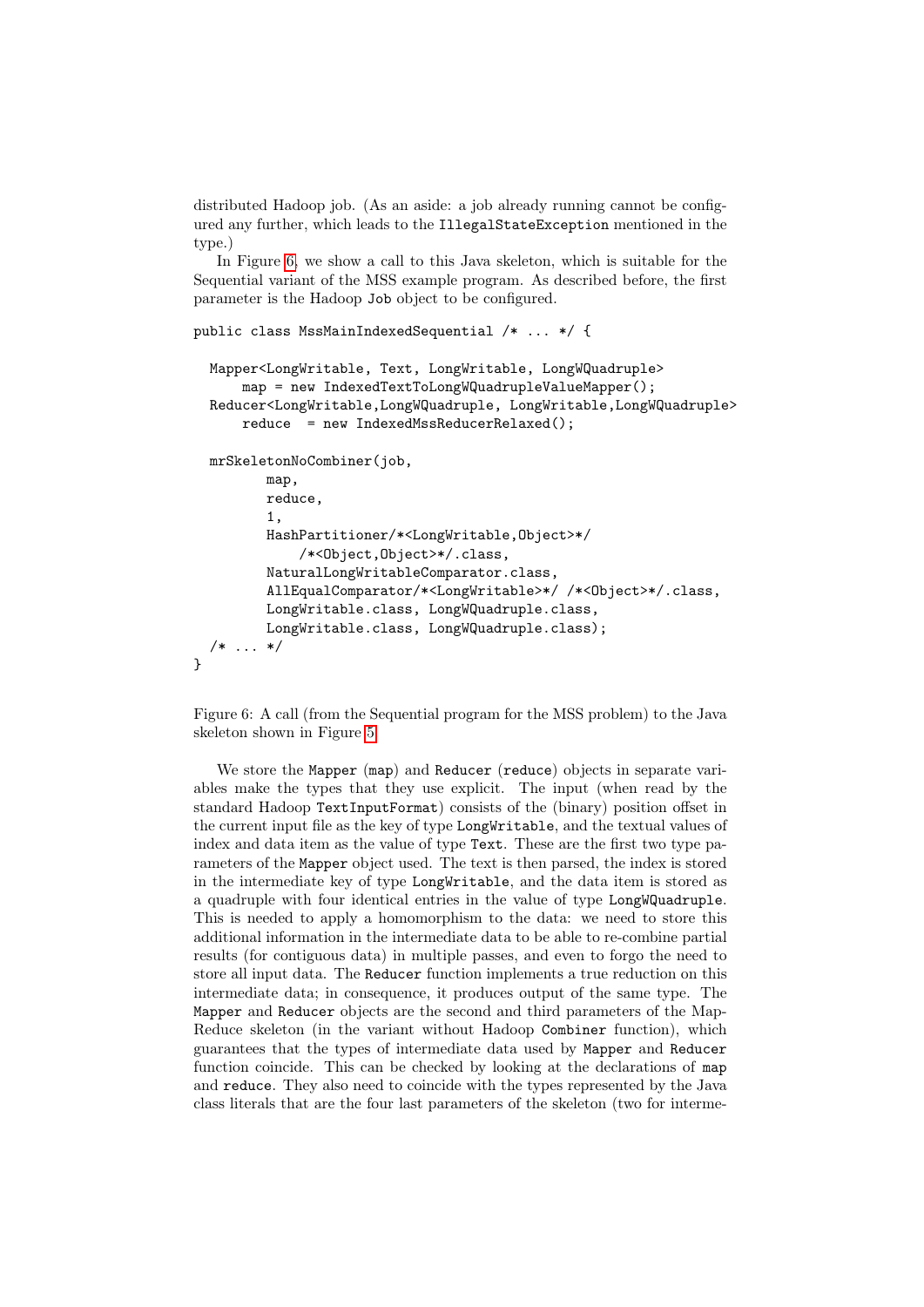distributed Hadoop job. (As an aside: a job already running cannot be configured any further, which leads to the `IllegalStateException` mentioned in the type.)

In Figure 6, we show a call to this Java skeleton, which is suitable for the Sequential variant of the MSS example program. As described before, the first parameter is the Hadoop `Job` object to be configured.

```
public class MssMainIndexedSequential /* ... */ {

  Mapper<LongWritable, Text, LongWritable, LongWQuadruple>
      map = new IndexedTextToLongWQuadrupleValueMapper();
  Reducer<LongWritable,LongWQuadruple, LongWritable,LongWQuadruple>
      reduce  = new IndexedMssReducerRelaxed();

  mrSkeletonNoCombiner(job,
         map,
         reduce,
         1,
         HashPartitioner/*<LongWritable,Object>*/
             /*<Object,Object>*/.class,
         NaturalLongWritableComparator.class,
         AllEqualComparator/*<LongWritable>*/ /*<Object>*/.class,
         LongWritable.class, LongWQuadruple.class,
         LongWritable.class, LongWQuadruple.class);
  /* ... */
}
```

Figure 6: A call (from the Sequential program for the MSS problem) to the Java skeleton shown in Figure 5

We store the `Mapper` (`map`) and `Reducer` (`reduce`) objects in separate variables make the types that they use explicit. The input (when read by the standard Hadoop `TextInputFormat`) consists of the (binary) position offset in the current input file as the key of type `LongWritable`, and the textual values of index and data item as the value of type `Text`. These are the first two type parameters of the `Mapper` object used. The text is then parsed, the index is stored in the intermediate key of type `LongWritable`, and the data item is stored as a quadruple with four identical entries in the value of type `LongWQuadruple`. This is needed to apply a homomorphism to the data: we need to store this additional information in the intermediate data to be able to re-combine partial results (for contiguous data) in multiple passes, and even to forgo the need to store all input data. The `Reducer` function implements a true reduction on this intermediate data; in consequence, it produces output of the same type. The `Mapper` and `Reducer` objects are the second and third parameters of the MapReduce skeleton (in the variant without Hadoop `Combiner` function), which guarantees that the types of intermediate data used by `Mapper` and `Reducer` function coincide. This can be checked by looking at the declarations of `map` and `reduce`. They also need to coincide with the types represented by the Java class literals that are the four last parameters of the skeleton (two for interme-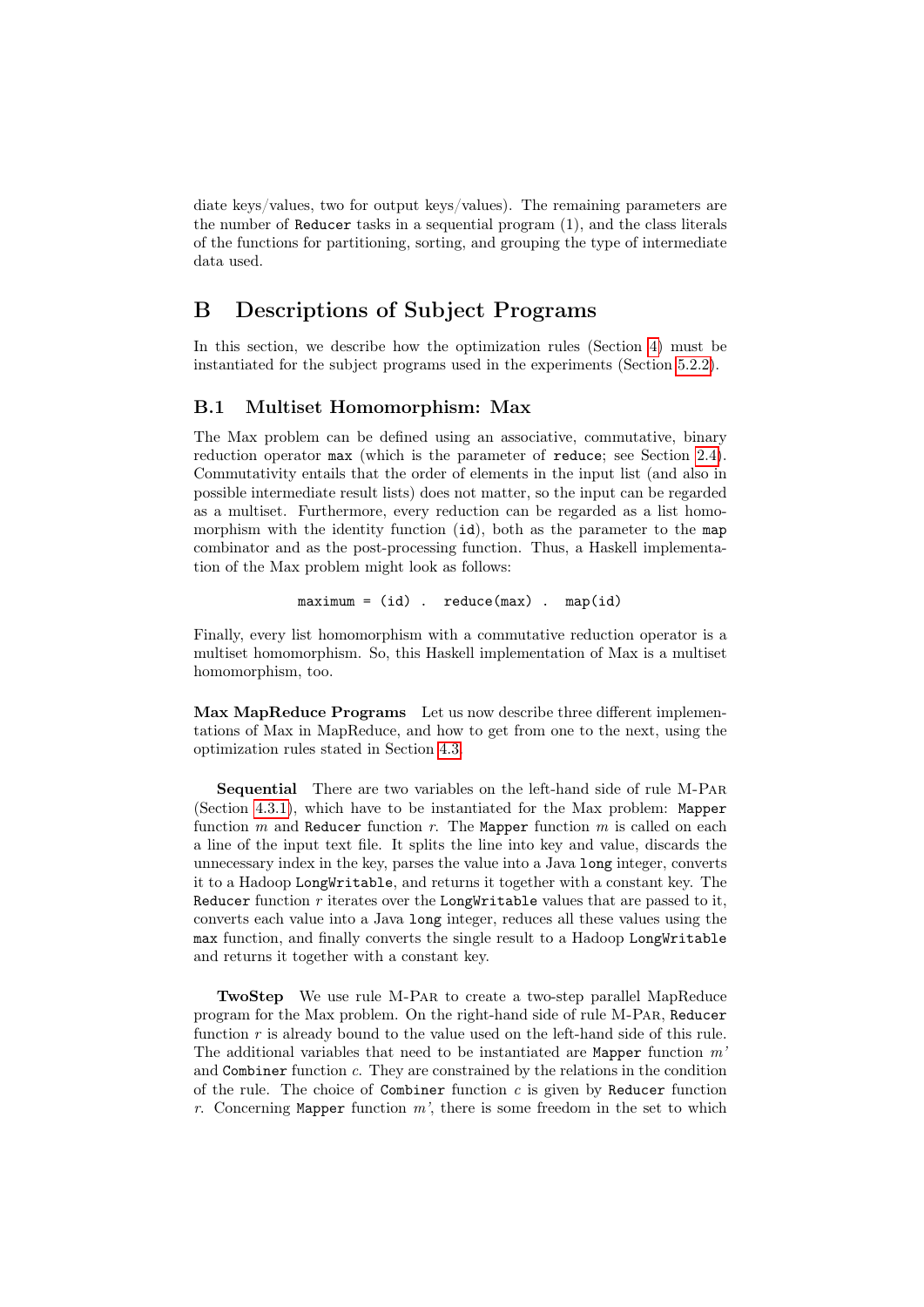diate keys/values, two for output keys/values). The remaining parameters are the number of `Reducer` tasks in a sequential program (1), and the class literals of the functions for partitioning, sorting, and grouping the type of intermediate data used.

# B Descriptions of Subject Programs

In this section, we describe how the optimization rules (Section 4) must be instantiated for the subject programs used in the experiments (Section 5.2.2).

## B.1 Multiset Homomorphism: Max

The Max problem can be defined using an associative, commutative, binary reduction operator `max` (which is the parameter of `reduce`; see Section 2.4). Commutativity entails that the order of elements in the input list (and also in possible intermediate result lists) does not matter, so the input can be regarded as a multiset. Furthermore, every reduction can be regarded as a list homomorphism with the identity function (`id`), both as the parameter to the `map` combinator and as the post-processing function. Thus, a Haskell implementation of the Max problem might look as follows:

```
maximum = (id) .  reduce(max) .  map(id)
```

Finally, every list homomorphism with a commutative reduction operator is a multiset homomorphism. So, this Haskell implementation of Max is a multiset homomorphism, too.

**Max MapReduce Programs** Let us now describe three different implementations of Max in MapReduce, and how to get from one to the next, using the optimization rules stated in Section 4.3.

**Sequential** There are two variables on the left-hand side of rule M-Par (Section 4.3.1), which have to be instantiated for the Max problem: `Mapper` function $m$ and `Reducer` function $r$. The `Mapper` function $m$ is called on each a line of the input text file. It splits the line into key and value, discards the unnecessary index in the key, parses the value into a Java `long` integer, converts it to a Hadoop `LongWritable`, and returns it together with a constant key. The `Reducer` function $r$ iterates over the `LongWritable` values that are passed to it, converts each value into a Java `long` integer, reduces all these values using the `max` function, and finally converts the single result to a Hadoop `LongWritable` and returns it together with a constant key.

**TwoStep** We use rule M-Par to create a two-step parallel MapReduce program for the Max problem. On the right-hand side of rule M-Par, `Reducer` function $r$ is already bound to the value used on the left-hand side of this rule. The additional variables that need to be instantiated are `Mapper` function $m'$ and `Combiner` function $c$. They are constrained by the relations in the condition of the rule. The choice of `Combiner` function $c$ is given by `Reducer` function $r$. Concerning `Mapper` function $m'$, there is some freedom in the set to which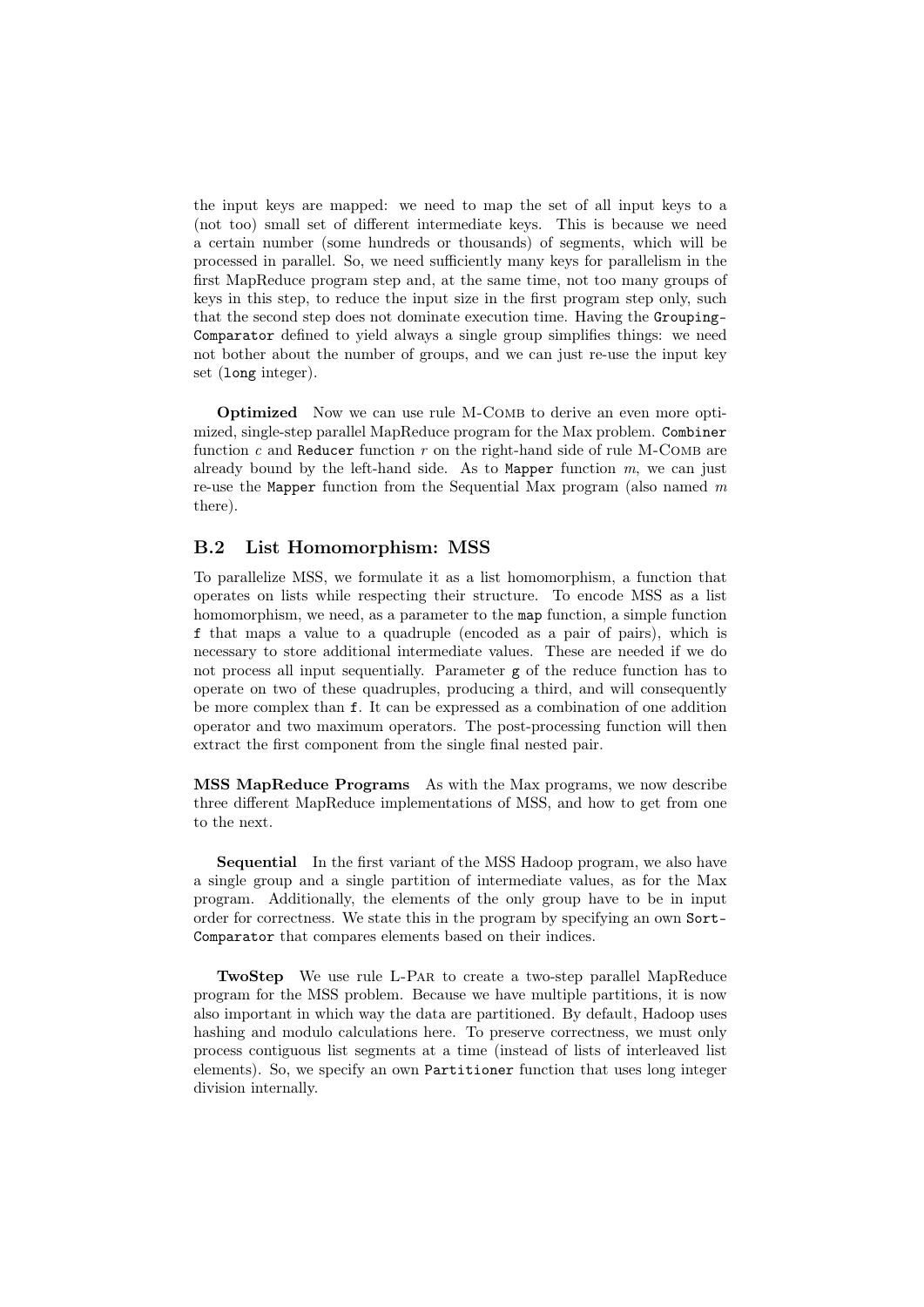the input keys are mapped: we need to map the set of all input keys to a (not too) small set of different intermediate keys. This is because we need a certain number (some hundreds or thousands) of segments, which will be processed in parallel. So, we need sufficiently many keys for parallelism in the first MapReduce program step and, at the same time, not too many groups of keys in this step, to reduce the input size in the first program step only, such that the second step does not dominate execution time. Having the `GroupingComparator` defined to yield always a single group simplifies things: we need not bother about the number of groups, and we can just re-use the input key set (`long` integer).

**Optimized** Now we can use rule M-Comb to derive an even more optimized, single-step parallel MapReduce program for the Max problem. `Combiner` function $c$ and `Reducer` function $r$ on the right-hand side of rule M-Comb are already bound by the left-hand side. As to `Mapper` function $m$, we can just re-use the `Mapper` function from the Sequential Max program (also named $m$ there).

## B.2 List Homomorphism: MSS

To parallelize MSS, we formulate it as a list homomorphism, a function that operates on lists while respecting their structure. To encode MSS as a list homomorphism, we need, as a parameter to the `map` function, a simple function `f` that maps a value to a quadruple (encoded as a pair of pairs), which is necessary to store additional intermediate values. These are needed if we do not process all input sequentially. Parameter `g` of the reduce function has to operate on two of these quadruples, producing a third, and will consequently be more complex than `f`. It can be expressed as a combination of one addition operator and two maximum operators. The post-processing function will then extract the first component from the single final nested pair.

**MSS MapReduce Programs** As with the Max programs, we now describe three different MapReduce implementations of MSS, and how to get from one to the next.

**Sequential** In the first variant of the MSS Hadoop program, we also have a single group and a single partition of intermediate values, as for the Max program. Additionally, the elements of the only group have to be in input order for correctness. We state this in the program by specifying an own `SortComparator` that compares elements based on their indices.

**TwoStep** We use rule L-Par to create a two-step parallel MapReduce program for the MSS problem. Because we have multiple partitions, it is now also important in which way the data are partitioned. By default, Hadoop uses hashing and modulo calculations here. To preserve correctness, we must only process contiguous list segments at a time (instead of lists of interleaved list elements). So, we specify an own `Partitioner` function that uses long integer division internally.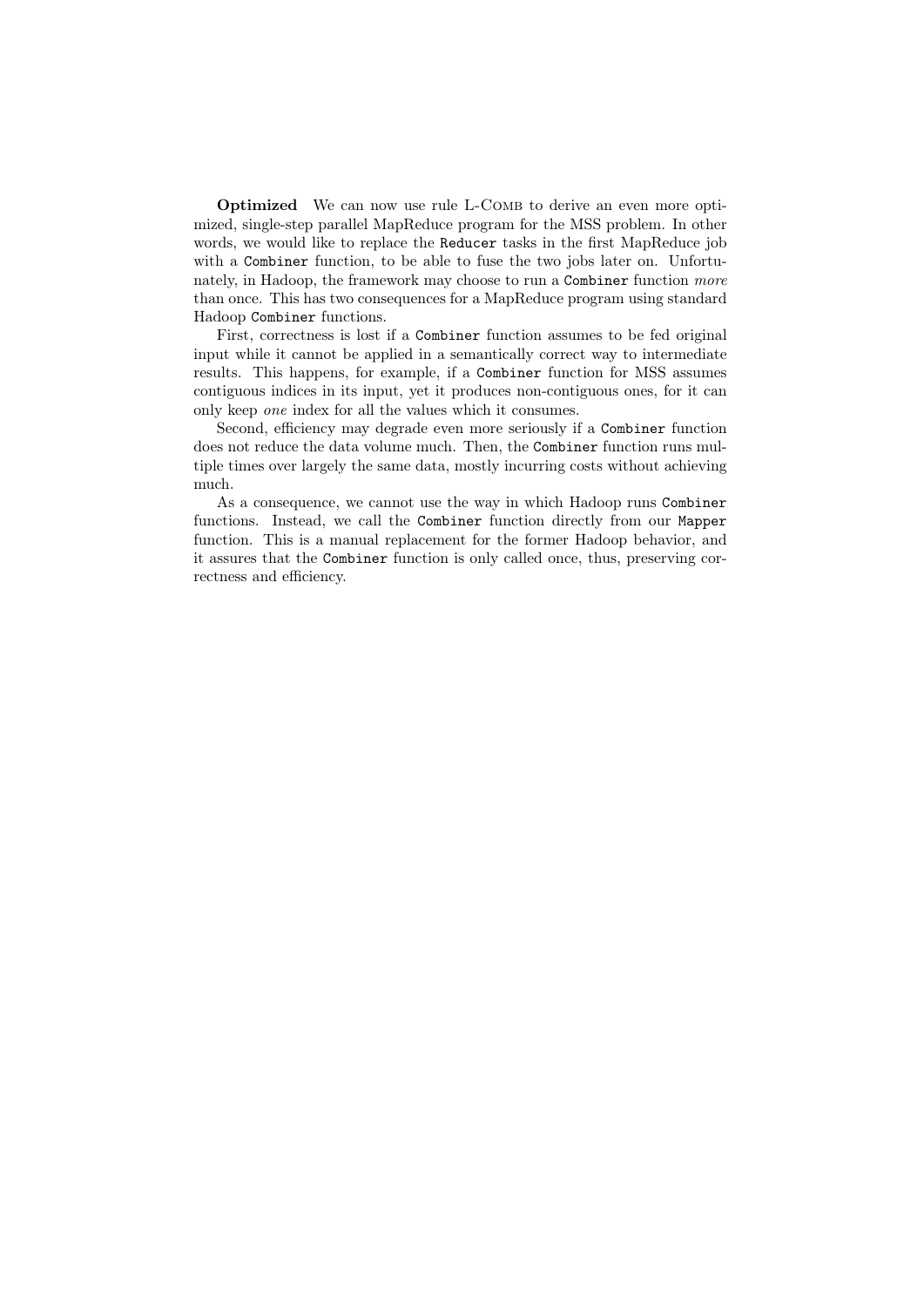**Optimized** We can now use rule L-Comb to derive an even more optimized, single-step parallel MapReduce program for the MSS problem. In other words, we would like to replace the `Reducer` tasks in the first MapReduce job with a `Combiner` function, to be able to fuse the two jobs later on. Unfortunately, in Hadoop, the framework may choose to run a `Combiner` function *more* than once. This has two consequences for a MapReduce program using standard Hadoop `Combiner` functions.

First, correctness is lost if a `Combiner` function assumes to be fed original input while it cannot be applied in a semantically correct way to intermediate results. This happens, for example, if a `Combiner` function for MSS assumes contiguous indices in its input, yet it produces non-contiguous ones, for it can only keep *one* index for all the values which it consumes.

Second, efficiency may degrade even more seriously if a `Combiner` function does not reduce the data volume much. Then, the `Combiner` function runs multiple times over largely the same data, mostly incurring costs without achieving much.

As a consequence, we cannot use the way in which Hadoop runs `Combiner` functions. Instead, we call the `Combiner` function directly from our `Mapper` function. This is a manual replacement for the former Hadoop behavior, and it assures that the `Combiner` function is only called once, thus, preserving correctness and efficiency.